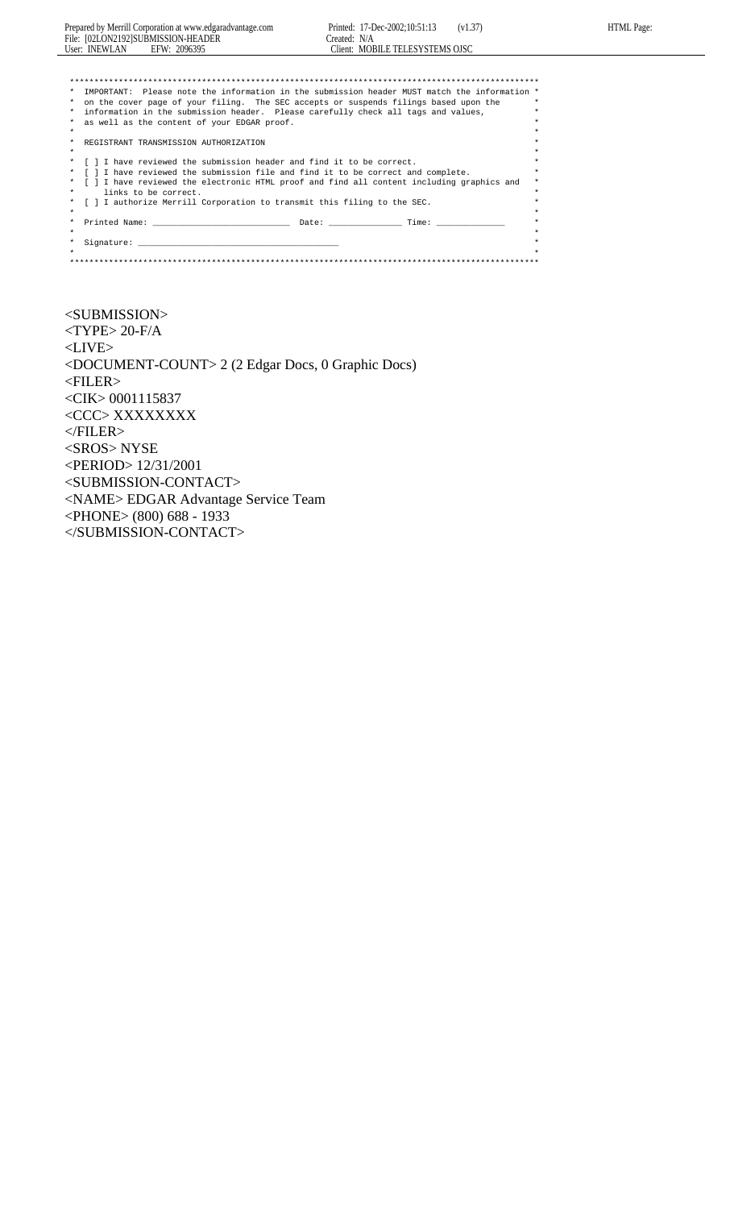```
***********************************************************************************************
*  IMPORTANT:  Please note the information in the submission header MUST match the information *
*  on the cover page of your filing.  The SEC accepts or suspends filings based upon the         *
*  information in the submission header.  Please carefully check all tags and values,           *
*  as well as the content of your EDGAR proof.                                                  *
*                                                                                               *
*  REGISTRANT TRANSMISSION AUTHORIZATION                                                         *
*                                                                                               *
*  [ ] I have reviewed the submission header and find it to be correct.                         *
*  [ ] I have reviewed the submission file and find it to be correct and complete.              *
*  [ ] I have reviewed the electronic HTML proof and find all content including graphics and    *
*      links to be correct.                                                                     *
*  [ ] I authorize Merrill Corporation to transmit this filing to the SEC.                      *
*                                                                                               *
*  Printed Name: ___________________________  Date: ______________ Time: _____________          *
*                                                                                               *
*  Signature: ________________________________________                                         *
*                                                                                               *
***********************************************************************************************
```

<SUBMISSION>
<TYPE> 20-F/A
<LIVE>
<DOCUMENT-COUNT> 2 (2 Edgar Docs, 0 Graphic Docs)
<FILER>
<CIK> 0001115837
<CCC> XXXXXXXX
</FILER>
<SROS> NYSE
<PERIOD> 12/31/2001
<SUBMISSION-CONTACT>
<NAME> EDGAR Advantage Service Team
<PHONE> (800) 688 - 1933
</SUBMISSION-CONTACT>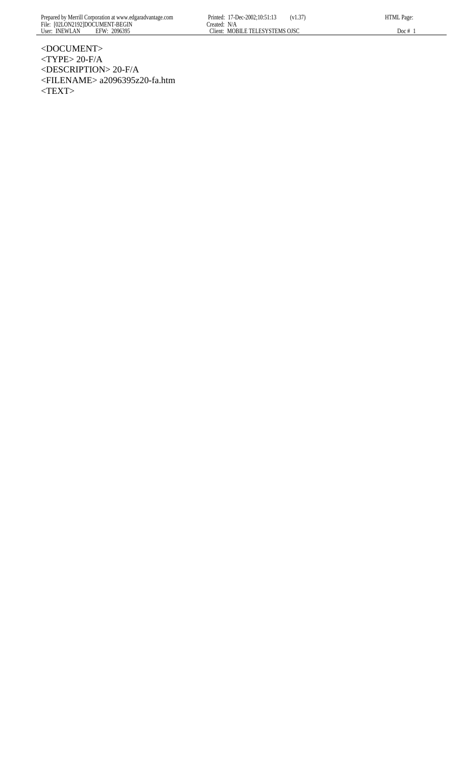<DOCUMENT>
<TYPE> 20-F/A
<DESCRIPTION> 20-F/A
<FILENAME> a2096395z20-fa.htm
<TEXT>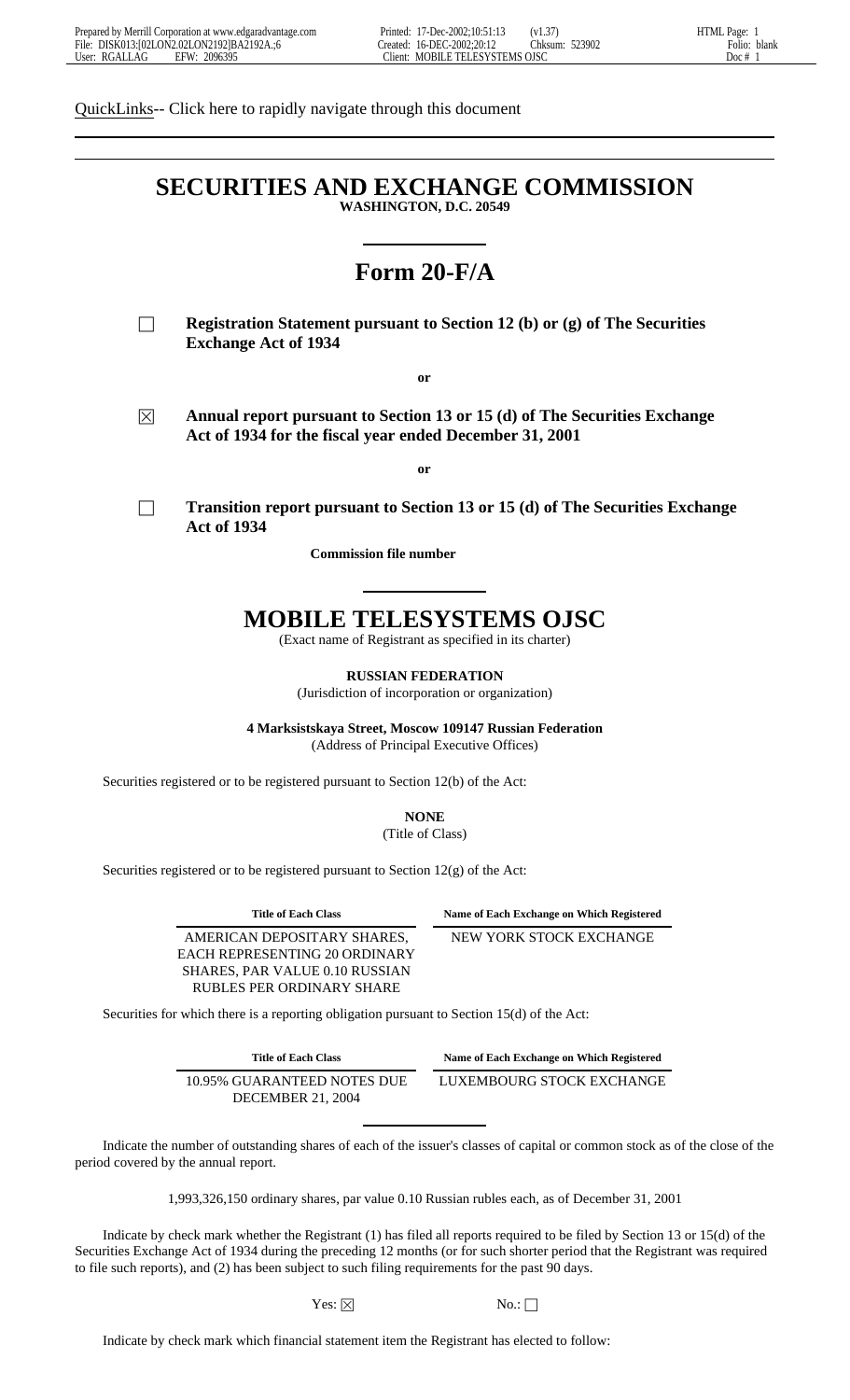QuickLinks-- Click here to rapidly navigate through this document

# SECURITIES AND EXCHANGE COMMISSION

**WASHINGTON, D.C. 20549**

# Form 20-F/A

☐ **Registration Statement pursuant to Section 12 (b) or (g) of The Securities Exchange Act of 1934**

**or**

☒ **Annual report pursuant to Section 13 or 15 (d) of The Securities Exchange Act of 1934 for the fiscal year ended December 31, 2001**

**or**

☐ **Transition report pursuant to Section 13 or 15 (d) of The Securities Exchange Act of 1934**

**Commission file number**

# MOBILE TELESYSTEMS OJSC

(Exact name of Registrant as specified in its charter)

**RUSSIAN FEDERATION**

(Jurisdiction of incorporation or organization)

**4 Marksistskaya Street, Moscow 109147 Russian Federation**

(Address of Principal Executive Offices)

Securities registered or to be registered pursuant to Section 12(b) of the Act:

**NONE**

(Title of Class)

Securities registered or to be registered pursuant to Section 12(g) of the Act:

| Title of Each Class | Name of Each Exchange on Which Registered |
|---|---|
| AMERICAN DEPOSITARY SHARES, EACH REPRESENTING 20 ORDINARY SHARES, PAR VALUE 0.10 RUSSIAN RUBLES PER ORDINARY SHARE | NEW YORK STOCK EXCHANGE |

Securities for which there is a reporting obligation pursuant to Section 15(d) of the Act:

| Title of Each Class | Name of Each Exchange on Which Registered |
|---|---|
| 10.95% GUARANTEED NOTES DUE DECEMBER 21, 2004 | LUXEMBOURG STOCK EXCHANGE |

Indicate the number of outstanding shares of each of the issuer's classes of capital or common stock as of the close of the period covered by the annual report.

1,993,326,150 ordinary shares, par value 0.10 Russian rubles each, as of December 31, 2001

Indicate by check mark whether the Registrant (1) has filed all reports required to be filed by Section 13 or 15(d) of the Securities Exchange Act of 1934 during the preceding 12 months (or for such shorter period that the Registrant was required to file such reports), and (2) has been subject to such filing requirements for the past 90 days.

Yes: ☒ No.: ☐

Indicate by check mark which financial statement item the Registrant has elected to follow: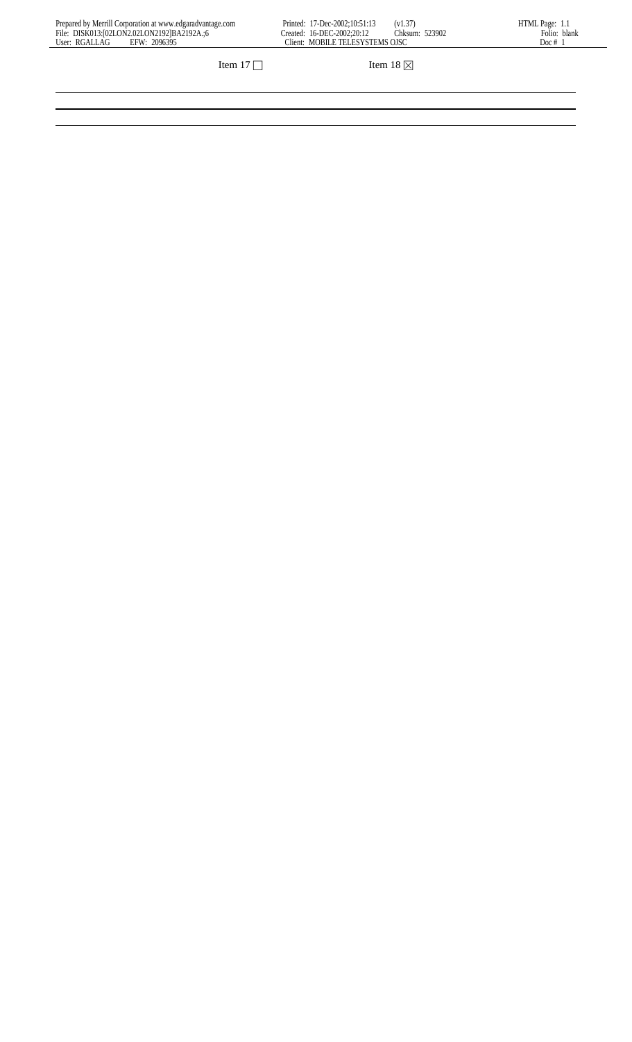Item 17 ☐ Item 18 ☒

---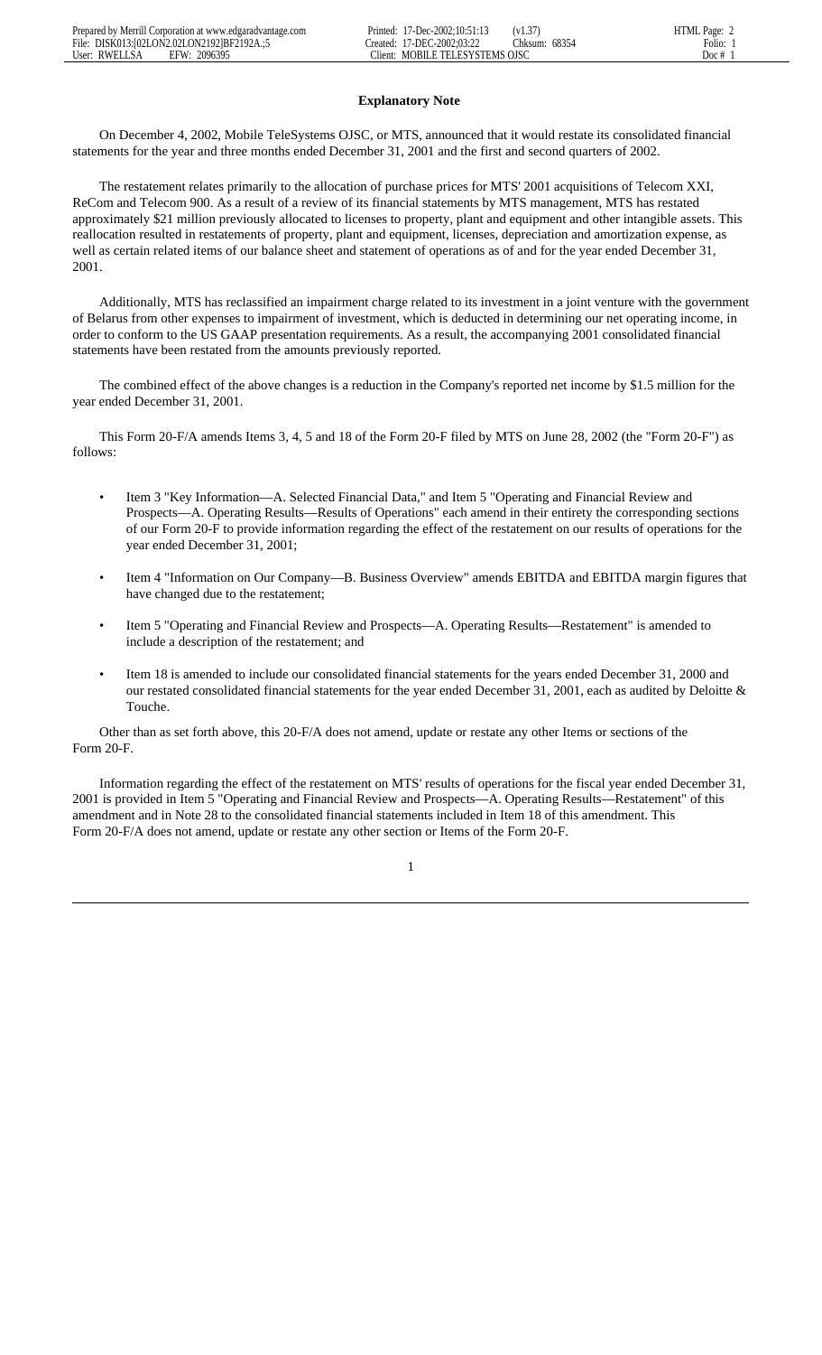## Explanatory Note

On December 4, 2002, Mobile TeleSystems OJSC, or MTS, announced that it would restate its consolidated financial statements for the year and three months ended December 31, 2001 and the first and second quarters of 2002.

The restatement relates primarily to the allocation of purchase prices for MTS' 2001 acquisitions of Telecom XXI, ReCom and Telecom 900. As a result of a review of its financial statements by MTS management, MTS has restated approximately $21 million previously allocated to licenses to property, plant and equipment and other intangible assets. This reallocation resulted in restatements of property, plant and equipment, licenses, depreciation and amortization expense, as well as certain related items of our balance sheet and statement of operations as of and for the year ended December 31, 2001.

Additionally, MTS has reclassified an impairment charge related to its investment in a joint venture with the government of Belarus from other expenses to impairment of investment, which is deducted in determining our net operating income, in order to conform to the US GAAP presentation requirements. As a result, the accompanying 2001 consolidated financial statements have been restated from the amounts previously reported.

The combined effect of the above changes is a reduction in the Company's reported net income by $1.5 million for the year ended December 31, 2001.

This Form 20-F/A amends Items 3, 4, 5 and 18 of the Form 20-F filed by MTS on June 28, 2002 (the "Form 20-F") as follows:

- Item 3 "Key Information—A. Selected Financial Data," and Item 5 "Operating and Financial Review and Prospects—A. Operating Results—Results of Operations" each amend in their entirety the corresponding sections of our Form 20-F to provide information regarding the effect of the restatement on our results of operations for the year ended December 31, 2001;
- Item 4 "Information on Our Company—B. Business Overview" amends EBITDA and EBITDA margin figures that have changed due to the restatement;
- Item 5 "Operating and Financial Review and Prospects—A. Operating Results—Restatement" is amended to include a description of the restatement; and
- Item 18 is amended to include our consolidated financial statements for the years ended December 31, 2000 and our restated consolidated financial statements for the year ended December 31, 2001, each as audited by Deloitte & Touche.

Other than as set forth above, this 20-F/A does not amend, update or restate any other Items or sections of the Form 20-F.

Information regarding the effect of the restatement on MTS' results of operations for the fiscal year ended December 31, 2001 is provided in Item 5 "Operating and Financial Review and Prospects—A. Operating Results—Restatement" of this amendment and in Note 28 to the consolidated financial statements included in Item 18 of this amendment. This Form 20-F/A does not amend, update or restate any other section or Items of the Form 20-F.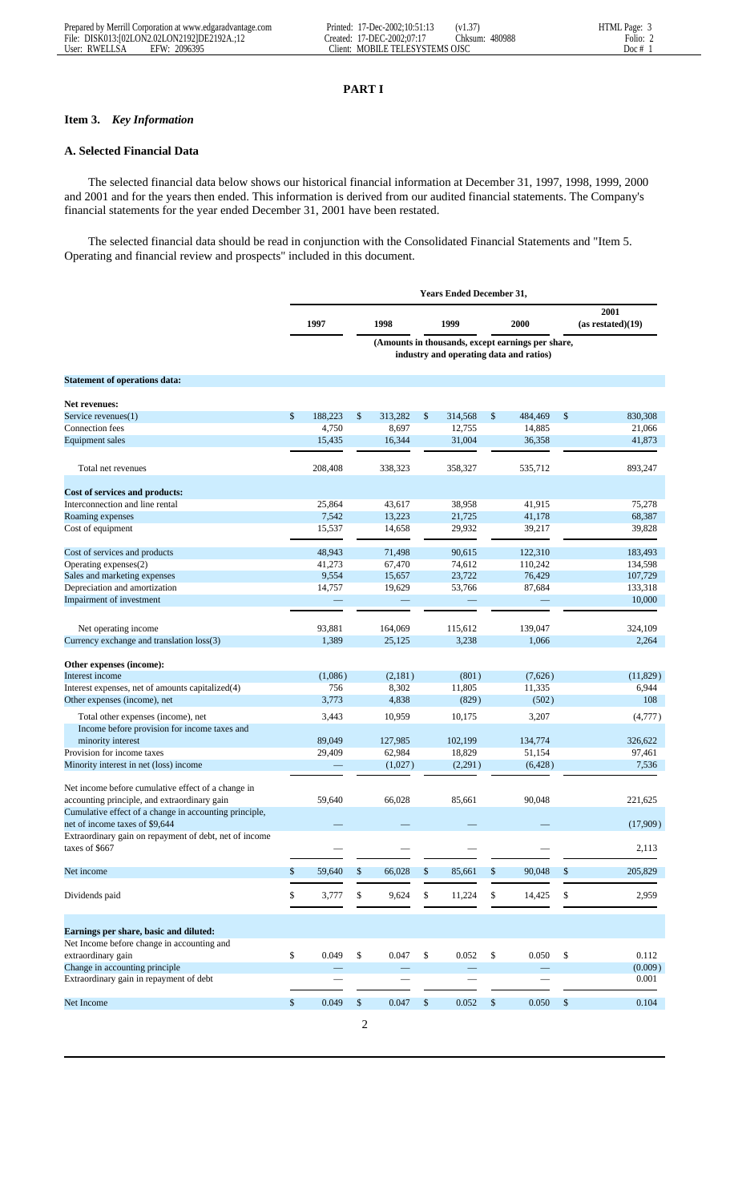# PART I

## Item 3. *Key Information*

### A. Selected Financial Data

The selected financial data below shows our historical financial information at December 31, 1997, 1998, 1999, 2000 and 2001 and for the years then ended. This information is derived from our audited financial statements. The Company's financial statements for the year ended December 31, 2001 have been restated.

The selected financial data should be read in conjunction with the Consolidated Financial Statements and "Item 5. Operating and financial review and prospects" included in this document.

| | Years Ended December 31, | | | | |
|---|---|---|---|---|---|
| | 1997 | 1998 | 1999 | 2000 | 2001 (as restated)(19) |
| | (Amounts in thousands, except earnings per share, industry and operating data and ratios) | | | | |
| **Statement of operations data:** | | | | | |
| **Net revenues:** | | | | | |
| Service revenues(1) | $ 188,223 | $ 313,282 | $ 314,568 | $ 484,469 | $ 830,308 |
| Connection fees | 4,750 | 8,697 | 12,755 | 14,885 | 21,066 |
| Equipment sales | 15,435 | 16,344 | 31,004 | 36,358 | 41,873 |
| Total net revenues | 208,408 | 338,323 | 358,327 | 535,712 | 893,247 |
| **Cost of services and products:** | | | | | |
| Interconnection and line rental | 25,864 | 43,617 | 38,958 | 41,915 | 75,278 |
| Roaming expenses | 7,542 | 13,223 | 21,725 | 41,178 | 68,387 |
| Cost of equipment | 15,537 | 14,658 | 29,932 | 39,217 | 39,828 |
| Cost of services and products | 48,943 | 71,498 | 90,615 | 122,310 | 183,493 |
| Operating expenses(2) | 41,273 | 67,470 | 74,612 | 110,242 | 134,598 |
| Sales and marketing expenses | 9,554 | 15,657 | 23,722 | 76,429 | 107,729 |
| Depreciation and amortization | 14,757 | 19,629 | 53,766 | 87,684 | 133,318 |
| Impairment of investment | — | — | — | — | 10,000 |
| Net operating income | 93,881 | 164,069 | 115,612 | 139,047 | 324,109 |
| Currency exchange and translation loss(3) | 1,389 | 25,125 | 3,238 | 1,066 | 2,264 |
| **Other expenses (income):** | | | | | |
| Interest income | (1,086) | (2,181) | (801) | (7,626) | (11,829) |
| Interest expenses, net of amounts capitalized(4) | 756 | 8,302 | 11,805 | 11,335 | 6,944 |
| Other expenses (income), net | 3,773 | 4,838 | (829) | (502) | 108 |
| Total other expenses (income), net | 3,443 | 10,959 | 10,175 | 3,207 | (4,777) |
| Income before provision for income taxes and minority interest | 89,049 | 127,985 | 102,199 | 134,774 | 326,622 |
| Provision for income taxes | 29,409 | 62,984 | 18,829 | 51,154 | 97,461 |
| Minority interest in net (loss) income | — | (1,027) | (2,291) | (6,428) | 7,536 |
| Net income before cumulative effect of a change in accounting principle, and extraordinary gain | 59,640 | 66,028 | 85,661 | 90,048 | 221,625 |
| Cumulative effect of a change in accounting principle, net of income taxes of $9,644 | — | — | — | — | (17,909) |
| Extraordinary gain on repayment of debt, net of income taxes of $667 | — | — | — | — | 2,113 |
| Net income | $ 59,640 | $ 66,028 | $ 85,661 | $ 90,048 | $ 205,829 |
| Dividends paid | $ 3,777 | $ 9,624 | $ 11,224 | $ 14,425 | $ 2,959 |
| **Earnings per share, basic and diluted:** | | | | | |
| Net Income before change in accounting and extraordinary gain | $ 0.049 | $ 0.047 | $ 0.052 | $ 0.050 | $ 0.112 |
| Change in accounting principle | — | — | — | — | (0.009) |
| Extraordinary gain in repayment of debt | — | — | — | — | 0.001 |
| Net Income | $ 0.049 | $ 0.047 | $ 0.052 | $ 0.050 | $ 0.104 |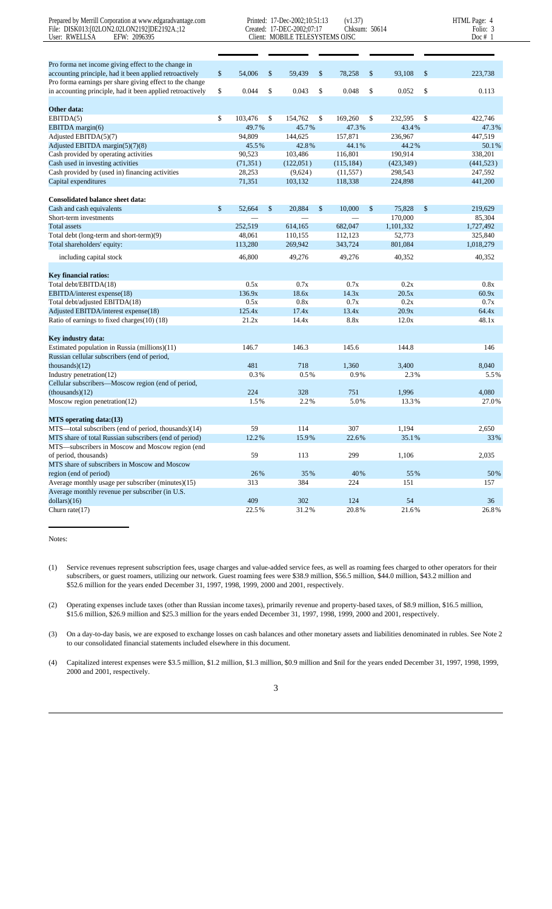| | | | | | |
|---|---|---|---|---|---|
| Pro forma net income giving effect to the change in accounting principle, had it been applied retroactively | $ 54,006 | $ 59,439 | $ 78,258 | $ 93,108 | $ 223,738 |
| Pro forma earnings per share giving effect to the change in accounting principle, had it been applied retroactively | $ 0.044 | $ 0.043 | $ 0.048 | $ 0.052 | $ 0.113 |
| **Other data:** | | | | | |
| EBITDA(5) | $ 103,476 | $ 154,762 | $ 169,260 | $ 232,595 | $ 422,746 |
| EBITDA margin(6) | 49.7% | 45.7% | 47.3% | 43.4% | 47.3% |
| Adjusted EBITDA(5)(7) | 94,809 | 144,625 | 157,871 | 236,967 | 447,519 |
| Adjusted EBITDA margin(5)(7)(8) | 45.5% | 42.8% | 44.1% | 44.2% | 50.1% |
| Cash provided by operating activities | 90,523 | 103,486 | 116,801 | 190,914 | 338,201 |
| Cash used in investing activities | (71,351) | (122,051) | (115,184) | (423,349) | (441,523) |
| Cash provided by (used in) financing activities | 28,253 | (9,624) | (11,557) | 298,543 | 247,592 |
| Capital expenditures | 71,351 | 103,132 | 118,338 | 224,898 | 441,200 |
| **Consolidated balance sheet data:** | | | | | |
| Cash and cash equivalents | $ 52,664 | $ 20,884 | $ 10,000 | $ 75,828 | $ 219,629 |
| Short-term investments | — | — | — | 170,000 | 85,304 |
| Total assets | 252,519 | 614,165 | 682,047 | 1,101,332 | 1,727,492 |
| Total debt (long-term and short-term)(9) | 48,061 | 110,155 | 112,123 | 52,773 | 325,840 |
| Total shareholders' equity: | 113,280 | 269,942 | 343,724 | 801,084 | 1,018,279 |
| including capital stock | 46,800 | 49,276 | 49,276 | 40,352 | 40,352 |
| **Key financial ratios:** | | | | | |
| Total debt/EBITDA(18) | 0.5x | 0.7x | 0.7x | 0.2x | 0.8x |
| EBITDA/interest expense(18) | 136.9x | 18.6x | 14.3x | 20.5x | 60.9x |
| Total debt/adjusted EBITDA(18) | 0.5x | 0.8x | 0.7x | 0.2x | 0.7x |
| Adjusted EBITDA/interest expense(18) | 125.4x | 17.4x | 13.4x | 20.9x | 64.4x |
| Ratio of earnings to fixed charges(10) (18) | 21.2x | 14.4x | 8.8x | 12.0x | 48.1x |
| **Key industry data:** | | | | | |
| Estimated population in Russia (millions)(11) | 146.7 | 146.3 | 145.6 | 144.8 | 146 |
| Russian cellular subscribers (end of period, thousands)(12) | 481 | 718 | 1,360 | 3,400 | 8,040 |
| Industry penetration(12) | 0.3% | 0.5% | 0.9% | 2.3% | 5.5% |
| Cellular subscribers—Moscow region (end of period, (thousands)(12) | 224 | 328 | 751 | 1,996 | 4,080 |
| Moscow region penetration(12) | 1.5% | 2.2% | 5.0% | 13.3% | 27.0% |
| **MTS operating data:(13)** | | | | | |
| MTS—total subscribers (end of period, thousands)(14) | 59 | 114 | 307 | 1,194 | 2,650 |
| MTS share of total Russian subscribers (end of period) | 12.2% | 15.9% | 22.6% | 35.1% | 33% |
| MTS—subscribers in Moscow and Moscow region (end of period, thousands) | 59 | 113 | 299 | 1,106 | 2,035 |
| MTS share of subscribers in Moscow and Moscow region (end of period) | 26% | 35% | 40% | 55% | 50% |
| Average monthly usage per subscriber (minutes)(15) | 313 | 384 | 224 | 151 | 157 |
| Average monthly revenue per subscriber (in U.S. dollars)(16) | 409 | 302 | 124 | 54 | 36 |
| Churn rate(17) | 22.5% | 31.2% | 20.8% | 21.6% | 26.8% |

Notes:

(1) Service revenues represent subscription fees, usage charges and value-added service fees, as well as roaming fees charged to other operators for their subscribers, or guest roamers, utilizing our network. Guest roaming fees were $38.9 million, $56.5 million, $44.0 million, $43.2 million and $52.6 million for the years ended December 31, 1997, 1998, 1999, 2000 and 2001, respectively.

(2) Operating expenses include taxes (other than Russian income taxes), primarily revenue and property-based taxes, of $8.9 million, $16.5 million, $15.6 million, $26.9 million and $25.3 million for the years ended December 31, 1997, 1998, 1999, 2000 and 2001, respectively.

(3) On a day-to-day basis, we are exposed to exchange losses on cash balances and other monetary assets and liabilities denominated in rubles. See Note 2 to our consolidated financial statements included elsewhere in this document.

(4) Capitalized interest expenses were $3.5 million, $1.2 million, $1.3 million, $0.9 million and $nil for the years ended December 31, 1997, 1998, 1999, 2000 and 2001, respectively.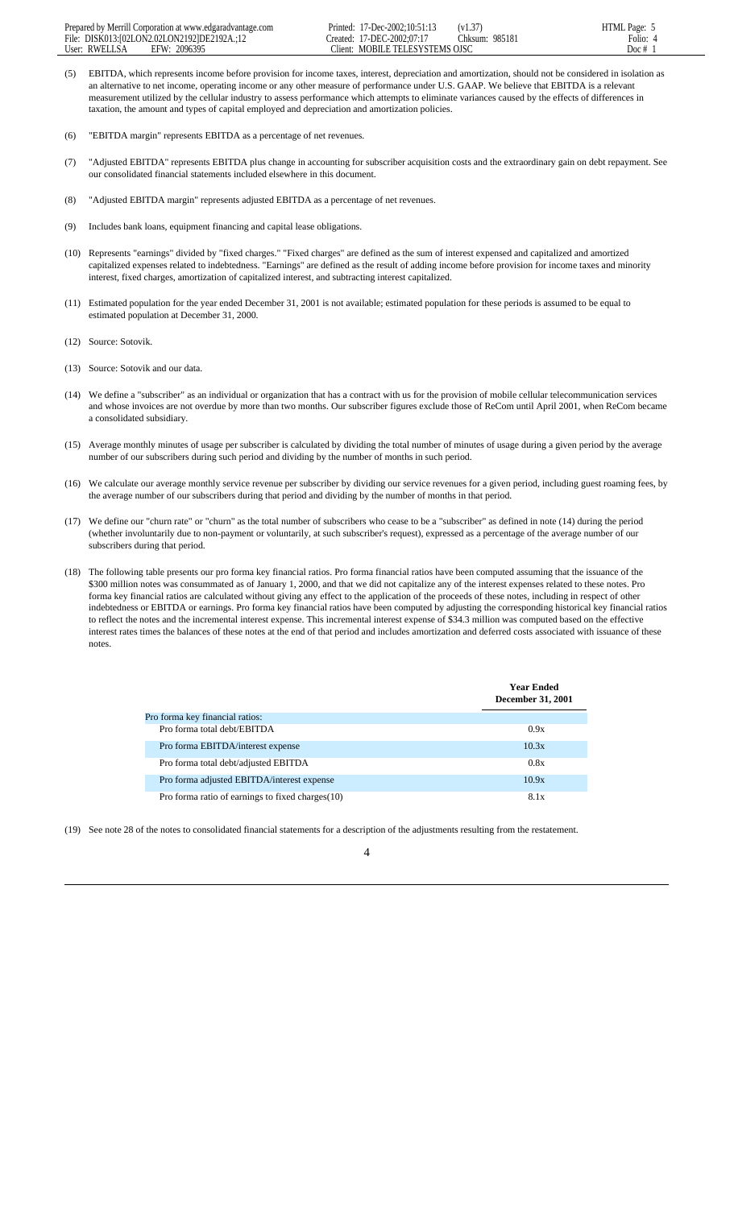(5) EBITDA, which represents income before provision for income taxes, interest, depreciation and amortization, should not be considered in isolation as an alternative to net income, operating income or any other measure of performance under U.S. GAAP. We believe that EBITDA is a relevant measurement utilized by the cellular industry to assess performance which attempts to eliminate variances caused by the effects of differences in taxation, the amount and types of capital employed and depreciation and amortization policies.

(6) "EBITDA margin" represents EBITDA as a percentage of net revenues.

(7) "Adjusted EBITDA" represents EBITDA plus change in accounting for subscriber acquisition costs and the extraordinary gain on debt repayment. See our consolidated financial statements included elsewhere in this document.

(8) "Adjusted EBITDA margin" represents adjusted EBITDA as a percentage of net revenues.

(9) Includes bank loans, equipment financing and capital lease obligations.

(10) Represents "earnings" divided by "fixed charges." "Fixed charges" are defined as the sum of interest expensed and capitalized and amortized capitalized expenses related to indebtedness. "Earnings" are defined as the result of adding income before provision for income taxes and minority interest, fixed charges, amortization of capitalized interest, and subtracting interest capitalized.

(11) Estimated population for the year ended December 31, 2001 is not available; estimated population for these periods is assumed to be equal to estimated population at December 31, 2000.

(12) Source: Sotovik.

(13) Source: Sotovik and our data.

(14) We define a "subscriber" as an individual or organization that has a contract with us for the provision of mobile cellular telecommunication services and whose invoices are not overdue by more than two months. Our subscriber figures exclude those of ReCom until April 2001, when ReCom became a consolidated subsidiary.

(15) Average monthly minutes of usage per subscriber is calculated by dividing the total number of minutes of usage during a given period by the average number of our subscribers during such period and dividing by the number of months in such period.

(16) We calculate our average monthly service revenue per subscriber by dividing our service revenues for a given period, including guest roaming fees, by the average number of our subscribers during that period and dividing by the number of months in that period.

(17) We define our "churn rate" or "churn" as the total number of subscribers who cease to be a "subscriber" as defined in note (14) during the period (whether involuntarily due to non-payment or voluntarily, at such subscriber's request), expressed as a percentage of the average number of our subscribers during that period.

(18) The following table presents our pro forma key financial ratios. Pro forma financial ratios have been computed assuming that the issuance of the $300 million notes was consummated as of January 1, 2000, and that we did not capitalize any of the interest expenses related to these notes. Pro forma key financial ratios are calculated without giving any effect to the application of the proceeds of these notes, including in respect of other indebtedness or EBITDA or earnings. Pro forma key financial ratios have been computed by adjusting the corresponding historical key financial ratios to reflect the notes and the incremental interest expense. This incremental interest expense of $34.3 million was computed based on the effective interest rates times the balances of these notes at the end of that period and includes amortization and deferred costs associated with issuance of these notes.

| | Year Ended December 31, 2001 |
|---|---|
| Pro forma key financial ratios: | |
| Pro forma total debt/EBITDA | 0.9x |
| Pro forma EBITDA/interest expense | 10.3x |
| Pro forma total debt/adjusted EBITDA | 0.8x |
| Pro forma adjusted EBITDA/interest expense | 10.9x |
| Pro forma ratio of earnings to fixed charges(10) | 8.1x |

(19) See note 28 of the notes to consolidated financial statements for a description of the adjustments resulting from the restatement.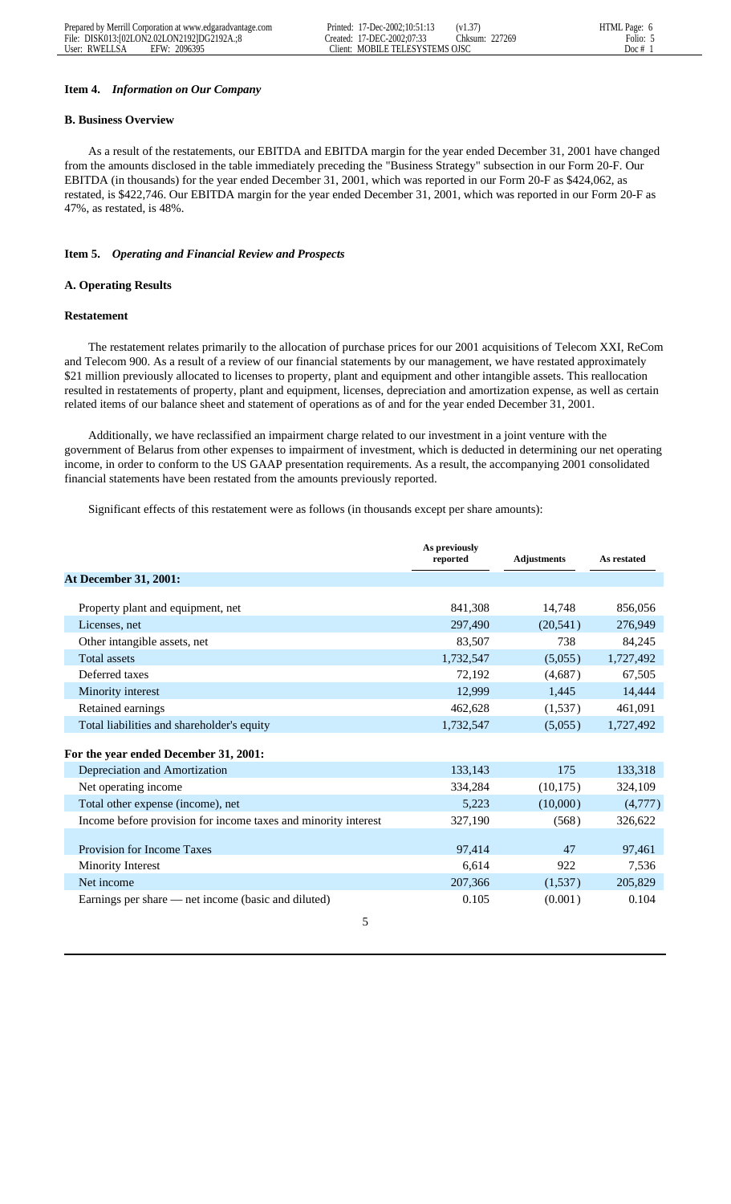**Item 4.** ***Information on Our Company***

**B. Business Overview**

As a result of the restatements, our EBITDA and EBITDA margin for the year ended December 31, 2001 have changed from the amounts disclosed in the table immediately preceding the "Business Strategy" subsection in our Form 20-F. Our EBITDA (in thousands) for the year ended December 31, 2001, which was reported in our Form 20-F as $424,062, as restated, is $422,746. Our EBITDA margin for the year ended December 31, 2001, which was reported in our Form 20-F as 47%, as restated, is 48%.

**Item 5.** ***Operating and Financial Review and Prospects***

**A. Operating Results**

**Restatement**

The restatement relates primarily to the allocation of purchase prices for our 2001 acquisitions of Telecom XXI, ReCom and Telecom 900. As a result of a review of our financial statements by our management, we have restated approximately $21 million previously allocated to licenses to property, plant and equipment and other intangible assets. This reallocation resulted in restatements of property, plant and equipment, licenses, depreciation and amortization expense, as well as certain related items of our balance sheet and statement of operations as of and for the year ended December 31, 2001.

Additionally, we have reclassified an impairment charge related to our investment in a joint venture with the government of Belarus from other expenses to impairment of investment, which is deducted in determining our net operating income, in order to conform to the US GAAP presentation requirements. As a result, the accompanying 2001 consolidated financial statements have been restated from the amounts previously reported.

Significant effects of this restatement were as follows (in thousands except per share amounts):

| | As previously reported | Adjustments | As restated |
|---|---|---|---|
| **At December 31, 2001:** | | | |
| Property plant and equipment, net | 841,308 | 14,748 | 856,056 |
| Licenses, net | 297,490 | (20,541) | 276,949 |
| Other intangible assets, net | 83,507 | 738 | 84,245 |
| Total assets | 1,732,547 | (5,055) | 1,727,492 |
| Deferred taxes | 72,192 | (4,687) | 67,505 |
| Minority interest | 12,999 | 1,445 | 14,444 |
| Retained earnings | 462,628 | (1,537) | 461,091 |
| Total liabilities and shareholder's equity | 1,732,547 | (5,055) | 1,727,492 |
| **For the year ended December 31, 2001:** | | | |
| Depreciation and Amortization | 133,143 | 175 | 133,318 |
| Net operating income | 334,284 | (10,175) | 324,109 |
| Total other expense (income), net | 5,223 | (10,000) | (4,777) |
| Income before provision for income taxes and minority interest | 327,190 | (568) | 326,622 |
| Provision for Income Taxes | 97,414 | 47 | 97,461 |
| Minority Interest | 6,614 | 922 | 7,536 |
| Net income | 207,366 | (1,537) | 205,829 |
| Earnings per share — net income (basic and diluted) | 0.105 | (0.001) | 0.104 |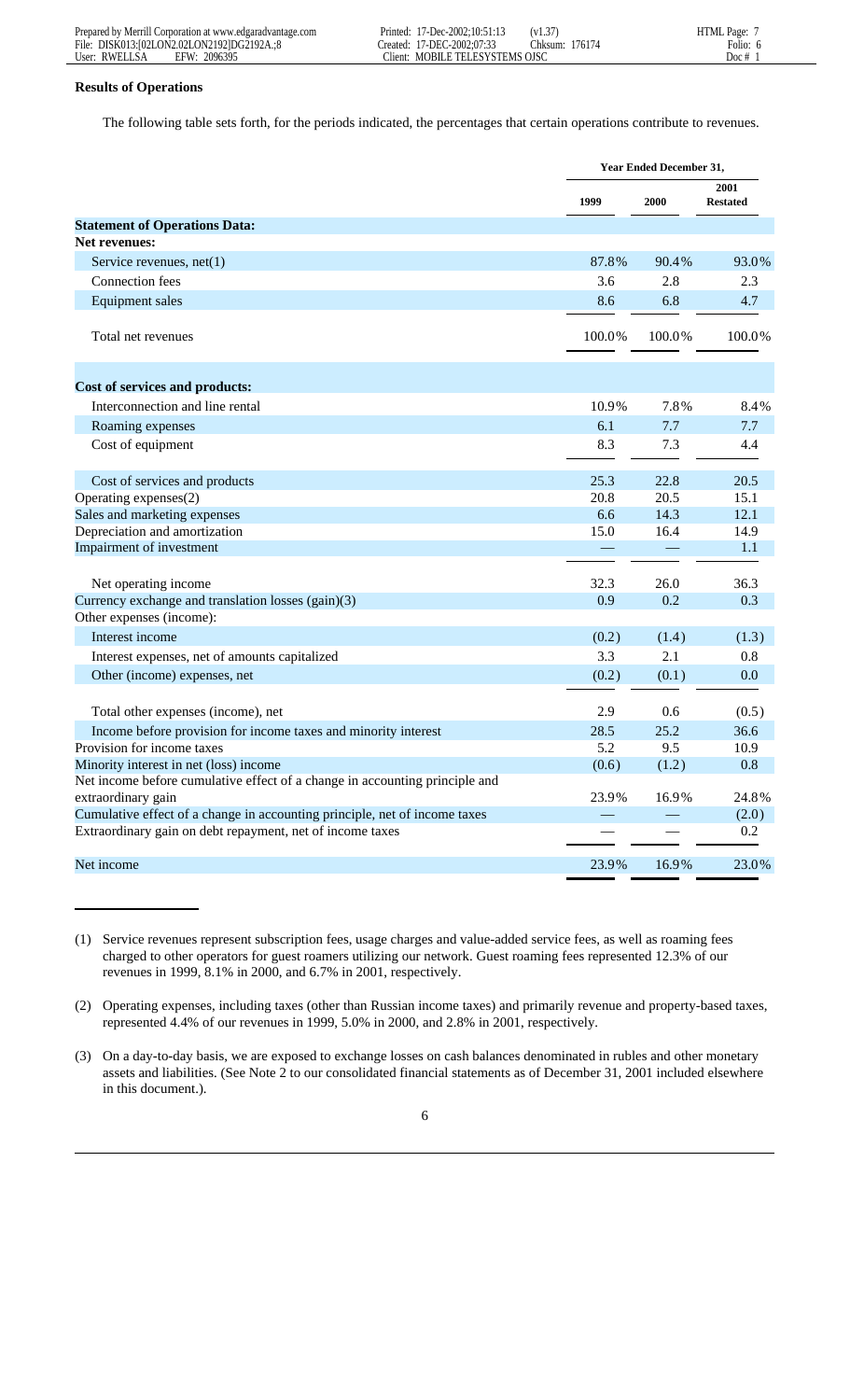**Results of Operations**

The following table sets forth, for the periods indicated, the percentages that certain operations contribute to revenues.

| | Year Ended December 31, | | |
|---|---|---|---|
| | 1999 | 2000 | 2001 Restated |
| **Statement of Operations Data:** | | | |
| **Net revenues:** | | | |
| Service revenues, net(1) | 87.8% | 90.4% | 93.0% |
| Connection fees | 3.6 | 2.8 | 2.3 |
| Equipment sales | 8.6 | 6.8 | 4.7 |
| Total net revenues | 100.0% | 100.0% | 100.0% |
| **Cost of services and products:** | | | |
| Interconnection and line rental | 10.9% | 7.8% | 8.4% |
| Roaming expenses | 6.1 | 7.7 | 7.7 |
| Cost of equipment | 8.3 | 7.3 | 4.4 |
| Cost of services and products | 25.3 | 22.8 | 20.5 |
| Operating expenses(2) | 20.8 | 20.5 | 15.1 |
| Sales and marketing expenses | 6.6 | 14.3 | 12.1 |
| Depreciation and amortization | 15.0 | 16.4 | 14.9 |
| Impairment of investment | — | — | 1.1 |
| Net operating income | 32.3 | 26.0 | 36.3 |
| Currency exchange and translation losses (gain)(3) | 0.9 | 0.2 | 0.3 |
| Other expenses (income): | | | |
| Interest income | (0.2) | (1.4) | (1.3) |
| Interest expenses, net of amounts capitalized | 3.3 | 2.1 | 0.8 |
| Other (income) expenses, net | (0.2) | (0.1) | 0.0 |
| Total other expenses (income), net | 2.9 | 0.6 | (0.5) |
| Income before provision for income taxes and minority interest | 28.5 | 25.2 | 36.6 |
| Provision for income taxes | 5.2 | 9.5 | 10.9 |
| Minority interest in net (loss) income | (0.6) | (1.2) | 0.8 |
| Net income before cumulative effect of a change in accounting principle and extraordinary gain | 23.9% | 16.9% | 24.8% |
| Cumulative effect of a change in accounting principle, net of income taxes | — | — | (2.0) |
| Extraordinary gain on debt repayment, net of income taxes | — | — | 0.2 |
| Net income | 23.9% | 16.9% | 23.0% |

(1) Service revenues represent subscription fees, usage charges and value-added service fees, as well as roaming fees charged to other operators for guest roamers utilizing our network. Guest roaming fees represented 12.3% of our revenues in 1999, 8.1% in 2000, and 6.7% in 2001, respectively.

(2) Operating expenses, including taxes (other than Russian income taxes) and primarily revenue and property-based taxes, represented 4.4% of our revenues in 1999, 5.0% in 2000, and 2.8% in 2001, respectively.

(3) On a day-to-day basis, we are exposed to exchange losses on cash balances denominated in rubles and other monetary assets and liabilities. (See Note 2 to our consolidated financial statements as of December 31, 2001 included elsewhere in this document.).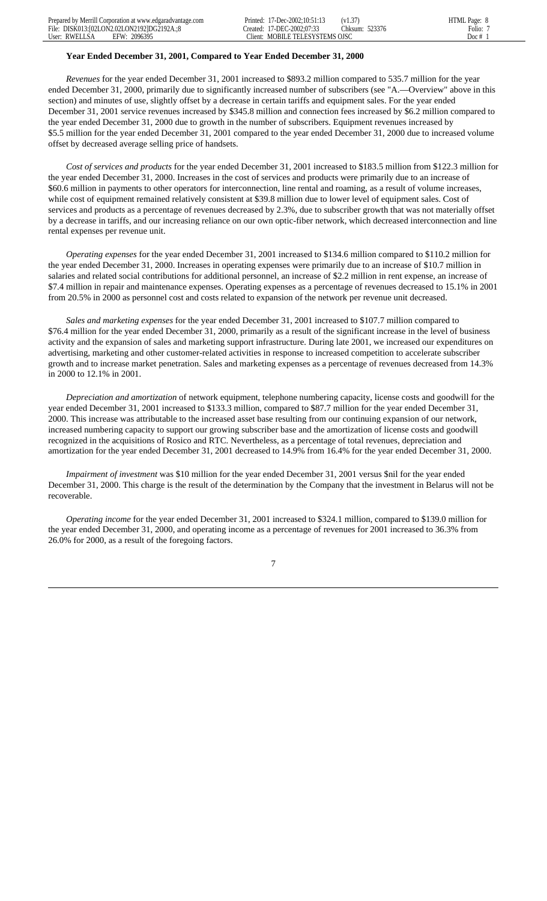**Year Ended December 31, 2001, Compared to Year Ended December 31, 2000**

*Revenues* for the year ended December 31, 2001 increased to $893.2 million compared to 535.7 million for the year ended December 31, 2000, primarily due to significantly increased number of subscribers (see "A.—Overview" above in this section) and minutes of use, slightly offset by a decrease in certain tariffs and equipment sales. For the year ended December 31, 2001 service revenues increased by $345.8 million and connection fees increased by $6.2 million compared to the year ended December 31, 2000 due to growth in the number of subscribers. Equipment revenues increased by $5.5 million for the year ended December 31, 2001 compared to the year ended December 31, 2000 due to increased volume offset by decreased average selling price of handsets.

*Cost of services and products* for the year ended December 31, 2001 increased to $183.5 million from $122.3 million for the year ended December 31, 2000. Increases in the cost of services and products were primarily due to an increase of $60.6 million in payments to other operators for interconnection, line rental and roaming, as a result of volume increases, while cost of equipment remained relatively consistent at $39.8 million due to lower level of equipment sales. Cost of services and products as a percentage of revenues decreased by 2.3%, due to subscriber growth that was not materially offset by a decrease in tariffs, and our increasing reliance on our own optic-fiber network, which decreased interconnection and line rental expenses per revenue unit.

*Operating expenses* for the year ended December 31, 2001 increased to $134.6 million compared to $110.2 million for the year ended December 31, 2000. Increases in operating expenses were primarily due to an increase of $10.7 million in salaries and related social contributions for additional personnel, an increase of $2.2 million in rent expense, an increase of $7.4 million in repair and maintenance expenses. Operating expenses as a percentage of revenues decreased to 15.1% in 2001 from 20.5% in 2000 as personnel cost and costs related to expansion of the network per revenue unit decreased.

*Sales and marketing expenses* for the year ended December 31, 2001 increased to $107.7 million compared to $76.4 million for the year ended December 31, 2000, primarily as a result of the significant increase in the level of business activity and the expansion of sales and marketing support infrastructure. During late 2001, we increased our expenditures on advertising, marketing and other customer-related activities in response to increased competition to accelerate subscriber growth and to increase market penetration. Sales and marketing expenses as a percentage of revenues decreased from 14.3% in 2000 to 12.1% in 2001.

*Depreciation and amortization* of network equipment, telephone numbering capacity, license costs and goodwill for the year ended December 31, 2001 increased to $133.3 million, compared to $87.7 million for the year ended December 31, 2000. This increase was attributable to the increased asset base resulting from our continuing expansion of our network, increased numbering capacity to support our growing subscriber base and the amortization of license costs and goodwill recognized in the acquisitions of Rosico and RTC. Nevertheless, as a percentage of total revenues, depreciation and amortization for the year ended December 31, 2001 decreased to 14.9% from 16.4% for the year ended December 31, 2000.

*Impairment of investment* was $10 million for the year ended December 31, 2001 versus $nil for the year ended December 31, 2000. This charge is the result of the determination by the Company that the investment in Belarus will not be recoverable.

*Operating income* for the year ended December 31, 2001 increased to $324.1 million, compared to $139.0 million for the year ended December 31, 2000, and operating income as a percentage of revenues for 2001 increased to 36.3% from 26.0% for 2000, as a result of the foregoing factors.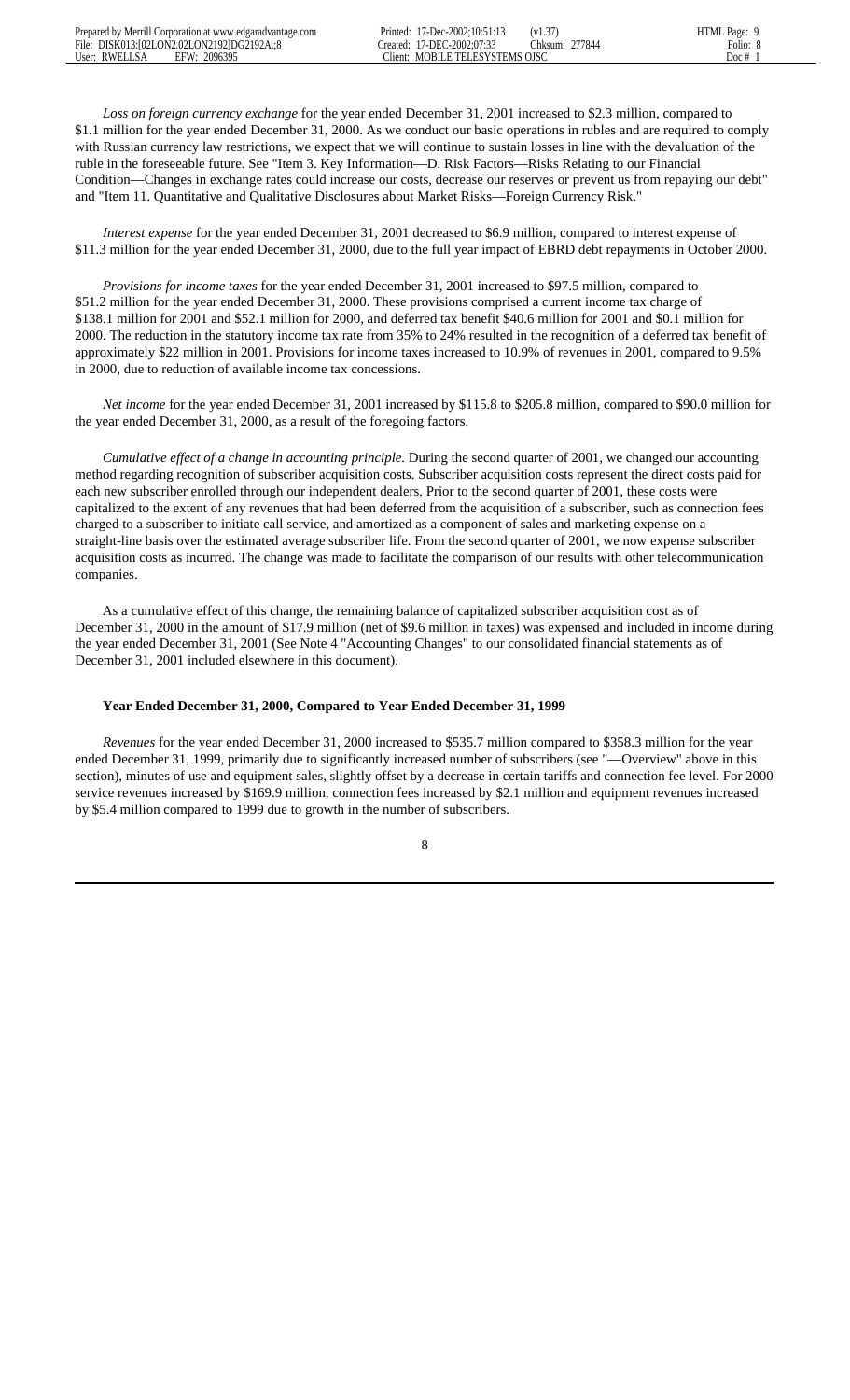*Loss on foreign currency exchange* for the year ended December 31, 2001 increased to $2.3 million, compared to $1.1 million for the year ended December 31, 2000. As we conduct our basic operations in rubles and are required to comply with Russian currency law restrictions, we expect that we will continue to sustain losses in line with the devaluation of the ruble in the foreseeable future. See "Item 3. Key Information—D. Risk Factors—Risks Relating to our Financial Condition—Changes in exchange rates could increase our costs, decrease our reserves or prevent us from repaying our debt" and "Item 11. Quantitative and Qualitative Disclosures about Market Risks—Foreign Currency Risk."

*Interest expense* for the year ended December 31, 2001 decreased to $6.9 million, compared to interest expense of $11.3 million for the year ended December 31, 2000, due to the full year impact of EBRD debt repayments in October 2000.

*Provisions for income taxes* for the year ended December 31, 2001 increased to $97.5 million, compared to $51.2 million for the year ended December 31, 2000. These provisions comprised a current income tax charge of $138.1 million for 2001 and $52.1 million for 2000, and deferred tax benefit $40.6 million for 2001 and $0.1 million for 2000. The reduction in the statutory income tax rate from 35% to 24% resulted in the recognition of a deferred tax benefit of approximately $22 million in 2001. Provisions for income taxes increased to 10.9% of revenues in 2001, compared to 9.5% in 2000, due to reduction of available income tax concessions.

*Net income* for the year ended December 31, 2001 increased by $115.8 to $205.8 million, compared to $90.0 million for the year ended December 31, 2000, as a result of the foregoing factors.

*Cumulative effect of a change in accounting principle.* During the second quarter of 2001, we changed our accounting method regarding recognition of subscriber acquisition costs. Subscriber acquisition costs represent the direct costs paid for each new subscriber enrolled through our independent dealers. Prior to the second quarter of 2001, these costs were capitalized to the extent of any revenues that had been deferred from the acquisition of a subscriber, such as connection fees charged to a subscriber to initiate call service, and amortized as a component of sales and marketing expense on a straight-line basis over the estimated average subscriber life. From the second quarter of 2001, we now expense subscriber acquisition costs as incurred. The change was made to facilitate the comparison of our results with other telecommunication companies.

As a cumulative effect of this change, the remaining balance of capitalized subscriber acquisition cost as of December 31, 2000 in the amount of $17.9 million (net of $9.6 million in taxes) was expensed and included in income during the year ended December 31, 2001 (See Note 4 "Accounting Changes" to our consolidated financial statements as of December 31, 2001 included elsewhere in this document).

**Year Ended December 31, 2000, Compared to Year Ended December 31, 1999**

*Revenues* for the year ended December 31, 2000 increased to $535.7 million compared to $358.3 million for the year ended December 31, 1999, primarily due to significantly increased number of subscribers (see "—Overview" above in this section), minutes of use and equipment sales, slightly offset by a decrease in certain tariffs and connection fee level. For 2000 service revenues increased by $169.9 million, connection fees increased by $2.1 million and equipment revenues increased by $5.4 million compared to 1999 due to growth in the number of subscribers.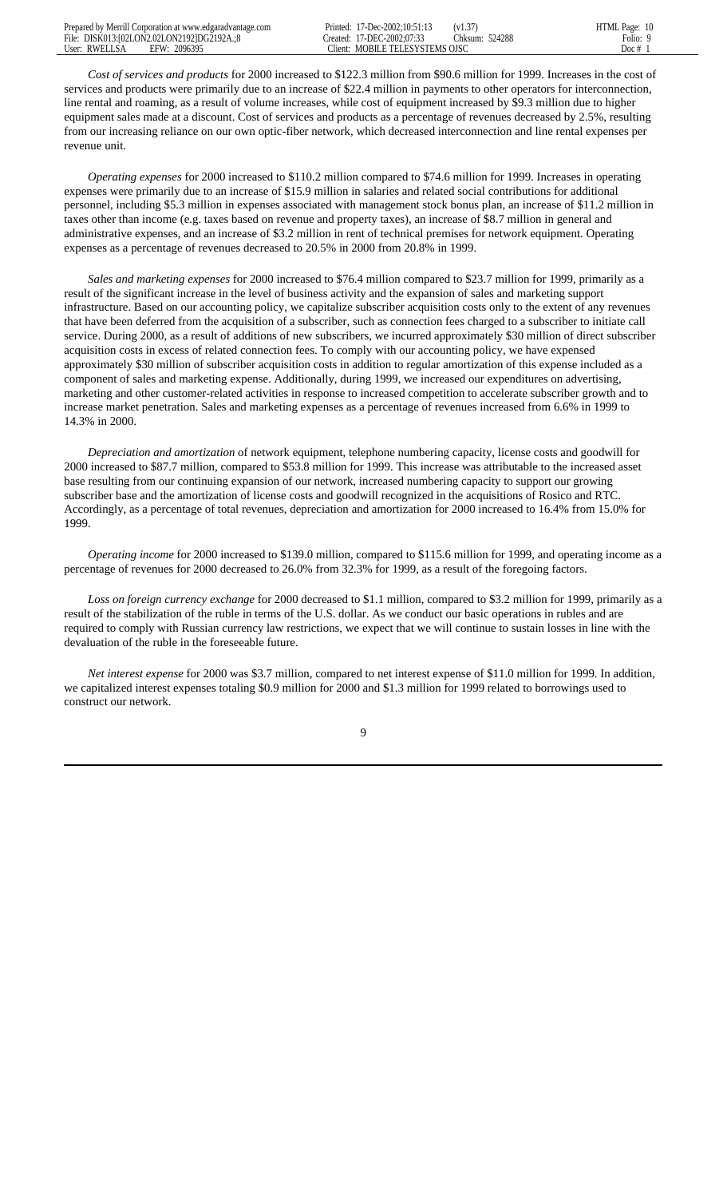*Cost of services and products* for 2000 increased to $122.3 million from $90.6 million for 1999. Increases in the cost of services and products were primarily due to an increase of $22.4 million in payments to other operators for interconnection, line rental and roaming, as a result of volume increases, while cost of equipment increased by $9.3 million due to higher equipment sales made at a discount. Cost of services and products as a percentage of revenues decreased by 2.5%, resulting from our increasing reliance on our own optic-fiber network, which decreased interconnection and line rental expenses per revenue unit.

*Operating expenses* for 2000 increased to $110.2 million compared to $74.6 million for 1999. Increases in operating expenses were primarily due to an increase of $15.9 million in salaries and related social contributions for additional personnel, including $5.3 million in expenses associated with management stock bonus plan, an increase of $11.2 million in taxes other than income (e.g. taxes based on revenue and property taxes), an increase of $8.7 million in general and administrative expenses, and an increase of $3.2 million in rent of technical premises for network equipment. Operating expenses as a percentage of revenues decreased to 20.5% in 2000 from 20.8% in 1999.

*Sales and marketing expenses* for 2000 increased to $76.4 million compared to $23.7 million for 1999, primarily as a result of the significant increase in the level of business activity and the expansion of sales and marketing support infrastructure. Based on our accounting policy, we capitalize subscriber acquisition costs only to the extent of any revenues that have been deferred from the acquisition of a subscriber, such as connection fees charged to a subscriber to initiate call service. During 2000, as a result of additions of new subscribers, we incurred approximately $30 million of direct subscriber acquisition costs in excess of related connection fees. To comply with our accounting policy, we have expensed approximately $30 million of subscriber acquisition costs in addition to regular amortization of this expense included as a component of sales and marketing expense. Additionally, during 1999, we increased our expenditures on advertising, marketing and other customer-related activities in response to increased competition to accelerate subscriber growth and to increase market penetration. Sales and marketing expenses as a percentage of revenues increased from 6.6% in 1999 to 14.3% in 2000.

*Depreciation and amortization* of network equipment, telephone numbering capacity, license costs and goodwill for 2000 increased to $87.7 million, compared to $53.8 million for 1999. This increase was attributable to the increased asset base resulting from our continuing expansion of our network, increased numbering capacity to support our growing subscriber base and the amortization of license costs and goodwill recognized in the acquisitions of Rosico and RTC. Accordingly, as a percentage of total revenues, depreciation and amortization for 2000 increased to 16.4% from 15.0% for 1999.

*Operating income* for 2000 increased to $139.0 million, compared to $115.6 million for 1999, and operating income as a percentage of revenues for 2000 decreased to 26.0% from 32.3% for 1999, as a result of the foregoing factors.

*Loss on foreign currency exchange* for 2000 decreased to $1.1 million, compared to $3.2 million for 1999, primarily as a result of the stabilization of the ruble in terms of the U.S. dollar. As we conduct our basic operations in rubles and are required to comply with Russian currency law restrictions, we expect that we will continue to sustain losses in line with the devaluation of the ruble in the foreseeable future.

*Net interest expense* for 2000 was $3.7 million, compared to net interest expense of $11.0 million for 1999. In addition, we capitalized interest expenses totaling $0.9 million for 2000 and $1.3 million for 1999 related to borrowings used to construct our network.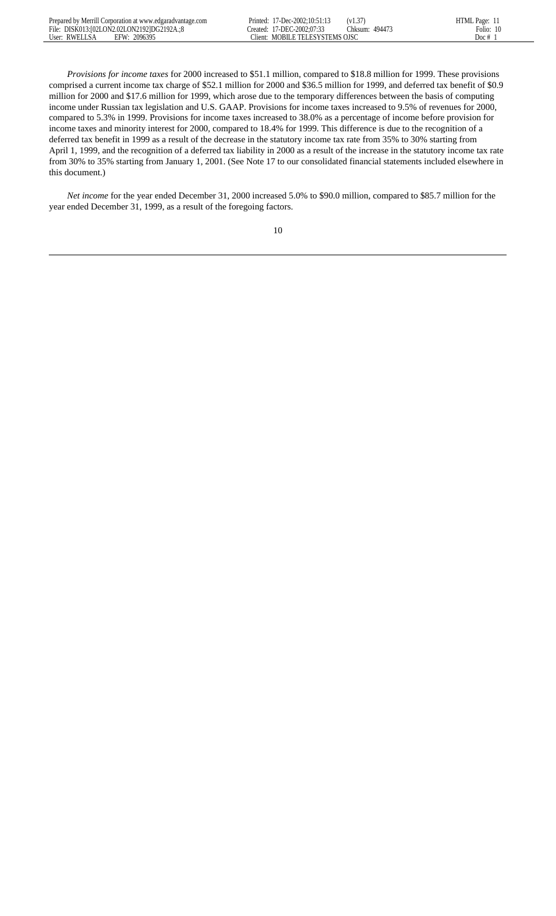*Provisions for income taxes* for 2000 increased to $51.1 million, compared to $18.8 million for 1999. These provisions comprised a current income tax charge of $52.1 million for 2000 and $36.5 million for 1999, and deferred tax benefit of $0.9 million for 2000 and $17.6 million for 1999, which arose due to the temporary differences between the basis of computing income under Russian tax legislation and U.S. GAAP. Provisions for income taxes increased to 9.5% of revenues for 2000, compared to 5.3% in 1999. Provisions for income taxes increased to 38.0% as a percentage of income before provision for income taxes and minority interest for 2000, compared to 18.4% for 1999. This difference is due to the recognition of a deferred tax benefit in 1999 as a result of the decrease in the statutory income tax rate from 35% to 30% starting from April 1, 1999, and the recognition of a deferred tax liability in 2000 as a result of the increase in the statutory income tax rate from 30% to 35% starting from January 1, 2001. (See Note 17 to our consolidated financial statements included elsewhere in this document.)

*Net income* for the year ended December 31, 2000 increased 5.0% to $90.0 million, compared to $85.7 million for the year ended December 31, 1999, as a result of the foregoing factors.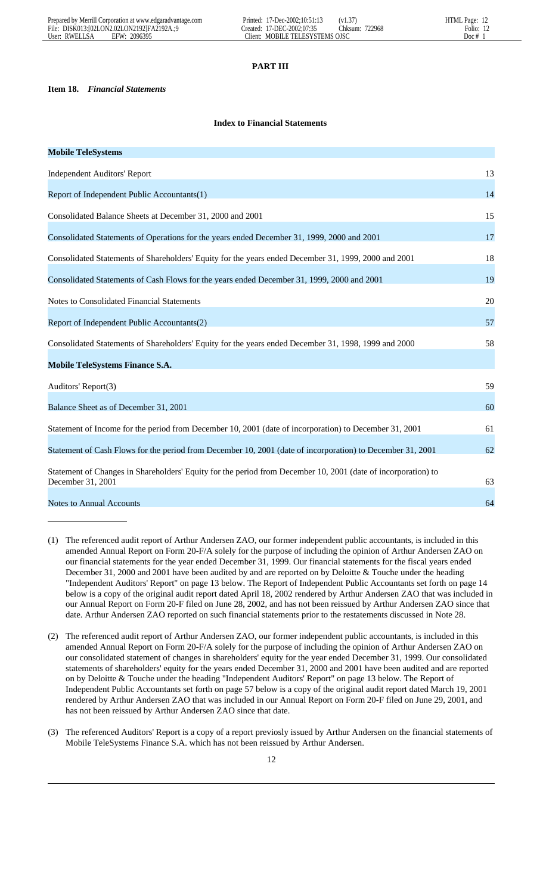## PART III

**Item 18.** ***Financial Statements***

### Index to Financial Statements

| **Mobile TeleSystems** | |
|---|---|
| Independent Auditors' Report | 13 |
| Report of Independent Public Accountants(1) | 14 |
| Consolidated Balance Sheets at December 31, 2000 and 2001 | 15 |
| Consolidated Statements of Operations for the years ended December 31, 1999, 2000 and 2001 | 17 |
| Consolidated Statements of Shareholders' Equity for the years ended December 31, 1999, 2000 and 2001 | 18 |
| Consolidated Statements of Cash Flows for the years ended December 31, 1999, 2000 and 2001 | 19 |
| Notes to Consolidated Financial Statements | 20 |
| Report of Independent Public Accountants(2) | 57 |
| Consolidated Statements of Shareholders' Equity for the years ended December 31, 1998, 1999 and 2000 | 58 |
| **Mobile TeleSystems Finance S.A.** | |
| Auditors' Report(3) | 59 |
| Balance Sheet as of December 31, 2001 | 60 |
| Statement of Income for the period from December 10, 2001 (date of incorporation) to December 31, 2001 | 61 |
| Statement of Cash Flows for the period from December 10, 2001 (date of incorporation) to December 31, 2001 | 62 |
| Statement of Changes in Shareholders' Equity for the period from December 10, 2001 (date of incorporation) to December 31, 2001 | 63 |
| Notes to Annual Accounts | 64 |

---

(1) The referenced audit report of Arthur Andersen ZAO, our former independent public accountants, is included in this amended Annual Report on Form 20-F/A solely for the purpose of including the opinion of Arthur Andersen ZAO on our financial statements for the year ended December 31, 1999. Our financial statements for the fiscal years ended December 31, 2000 and 2001 have been audited by and are reported on by Deloitte & Touche under the heading "Independent Auditors' Report" on page 13 below. The Report of Independent Public Accountants set forth on page 14 below is a copy of the original audit report dated April 18, 2002 rendered by Arthur Andersen ZAO that was included in our Annual Report on Form 20-F filed on June 28, 2002, and has not been reissued by Arthur Andersen ZAO since that date. Arthur Andersen ZAO reported on such financial statements prior to the restatements discussed in Note 28.

(2) The referenced audit report of Arthur Andersen ZAO, our former independent public accountants, is included in this amended Annual Report on Form 20-F/A solely for the purpose of including the opinion of Arthur Andersen ZAO on our consolidated statement of changes in shareholders' equity for the year ended December 31, 1999. Our consolidated statements of shareholders' equity for the years ended December 31, 2000 and 2001 have been audited and are reported on by Deloitte & Touche under the heading "Independent Auditors' Report" on page 13 below. The Report of Independent Public Accountants set forth on page 57 below is a copy of the original audit report dated March 19, 2001 rendered by Arthur Andersen ZAO that was included in our Annual Report on Form 20-F filed on June 29, 2001, and has not been reissued by Arthur Andersen ZAO since that date.

(3) The referenced Auditors' Report is a copy of a report previosly issued by Arthur Andersen on the financial statements of Mobile TeleSystems Finance S.A. which has not been reissued by Arthur Andersen.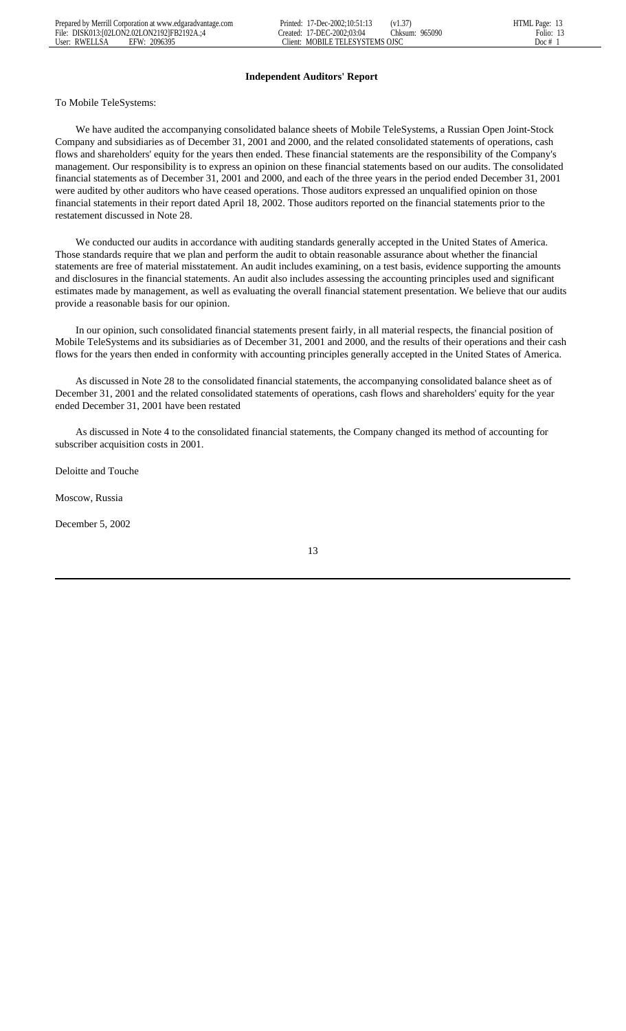## Independent Auditors' Report

To Mobile TeleSystems:

We have audited the accompanying consolidated balance sheets of Mobile TeleSystems, a Russian Open Joint-Stock Company and subsidiaries as of December 31, 2001 and 2000, and the related consolidated statements of operations, cash flows and shareholders' equity for the years then ended. These financial statements are the responsibility of the Company's management. Our responsibility is to express an opinion on these financial statements based on our audits. The consolidated financial statements as of December 31, 2001 and 2000, and each of the three years in the period ended December 31, 2001 were audited by other auditors who have ceased operations. Those auditors expressed an unqualified opinion on those financial statements in their report dated April 18, 2002. Those auditors reported on the financial statements prior to the restatement discussed in Note 28.

We conducted our audits in accordance with auditing standards generally accepted in the United States of America. Those standards require that we plan and perform the audit to obtain reasonable assurance about whether the financial statements are free of material misstatement. An audit includes examining, on a test basis, evidence supporting the amounts and disclosures in the financial statements. An audit also includes assessing the accounting principles used and significant estimates made by management, as well as evaluating the overall financial statement presentation. We believe that our audits provide a reasonable basis for our opinion.

In our opinion, such consolidated financial statements present fairly, in all material respects, the financial position of Mobile TeleSystems and its subsidiaries as of December 31, 2001 and 2000, and the results of their operations and their cash flows for the years then ended in conformity with accounting principles generally accepted in the United States of America.

As discussed in Note 28 to the consolidated financial statements, the accompanying consolidated balance sheet as of December 31, 2001 and the related consolidated statements of operations, cash flows and shareholders' equity for the year ended December 31, 2001 have been restated

As discussed in Note 4 to the consolidated financial statements, the Company changed its method of accounting for subscriber acquisition costs in 2001.

Deloitte and Touche

Moscow, Russia

December 5, 2002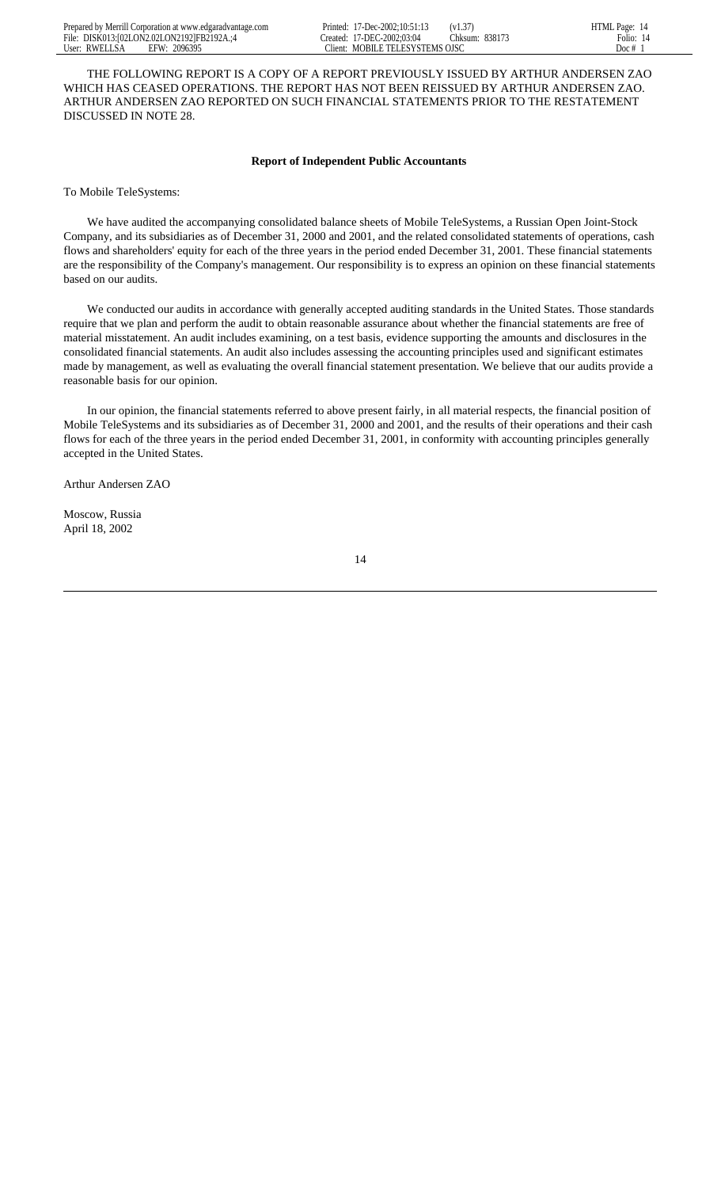THE FOLLOWING REPORT IS A COPY OF A REPORT PREVIOUSLY ISSUED BY ARTHUR ANDERSEN ZAO WHICH HAS CEASED OPERATIONS. THE REPORT HAS NOT BEEN REISSUED BY ARTHUR ANDERSEN ZAO. ARTHUR ANDERSEN ZAO REPORTED ON SUCH FINANCIAL STATEMENTS PRIOR TO THE RESTATEMENT DISCUSSED IN NOTE 28.

**Report of Independent Public Accountants**

To Mobile TeleSystems:

We have audited the accompanying consolidated balance sheets of Mobile TeleSystems, a Russian Open Joint-Stock Company, and its subsidiaries as of December 31, 2000 and 2001, and the related consolidated statements of operations, cash flows and shareholders' equity for each of the three years in the period ended December 31, 2001. These financial statements are the responsibility of the Company's management. Our responsibility is to express an opinion on these financial statements based on our audits.

We conducted our audits in accordance with generally accepted auditing standards in the United States. Those standards require that we plan and perform the audit to obtain reasonable assurance about whether the financial statements are free of material misstatement. An audit includes examining, on a test basis, evidence supporting the amounts and disclosures in the consolidated financial statements. An audit also includes assessing the accounting principles used and significant estimates made by management, as well as evaluating the overall financial statement presentation. We believe that our audits provide a reasonable basis for our opinion.

In our opinion, the financial statements referred to above present fairly, in all material respects, the financial position of Mobile TeleSystems and its subsidiaries as of December 31, 2000 and 2001, and the results of their operations and their cash flows for each of the three years in the period ended December 31, 2001, in conformity with accounting principles generally accepted in the United States.

Arthur Andersen ZAO

Moscow, Russia
April 18, 2002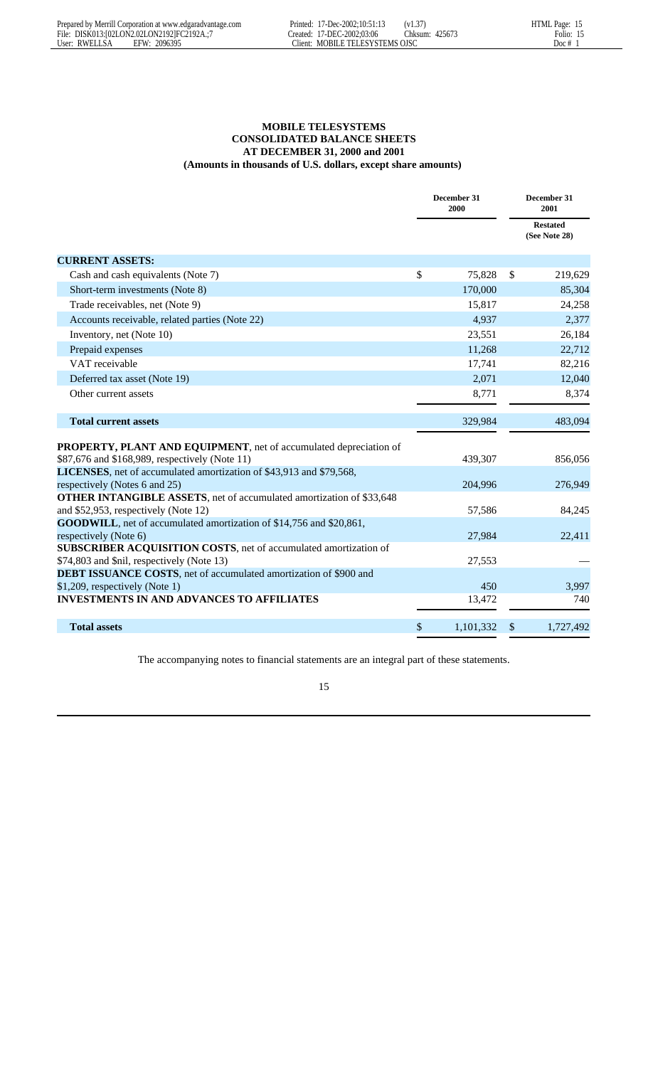**MOBILE TELESYSTEMS**
**CONSOLIDATED BALANCE SHEETS**
**AT DECEMBER 31, 2000 and 2001**
**(Amounts in thousands of U.S. dollars, except share amounts)**

| | December 31 2000 | December 31 2001 Restated (See Note 28) |
|---|---|---|
| **CURRENT ASSETS:** | | |
| Cash and cash equivalents (Note 7) | $ 75,828 | $ 219,629 |
| Short-term investments (Note 8) | 170,000 | 85,304 |
| Trade receivables, net (Note 9) | 15,817 | 24,258 |
| Accounts receivable, related parties (Note 22) | 4,937 | 2,377 |
| Inventory, net (Note 10) | 23,551 | 26,184 |
| Prepaid expenses | 11,268 | 22,712 |
| VAT receivable | 17,741 | 82,216 |
| Deferred tax asset (Note 19) | 2,071 | 12,040 |
| Other current assets | 8,771 | 8,374 |
| **Total current assets** | 329,984 | 483,094 |
| **PROPERTY, PLANT AND EQUIPMENT**, net of accumulated depreciation of $87,676 and $168,989, respectively (Note 11) | 439,307 | 856,056 |
| **LICENSES**, net of accumulated amortization of $43,913 and $79,568, respectively (Notes 6 and 25) | 204,996 | 276,949 |
| **OTHER INTANGIBLE ASSETS**, net of accumulated amortization of $33,648 and $52,953, respectively (Note 12) | 57,586 | 84,245 |
| **GOODWILL**, net of accumulated amortization of $14,756 and $20,861, respectively (Note 6) | 27,984 | 22,411 |
| **SUBSCRIBER ACQUISITION COSTS**, net of accumulated amortization of $74,803 and $nil, respectively (Note 13) | 27,553 | — |
| **DEBT ISSUANCE COSTS**, net of accumulated amortization of $900 and $1,209, respectively (Note 1) | 450 | 3,997 |
| **INVESTMENTS IN AND ADVANCES TO AFFILIATES** | 13,472 | 740 |
| **Total assets** | $ 1,101,332 | $ 1,727,492 |

The accompanying notes to financial statements are an integral part of these statements.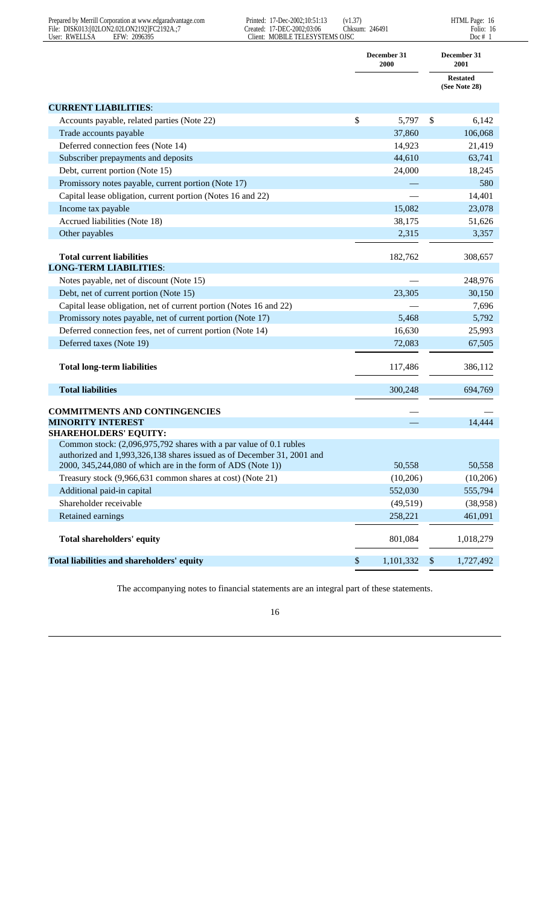| | December 31 2000 | December 31 2001 |
|---|---|---|
| | | Restated (See Note 28) |
| **CURRENT LIABILITIES**: | | |
| Accounts payable, related parties (Note 22) | $ 5,797 | $ 6,142 |
| Trade accounts payable | 37,860 | 106,068 |
| Deferred connection fees (Note 14) | 14,923 | 21,419 |
| Subscriber prepayments and deposits | 44,610 | 63,741 |
| Debt, current portion (Note 15) | 24,000 | 18,245 |
| Promissory notes payable, current portion (Note 17) | — | 580 |
| Capital lease obligation, current portion (Notes 16 and 22) | — | 14,401 |
| Income tax payable | 15,082 | 23,078 |
| Accrued liabilities (Note 18) | 38,175 | 51,626 |
| Other payables | 2,315 | 3,357 |
| **Total current liabilities** | 182,762 | 308,657 |
| **LONG-TERM LIABILITIES**: | | |
| Notes payable, net of discount (Note 15) | — | 248,976 |
| Debt, net of current portion (Note 15) | 23,305 | 30,150 |
| Capital lease obligation, net of current portion (Notes 16 and 22) | — | 7,696 |
| Promissory notes payable, net of current portion (Note 17) | 5,468 | 5,792 |
| Deferred connection fees, net of current portion (Note 14) | 16,630 | 25,993 |
| Deferred taxes (Note 19) | 72,083 | 67,505 |
| **Total long-term liabilities** | 117,486 | 386,112 |
| **Total liabilities** | 300,248 | 694,769 |
| **COMMITMENTS AND CONTINGENCIES** | — | — |
| **MINORITY INTEREST** | — | 14,444 |
| **SHAREHOLDERS' EQUITY:** | | |
| Common stock: (2,096,975,792 shares with a par value of 0.1 rubles authorized and 1,993,326,138 shares issued as of December 31, 2001 and 2000, 345,244,080 of which are in the form of ADS (Note 1)) | 50,558 | 50,558 |
| Treasury stock (9,966,631 common shares at cost) (Note 21) | (10,206) | (10,206) |
| Additional paid-in capital | 552,030 | 555,794 |
| Shareholder receivable | (49,519) | (38,958) |
| Retained earnings | 258,221 | 461,091 |
| **Total shareholders' equity** | 801,084 | 1,018,279 |
| **Total liabilities and shareholders' equity** | $ 1,101,332 | $ 1,727,492 |

The accompanying notes to financial statements are an integral part of these statements.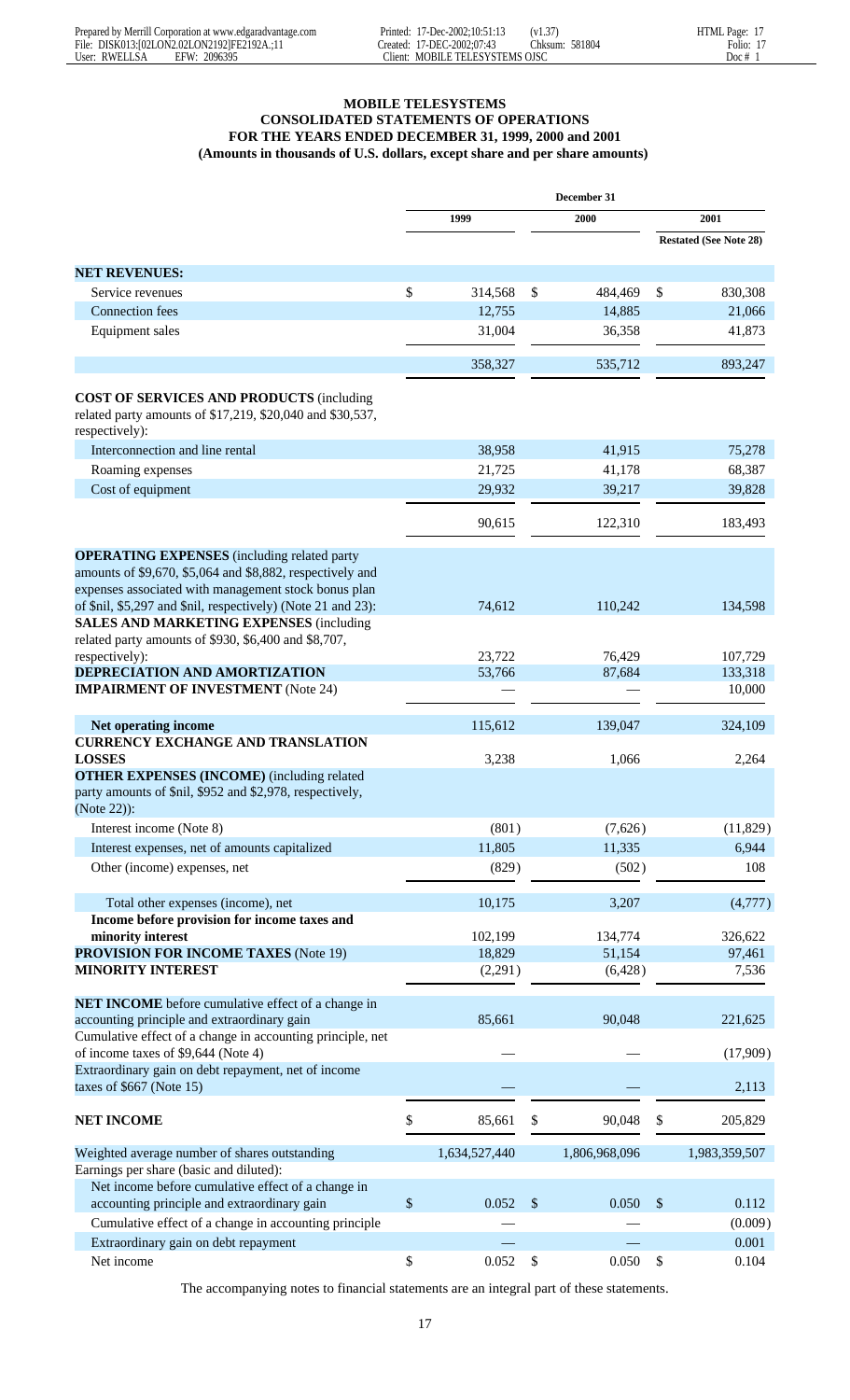**MOBILE TELESYSTEMS**
**CONSOLIDATED STATEMENTS OF OPERATIONS**
**FOR THE YEARS ENDED DECEMBER 31, 1999, 2000 and 2001**
**(Amounts in thousands of U.S. dollars, except share and per share amounts)**

| | December 31 | | |
|---|---|---|---|
| | 1999 | 2000 | 2001 |
| | | | Restated (See Note 28) |
| **NET REVENUES:** | | | |
| Service revenues | $ 314,568 | $ 484,469 | $ 830,308 |
| Connection fees | 12,755 | 14,885 | 21,066 |
| Equipment sales | 31,004 | 36,358 | 41,873 |
| | 358,327 | 535,712 | 893,247 |
| **COST OF SERVICES AND PRODUCTS** (including related party amounts of $17,219, $20,040 and $30,537, respectively): | | | |
| Interconnection and line rental | 38,958 | 41,915 | 75,278 |
| Roaming expenses | 21,725 | 41,178 | 68,387 |
| Cost of equipment | 29,932 | 39,217 | 39,828 |
| | 90,615 | 122,310 | 183,493 |
| **OPERATING EXPENSES** (including related party amounts of $9,670, $5,064 and $8,882, respectively and expenses associated with management stock bonus plan of $nil, $5,297 and $nil, respectively) (Note 21 and 23): | 74,612 | 110,242 | 134,598 |
| **SALES AND MARKETING EXPENSES** (including related party amounts of $930, $6,400 and $8,707, respectively): | 23,722 | 76,429 | 107,729 |
| **DEPRECIATION AND AMORTIZATION** | 53,766 | 87,684 | 133,318 |
| **IMPAIRMENT OF INVESTMENT** (Note 24) | — | — | 10,000 |
| **Net operating income** | 115,612 | 139,047 | 324,109 |
| **CURRENCY EXCHANGE AND TRANSLATION LOSSES** | 3,238 | 1,066 | 2,264 |
| **OTHER EXPENSES (INCOME)** (including related party amounts of $nil, $952 and $2,978, respectively, (Note 22)): | | | |
| Interest income (Note 8) | (801) | (7,626) | (11,829) |
| Interest expenses, net of amounts capitalized | 11,805 | 11,335 | 6,944 |
| Other (income) expenses, net | (829) | (502) | 108 |
| Total other expenses (income), net | 10,175 | 3,207 | (4,777) |
| **Income before provision for income taxes and minority interest** | 102,199 | 134,774 | 326,622 |
| **PROVISION FOR INCOME TAXES** (Note 19) | 18,829 | 51,154 | 97,461 |
| **MINORITY INTEREST** | (2,291) | (6,428) | 7,536 |
| **NET INCOME** before cumulative effect of a change in accounting principle and extraordinary gain | 85,661 | 90,048 | 221,625 |
| Cumulative effect of a change in accounting principle, net of income taxes of $9,644 (Note 4) | — | — | (17,909) |
| Extraordinary gain on debt repayment, net of income taxes of $667 (Note 15) | — | — | 2,113 |
| **NET INCOME** | $ 85,661 | $ 90,048 | $ 205,829 |
| Weighted average number of shares outstanding | 1,634,527,440 | 1,806,968,096 | 1,983,359,507 |
| Earnings per share (basic and diluted): | | | |
| Net income before cumulative effect of a change in accounting principle and extraordinary gain | $ 0.052 | $ 0.050 | $ 0.112 |
| Cumulative effect of a change in accounting principle | — | — | (0.009) |
| Extraordinary gain on debt repayment | — | — | 0.001 |
| Net income | $ 0.052 | $ 0.050 | $ 0.104 |

The accompanying notes to financial statements are an integral part of these statements.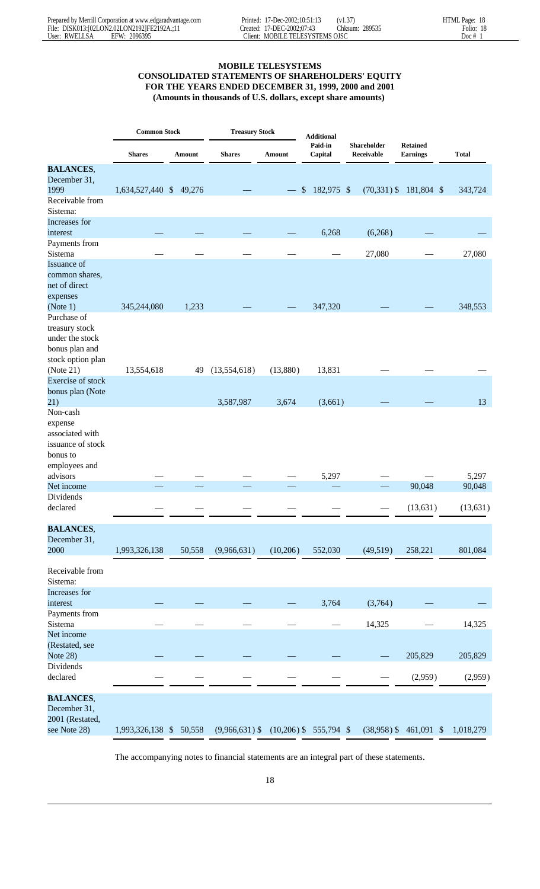# MOBILE TELESYSTEMS
## CONSOLIDATED STATEMENTS OF SHAREHOLDERS' EQUITY
## FOR THE YEARS ENDED DECEMBER 31, 1999, 2000 and 2001
### (Amounts in thousands of U.S. dollars, except share amounts)

| | Common Stock | | Treasury Stock | | Additional Paid-in Capital | Shareholder Receivable | Retained Earnings | Total |
|---|---|---|---|---|---|---|---|---|
| | Shares | Amount | Shares | Amount | | | | |
| **BALANCES**, December 31, 1999 | 1,634,527,440 | $ 49,276 | — | — | $ 182,975 | $ (70,331) | $ 181,804 | $ 343,724 |
| Receivable from Sistema: | | | | | | | | |
| Increases for interest | — | — | — | — | 6,268 | (6,268) | — | — |
| Payments from Sistema | — | — | — | — | — | 27,080 | — | 27,080 |
| Issuance of common shares, net of direct expenses (Note 1) | 345,244,080 | 1,233 | — | — | 347,320 | — | — | 348,553 |
| Purchase of treasury stock under the stock bonus plan and stock option plan (Note 21) | 13,554,618 | 49 | (13,554,618) | (13,880) | 13,831 | — | — | — |
| Exercise of stock bonus plan (Note 21) | | | 3,587,987 | 3,674 | (3,661) | — | — | 13 |
| Non-cash expense associated with issuance of stock bonus to employees and advisors | — | — | — | — | 5,297 | — | — | 5,297 |
| Net income | — | — | — | — | — | — | 90,048 | 90,048 |
| Dividends declared | — | — | — | — | — | — | (13,631) | (13,631) |
| **BALANCES**, December 31, 2000 | 1,993,326,138 | 50,558 | (9,966,631) | (10,206) | 552,030 | (49,519) | 258,221 | 801,084 |
| Receivable from Sistema: | | | | | | | | |
| Increases for interest | — | — | — | — | 3,764 | (3,764) | — | — |
| Payments from Sistema | — | — | — | — | — | 14,325 | — | 14,325 |
| Net income (Restated, see Note 28) | — | — | — | — | — | — | 205,829 | 205,829 |
| Dividends declared | — | — | — | — | — | — | (2,959) | (2,959) |
| **BALANCES**, December 31, 2001 (Restated, see Note 28) | 1,993,326,138 | $ 50,558 | (9,966,631) $ | (10,206) $ | 555,794 $ | (38,958) $ | 461,091 $ | 1,018,279 |

The accompanying notes to financial statements are an integral part of these statements.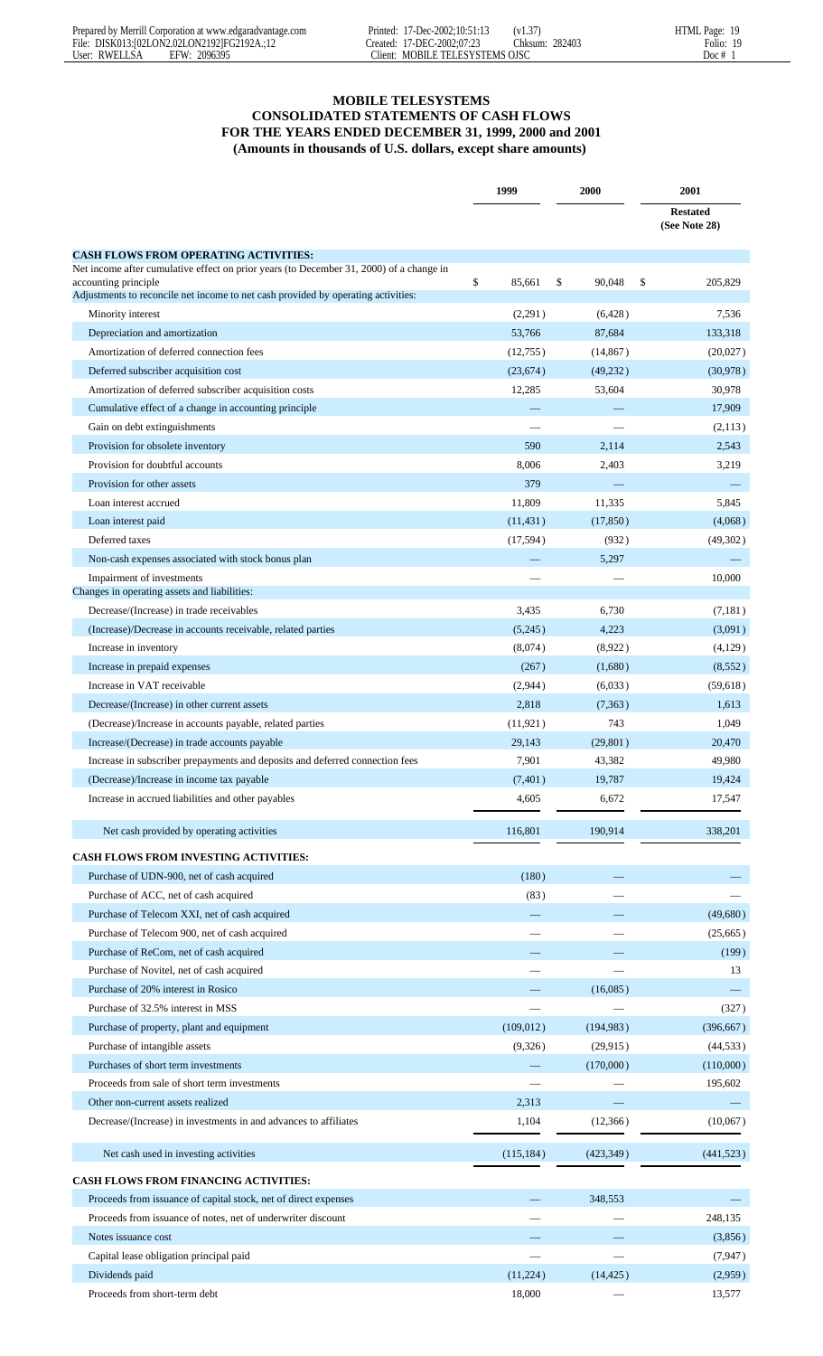# MOBILE TELESYSTEMS
## CONSOLIDATED STATEMENTS OF CASH FLOWS
## FOR THE YEARS ENDED DECEMBER 31, 1999, 2000 and 2001
**(Amounts in thousands of U.S. dollars, except share amounts)**

| | 1999 | 2000 | 2001 |
|---|---|---|---|
| | | | **Restated (See Note 28)** |
| **CASH FLOWS FROM OPERATING ACTIVITIES:** | | | |
| Net income after cumulative effect on prior years (to December 31, 2000) of a change in accounting principle | $ 85,661 | $ 90,048 | $ 205,829 |
| Adjustments to reconcile net income to net cash provided by operating activities: | | | |
| Minority interest | (2,291) | (6,428) | 7,536 |
| Depreciation and amortization | 53,766 | 87,684 | 133,318 |
| Amortization of deferred connection fees | (12,755) | (14,867) | (20,027) |
| Deferred subscriber acquisition cost | (23,674) | (49,232) | (30,978) |
| Amortization of deferred subscriber acquisition costs | 12,285 | 53,604 | 30,978 |
| Cumulative effect of a change in accounting principle | — | — | 17,909 |
| Gain on debt extinguishments | — | — | (2,113) |
| Provision for obsolete inventory | 590 | 2,114 | 2,543 |
| Provision for doubtful accounts | 8,006 | 2,403 | 3,219 |
| Provision for other assets | 379 | — | — |
| Loan interest accrued | 11,809 | 11,335 | 5,845 |
| Loan interest paid | (11,431) | (17,850) | (4,068) |
| Deferred taxes | (17,594) | (932) | (49,302) |
| Non-cash expenses associated with stock bonus plan | — | 5,297 | — |
| Impairment of investments | — | — | 10,000 |
| Changes in operating assets and liabilities: | | | |
| Decrease/(Increase) in trade receivables | 3,435 | 6,730 | (7,181) |
| (Increase)/Decrease in accounts receivable, related parties | (5,245) | 4,223 | (3,091) |
| Increase in inventory | (8,074) | (8,922) | (4,129) |
| Increase in prepaid expenses | (267) | (1,680) | (8,552) |
| Increase in VAT receivable | (2,944) | (6,033) | (59,618) |
| Decrease/(Increase) in other current assets | 2,818 | (7,363) | 1,613 |
| (Decrease)/Increase in accounts payable, related parties | (11,921) | 743 | 1,049 |
| Increase/(Decrease) in trade accounts payable | 29,143 | (29,801) | 20,470 |
| Increase in subscriber prepayments and deposits and deferred connection fees | 7,901 | 43,382 | 49,980 |
| (Decrease)/Increase in income tax payable | (7,401) | 19,787 | 19,424 |
| Increase in accrued liabilities and other payables | 4,605 | 6,672 | 17,547 |
| Net cash provided by operating activities | 116,801 | 190,914 | 338,201 |
| **CASH FLOWS FROM INVESTING ACTIVITIES:** | | | |
| Purchase of UDN-900, net of cash acquired | (180) | — | — |
| Purchase of ACC, net of cash acquired | (83) | — | — |
| Purchase of Telecom XXI, net of cash acquired | — | — | (49,680) |
| Purchase of Telecom 900, net of cash acquired | — | — | (25,665) |
| Purchase of ReCom, net of cash acquired | — | — | (199) |
| Purchase of Novitel, net of cash acquired | — | — | 13 |
| Purchase of 20% interest in Rosico | — | (16,085) | — |
| Purchase of 32.5% interest in MSS | — | — | (327) |
| Purchase of property, plant and equipment | (109,012) | (194,983) | (396,667) |
| Purchase of intangible assets | (9,326) | (29,915) | (44,533) |
| Purchases of short term investments | — | (170,000) | (110,000) |
| Proceeds from sale of short term investments | — | — | 195,602 |
| Other non-current assets realized | 2,313 | — | — |
| Decrease/(Increase) in investments in and advances to affiliates | 1,104 | (12,366) | (10,067) |
| Net cash used in investing activities | (115,184) | (423,349) | (441,523) |
| **CASH FLOWS FROM FINANCING ACTIVITIES:** | | | |
| Proceeds from issuance of capital stock, net of direct expenses | — | 348,553 | — |
| Proceeds from issuance of notes, net of underwriter discount | — | — | 248,135 |
| Notes issuance cost | — | — | (3,856) |
| Capital lease obligation principal paid | — | — | (7,947) |
| Dividends paid | (11,224) | (14,425) | (2,959) |
| Proceeds from short-term debt | 18,000 | — | 13,577 |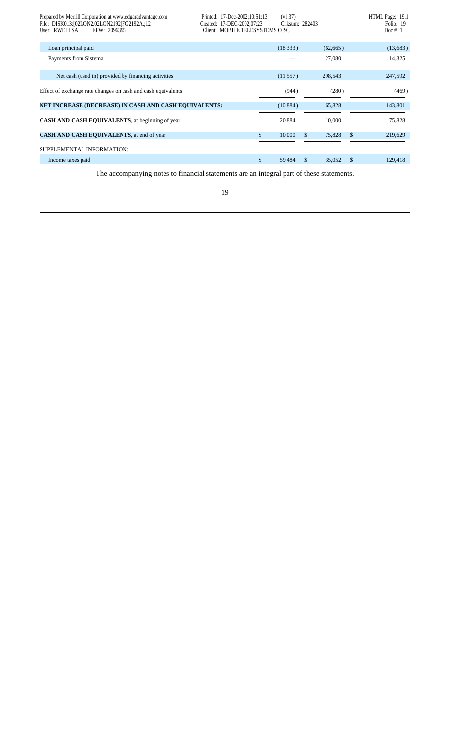| | | | |
|---|---|---|---|
| Loan principal paid | (18,333) | (62,665) | (13,683) |
| Payments from Sistema | — | 27,080 | 14,325 |
| Net cash (used in) provided by financing activities | (11,557) | 298,543 | 247,592 |
| Effect of exchange rate changes on cash and cash equivalents | (944) | (280) | (469) |
| **NET INCREASE (DECREASE) IN CASH AND CASH EQUIVALENTS:** | (10,884) | 65,828 | 143,801 |
| **CASH AND CASH EQUIVALENTS**, at beginning of year | 20,884 | 10,000 | 75,828 |
| **CASH AND CASH EQUIVALENTS**, at end of year | $ 10,000 | $ 75,828 | $ 219,629 |
| SUPPLEMENTAL INFORMATION: | | | |
| Income taxes paid | $ 59,484 | $ 35,052 | $ 129,418 |

The accompanying notes to financial statements are an integral part of these statements.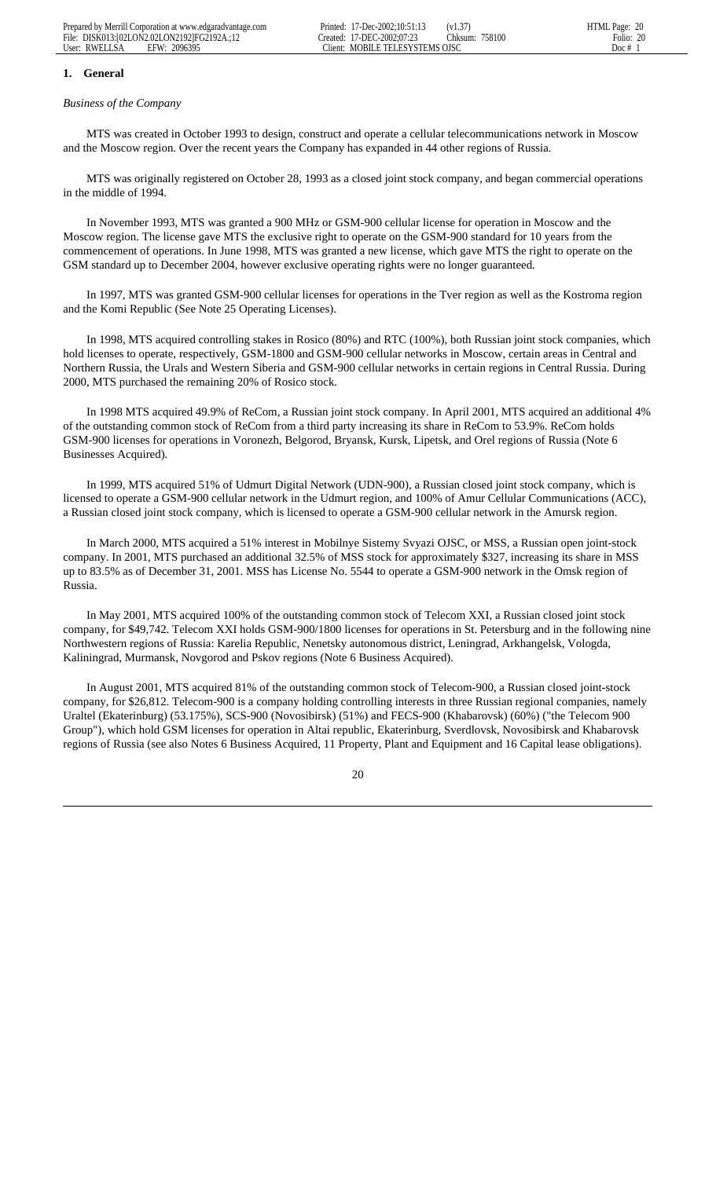## 1. General

*Business of the Company*

MTS was created in October 1993 to design, construct and operate a cellular telecommunications network in Moscow and the Moscow region. Over the recent years the Company has expanded in 44 other regions of Russia.

MTS was originally registered on October 28, 1993 as a closed joint stock company, and began commercial operations in the middle of 1994.

In November 1993, MTS was granted a 900 MHz or GSM-900 cellular license for operation in Moscow and the Moscow region. The license gave MTS the exclusive right to operate on the GSM-900 standard for 10 years from the commencement of operations. In June 1998, MTS was granted a new license, which gave MTS the right to operate on the GSM standard up to December 2004, however exclusive operating rights were no longer guaranteed.

In 1997, MTS was granted GSM-900 cellular licenses for operations in the Tver region as well as the Kostroma region and the Komi Republic (See Note 25 Operating Licenses).

In 1998, MTS acquired controlling stakes in Rosico (80%) and RTC (100%), both Russian joint stock companies, which hold licenses to operate, respectively, GSM-1800 and GSM-900 cellular networks in Moscow, certain areas in Central and Northern Russia, the Urals and Western Siberia and GSM-900 cellular networks in certain regions in Central Russia. During 2000, MTS purchased the remaining 20% of Rosico stock.

In 1998 MTS acquired 49.9% of ReCom, a Russian joint stock company. In April 2001, MTS acquired an additional 4% of the outstanding common stock of ReCom from a third party increasing its share in ReCom to 53.9%. ReCom holds GSM-900 licenses for operations in Voronezh, Belgorod, Bryansk, Kursk, Lipetsk, and Orel regions of Russia (Note 6 Businesses Acquired).

In 1999, MTS acquired 51% of Udmurt Digital Network (UDN-900), a Russian closed joint stock company, which is licensed to operate a GSM-900 cellular network in the Udmurt region, and 100% of Amur Cellular Communications (ACC), a Russian closed joint stock company, which is licensed to operate a GSM-900 cellular network in the Amursk region.

In March 2000, MTS acquired a 51% interest in Mobilnye Sistemy Svyazi OJSC, or MSS, a Russian open joint-stock company. In 2001, MTS purchased an additional 32.5% of MSS stock for approximately $327, increasing its share in MSS up to 83.5% as of December 31, 2001. MSS has License No. 5544 to operate a GSM-900 network in the Omsk region of Russia.

In May 2001, MTS acquired 100% of the outstanding common stock of Telecom XXI, a Russian closed joint stock company, for $49,742. Telecom XXI holds GSM-900/1800 licenses for operations in St. Petersburg and in the following nine Northwestern regions of Russia: Karelia Republic, Nenetsky autonomous district, Leningrad, Arkhangelsk, Vologda, Kaliningrad, Murmansk, Novgorod and Pskov regions (Note 6 Business Acquired).

In August 2001, MTS acquired 81% of the outstanding common stock of Telecom-900, a Russian closed joint-stock company, for $26,812. Telecom-900 is a company holding controlling interests in three Russian regional companies, namely Uraltel (Ekaterinburg) (53.175%), SCS-900 (Novosibirsk) (51%) and FECS-900 (Khabarovsk) (60%) ("the Telecom 900 Group"), which hold GSM licenses for operation in Altai republic, Ekaterinburg, Sverdlovsk, Novosibirsk and Khabarovsk regions of Russia (see also Notes 6 Business Acquired, 11 Property, Plant and Equipment and 16 Capital lease obligations).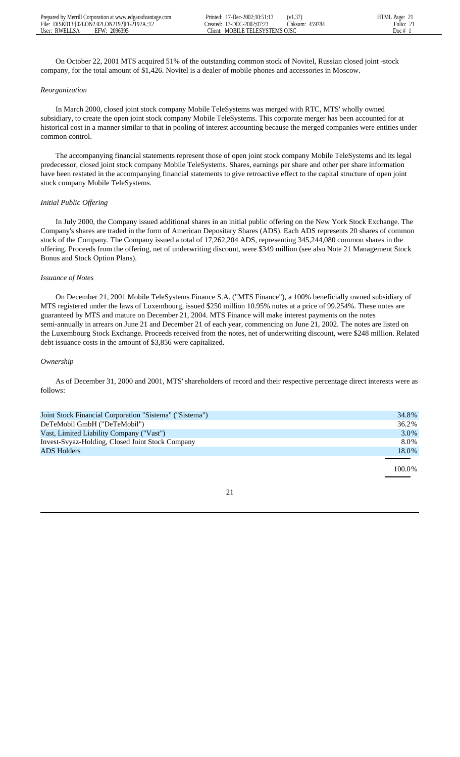On October 22, 2001 MTS acquired 51% of the outstanding common stock of Novitel, Russian closed joint -stock company, for the total amount of $1,426. Novitel is a dealer of mobile phones and accessories in Moscow.

*Reorganization*

In March 2000, closed joint stock company Mobile TeleSystems was merged with RTC, MTS' wholly owned subsidiary, to create the open joint stock company Mobile TeleSystems. This corporate merger has been accounted for at historical cost in a manner similar to that in pooling of interest accounting because the merged companies were entities under common control.

The accompanying financial statements represent those of open joint stock company Mobile TeleSystems and its legal predecessor, closed joint stock company Mobile TeleSystems. Shares, earnings per share and other per share information have been restated in the accompanying financial statements to give retroactive effect to the capital structure of open joint stock company Mobile TeleSystems.

*Initial Public Offering*

In July 2000, the Company issued additional shares in an initial public offering on the New York Stock Exchange. The Company's shares are traded in the form of American Depositary Shares (ADS). Each ADS represents 20 shares of common stock of the Company. The Company issued a total of 17,262,204 ADS, representing 345,244,080 common shares in the offering. Proceeds from the offering, net of underwriting discount, were $349 million (see also Note 21 Management Stock Bonus and Stock Option Plans).

*Issuance of Notes*

On December 21, 2001 Mobile TeleSystems Finance S.A. ("MTS Finance"), a 100% beneficially owned subsidiary of MTS registered under the laws of Luxembourg, issued $250 million 10.95% notes at a price of 99.254%. These notes are guaranteed by MTS and mature on December 21, 2004. MTS Finance will make interest payments on the notes semi-annually in arrears on June 21 and December 21 of each year, commencing on June 21, 2002. The notes are listed on the Luxembourg Stock Exchange. Proceeds received from the notes, net of underwriting discount, were $248 million. Related debt issuance costs in the amount of $3,856 were capitalized.

*Ownership*

As of December 31, 2000 and 2001, MTS' shareholders of record and their respective percentage direct interests were as follows:

| | |
|---|---|
| Joint Stock Financial Corporation "Sistema" ("Sistema") | 34.8% |
| DeTeMobil GmbH ("DeTeMobil") | 36.2% |
| Vast, Limited Liability Company ("Vast") | 3.0% |
| Invest-Svyaz-Holding, Closed Joint Stock Company | 8.0% |
| ADS Holders | 18.0% |
| | 100.0% |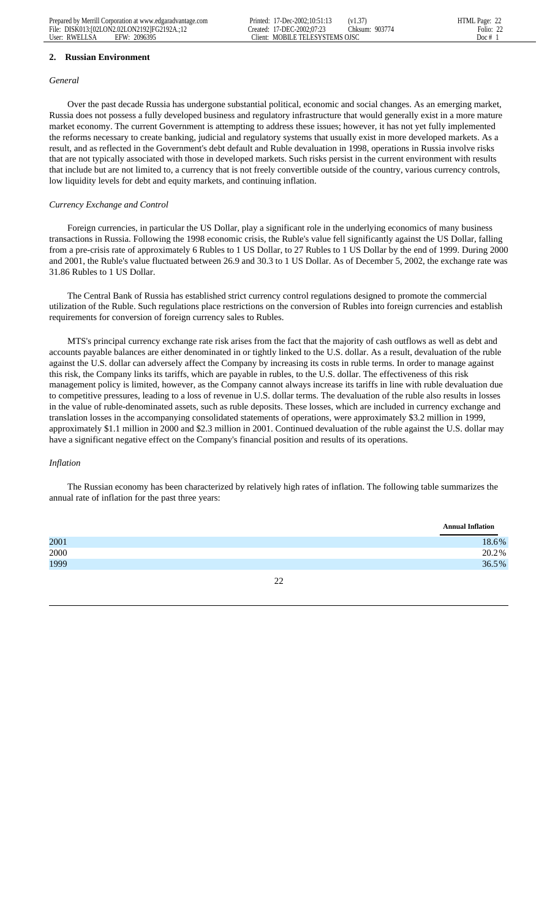## 2. Russian Environment

*General*

Over the past decade Russia has undergone substantial political, economic and social changes. As an emerging market, Russia does not possess a fully developed business and regulatory infrastructure that would generally exist in a more mature market economy. The current Government is attempting to address these issues; however, it has not yet fully implemented the reforms necessary to create banking, judicial and regulatory systems that usually exist in more developed markets. As a result, and as reflected in the Government's debt default and Ruble devaluation in 1998, operations in Russia involve risks that are not typically associated with those in developed markets. Such risks persist in the current environment with results that include but are not limited to, a currency that is not freely convertible outside of the country, various currency controls, low liquidity levels for debt and equity markets, and continuing inflation.

*Currency Exchange and Control*

Foreign currencies, in particular the US Dollar, play a significant role in the underlying economics of many business transactions in Russia. Following the 1998 economic crisis, the Ruble's value fell significantly against the US Dollar, falling from a pre-crisis rate of approximately 6 Rubles to 1 US Dollar, to 27 Rubles to 1 US Dollar by the end of 1999. During 2000 and 2001, the Ruble's value fluctuated between 26.9 and 30.3 to 1 US Dollar. As of December 5, 2002, the exchange rate was 31.86 Rubles to 1 US Dollar.

The Central Bank of Russia has established strict currency control regulations designed to promote the commercial utilization of the Ruble. Such regulations place restrictions on the conversion of Rubles into foreign currencies and establish requirements for conversion of foreign currency sales to Rubles.

MTS's principal currency exchange rate risk arises from the fact that the majority of cash outflows as well as debt and accounts payable balances are either denominated in or tightly linked to the U.S. dollar. As a result, devaluation of the ruble against the U.S. dollar can adversely affect the Company by increasing its costs in ruble terms. In order to manage against this risk, the Company links its tariffs, which are payable in rubles, to the U.S. dollar. The effectiveness of this risk management policy is limited, however, as the Company cannot always increase its tariffs in line with ruble devaluation due to competitive pressures, leading to a loss of revenue in U.S. dollar terms. The devaluation of the ruble also results in losses in the value of ruble-denominated assets, such as ruble deposits. These losses, which are included in currency exchange and translation losses in the accompanying consolidated statements of operations, were approximately $3.2 million in 1999, approximately $1.1 million in 2000 and $2.3 million in 2001. Continued devaluation of the ruble against the U.S. dollar may have a significant negative effect on the Company's financial position and results of its operations.

*Inflation*

The Russian economy has been characterized by relatively high rates of inflation. The following table summarizes the annual rate of inflation for the past three years:

| | Annual Inflation |
|---|---|
| 2001 | 18.6% |
| 2000 | 20.2% |
| 1999 | 36.5% |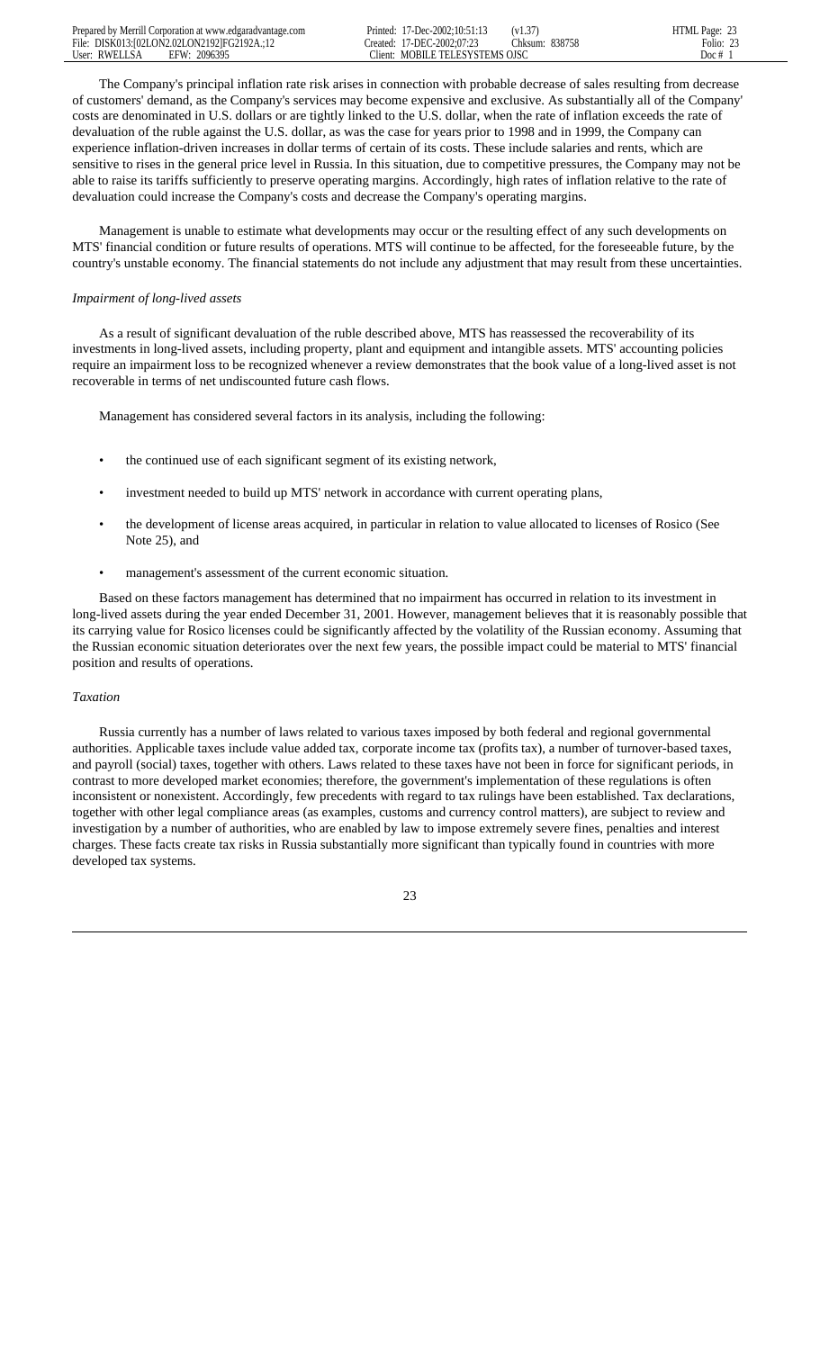The Company's principal inflation rate risk arises in connection with probable decrease of sales resulting from decrease of customers' demand, as the Company's services may become expensive and exclusive. As substantially all of the Company' costs are denominated in U.S. dollars or are tightly linked to the U.S. dollar, when the rate of inflation exceeds the rate of devaluation of the ruble against the U.S. dollar, as was the case for years prior to 1998 and in 1999, the Company can experience inflation-driven increases in dollar terms of certain of its costs. These include salaries and rents, which are sensitive to rises in the general price level in Russia. In this situation, due to competitive pressures, the Company may not be able to raise its tariffs sufficiently to preserve operating margins. Accordingly, high rates of inflation relative to the rate of devaluation could increase the Company's costs and decrease the Company's operating margins.

Management is unable to estimate what developments may occur or the resulting effect of any such developments on MTS' financial condition or future results of operations. MTS will continue to be affected, for the foreseeable future, by the country's unstable economy. The financial statements do not include any adjustment that may result from these uncertainties.

*Impairment of long-lived assets*

As a result of significant devaluation of the ruble described above, MTS has reassessed the recoverability of its investments in long-lived assets, including property, plant and equipment and intangible assets. MTS' accounting policies require an impairment loss to be recognized whenever a review demonstrates that the book value of a long-lived asset is not recoverable in terms of net undiscounted future cash flows.

Management has considered several factors in its analysis, including the following:

- the continued use of each significant segment of its existing network,
- investment needed to build up MTS' network in accordance with current operating plans,
- the development of license areas acquired, in particular in relation to value allocated to licenses of Rosico (See Note 25), and
- management's assessment of the current economic situation.

Based on these factors management has determined that no impairment has occurred in relation to its investment in long-lived assets during the year ended December 31, 2001. However, management believes that it is reasonably possible that its carrying value for Rosico licenses could be significantly affected by the volatility of the Russian economy. Assuming that the Russian economic situation deteriorates over the next few years, the possible impact could be material to MTS' financial position and results of operations.

*Taxation*

Russia currently has a number of laws related to various taxes imposed by both federal and regional governmental authorities. Applicable taxes include value added tax, corporate income tax (profits tax), a number of turnover-based taxes, and payroll (social) taxes, together with others. Laws related to these taxes have not been in force for significant periods, in contrast to more developed market economies; therefore, the government's implementation of these regulations is often inconsistent or nonexistent. Accordingly, few precedents with regard to tax rulings have been established. Tax declarations, together with other legal compliance areas (as examples, customs and currency control matters), are subject to review and investigation by a number of authorities, who are enabled by law to impose extremely severe fines, penalties and interest charges. These facts create tax risks in Russia substantially more significant than typically found in countries with more developed tax systems.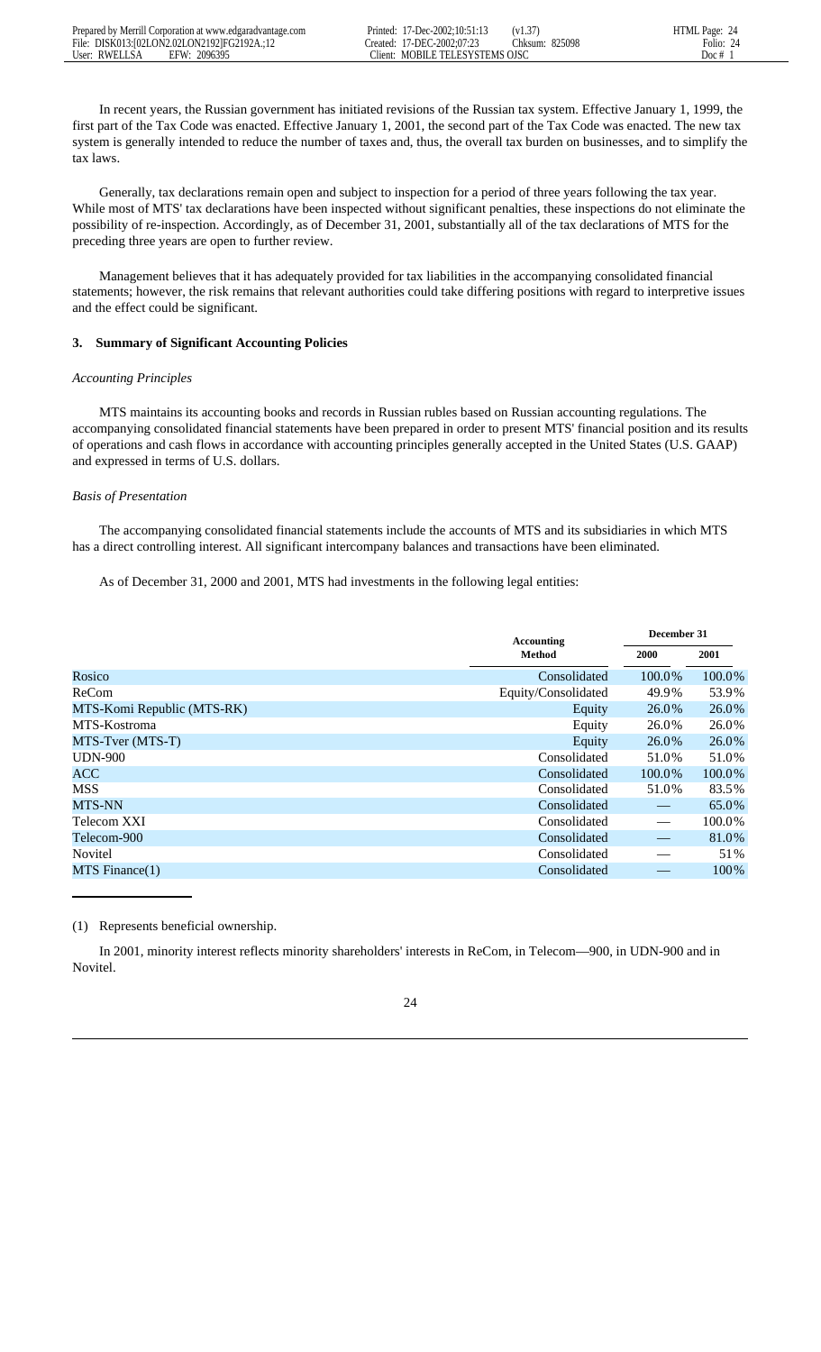In recent years, the Russian government has initiated revisions of the Russian tax system. Effective January 1, 1999, the first part of the Tax Code was enacted. Effective January 1, 2001, the second part of the Tax Code was enacted. The new tax system is generally intended to reduce the number of taxes and, thus, the overall tax burden on businesses, and to simplify the tax laws.

Generally, tax declarations remain open and subject to inspection for a period of three years following the tax year. While most of MTS' tax declarations have been inspected without significant penalties, these inspections do not eliminate the possibility of re-inspection. Accordingly, as of December 31, 2001, substantially all of the tax declarations of MTS for the preceding three years are open to further review.

Management believes that it has adequately provided for tax liabilities in the accompanying consolidated financial statements; however, the risk remains that relevant authorities could take differing positions with regard to interpretive issues and the effect could be significant.

### 3. Summary of Significant Accounting Policies

*Accounting Principles*

MTS maintains its accounting books and records in Russian rubles based on Russian accounting regulations. The accompanying consolidated financial statements have been prepared in order to present MTS' financial position and its results of operations and cash flows in accordance with accounting principles generally accepted in the United States (U.S. GAAP) and expressed in terms of U.S. dollars.

*Basis of Presentation*

The accompanying consolidated financial statements include the accounts of MTS and its subsidiaries in which MTS has a direct controlling interest. All significant intercompany balances and transactions have been eliminated.

As of December 31, 2000 and 2001, MTS had investments in the following legal entities:

| | Accounting Method | December 31 | |
|---|---|---|---|
| | | 2000 | 2001 |
| Rosico | Consolidated | 100.0% | 100.0% |
| ReCom | Equity/Consolidated | 49.9% | 53.9% |
| MTS-Komi Republic (MTS-RK) | Equity | 26.0% | 26.0% |
| MTS-Kostroma | Equity | 26.0% | 26.0% |
| MTS-Tver (MTS-T) | Equity | 26.0% | 26.0% |
| UDN-900 | Consolidated | 51.0% | 51.0% |
| ACC | Consolidated | 100.0% | 100.0% |
| MSS | Consolidated | 51.0% | 83.5% |
| MTS-NN | Consolidated | — | 65.0% |
| Telecom XXI | Consolidated | — | 100.0% |
| Telecom-900 | Consolidated | — | 81.0% |
| Novitel | Consolidated | — | 51% |
| MTS Finance(1) | Consolidated | — | 100% |

(1) Represents beneficial ownership.

In 2001, minority interest reflects minority shareholders' interests in ReCom, in Telecom—900, in UDN-900 and in Novitel.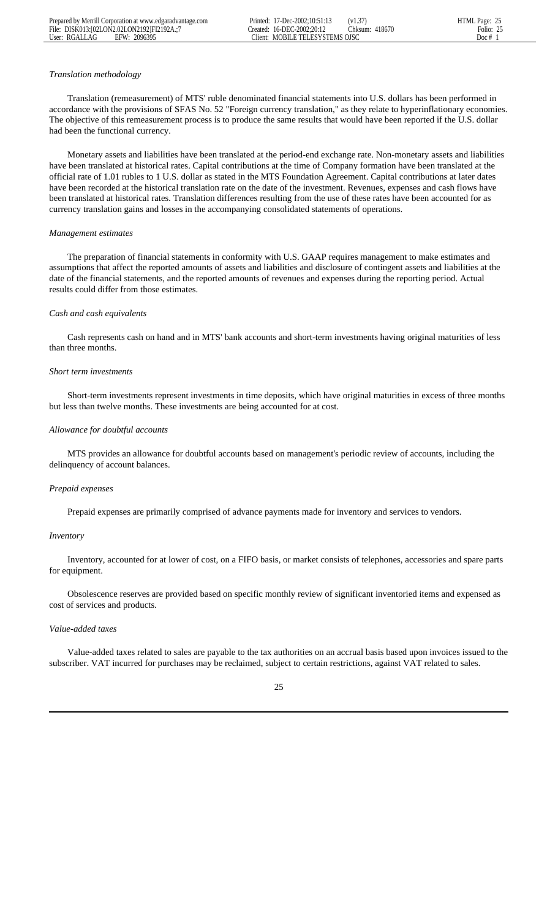*Translation methodology*

Translation (remeasurement) of MTS' ruble denominated financial statements into U.S. dollars has been performed in accordance with the provisions of SFAS No. 52 "Foreign currency translation," as they relate to hyperinflationary economies. The objective of this remeasurement process is to produce the same results that would have been reported if the U.S. dollar had been the functional currency.

Monetary assets and liabilities have been translated at the period-end exchange rate. Non-monetary assets and liabilities have been translated at historical rates. Capital contributions at the time of Company formation have been translated at the official rate of 1.01 rubles to 1 U.S. dollar as stated in the MTS Foundation Agreement. Capital contributions at later dates have been recorded at the historical translation rate on the date of the investment. Revenues, expenses and cash flows have been translated at historical rates. Translation differences resulting from the use of these rates have been accounted for as currency translation gains and losses in the accompanying consolidated statements of operations.

*Management estimates*

The preparation of financial statements in conformity with U.S. GAAP requires management to make estimates and assumptions that affect the reported amounts of assets and liabilities and disclosure of contingent assets and liabilities at the date of the financial statements, and the reported amounts of revenues and expenses during the reporting period. Actual results could differ from those estimates.

*Cash and cash equivalents*

Cash represents cash on hand and in MTS' bank accounts and short-term investments having original maturities of less than three months.

*Short term investments*

Short-term investments represent investments in time deposits, which have original maturities in excess of three months but less than twelve months. These investments are being accounted for at cost.

*Allowance for doubtful accounts*

MTS provides an allowance for doubtful accounts based on management's periodic review of accounts, including the delinquency of account balances.

*Prepaid expenses*

Prepaid expenses are primarily comprised of advance payments made for inventory and services to vendors.

*Inventory*

Inventory, accounted for at lower of cost, on a FIFO basis, or market consists of telephones, accessories and spare parts for equipment.

Obsolescence reserves are provided based on specific monthly review of significant inventoried items and expensed as cost of services and products.

*Value-added taxes*

Value-added taxes related to sales are payable to the tax authorities on an accrual basis based upon invoices issued to the subscriber. VAT incurred for purchases may be reclaimed, subject to certain restrictions, against VAT related to sales.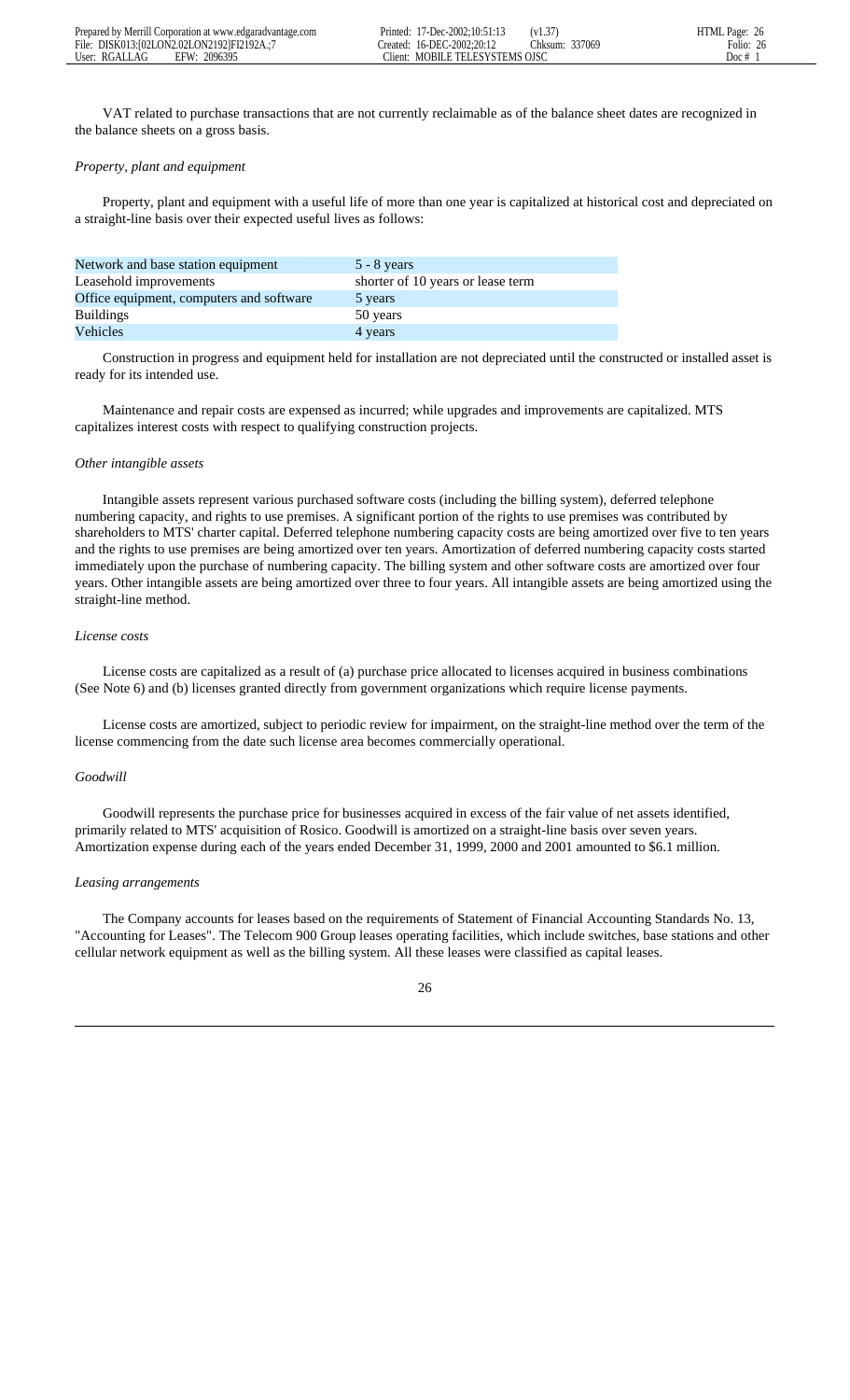VAT related to purchase transactions that are not currently reclaimable as of the balance sheet dates are recognized in the balance sheets on a gross basis.

*Property, plant and equipment*

Property, plant and equipment with a useful life of more than one year is capitalized at historical cost and depreciated on a straight-line basis over their expected useful lives as follows:

| | |
|---|---|
| Network and base station equipment | 5 - 8 years |
| Leasehold improvements | shorter of 10 years or lease term |
| Office equipment, computers and software | 5 years |
| Buildings | 50 years |
| Vehicles | 4 years |

Construction in progress and equipment held for installation are not depreciated until the constructed or installed asset is ready for its intended use.

Maintenance and repair costs are expensed as incurred; while upgrades and improvements are capitalized. MTS capitalizes interest costs with respect to qualifying construction projects.

*Other intangible assets*

Intangible assets represent various purchased software costs (including the billing system), deferred telephone numbering capacity, and rights to use premises. A significant portion of the rights to use premises was contributed by shareholders to MTS' charter capital. Deferred telephone numbering capacity costs are being amortized over five to ten years and the rights to use premises are being amortized over ten years. Amortization of deferred numbering capacity costs started immediately upon the purchase of numbering capacity. The billing system and other software costs are amortized over four years. Other intangible assets are being amortized over three to four years. All intangible assets are being amortized using the straight-line method.

*License costs*

License costs are capitalized as a result of (a) purchase price allocated to licenses acquired in business combinations (See Note 6) and (b) licenses granted directly from government organizations which require license payments.

License costs are amortized, subject to periodic review for impairment, on the straight-line method over the term of the license commencing from the date such license area becomes commercially operational.

*Goodwill*

Goodwill represents the purchase price for businesses acquired in excess of the fair value of net assets identified, primarily related to MTS' acquisition of Rosico. Goodwill is amortized on a straight-line basis over seven years. Amortization expense during each of the years ended December 31, 1999, 2000 and 2001 amounted to $6.1 million.

*Leasing arrangements*

The Company accounts for leases based on the requirements of Statement of Financial Accounting Standards No. 13, "Accounting for Leases". The Telecom 900 Group leases operating facilities, which include switches, base stations and other cellular network equipment as well as the billing system. All these leases were classified as capital leases.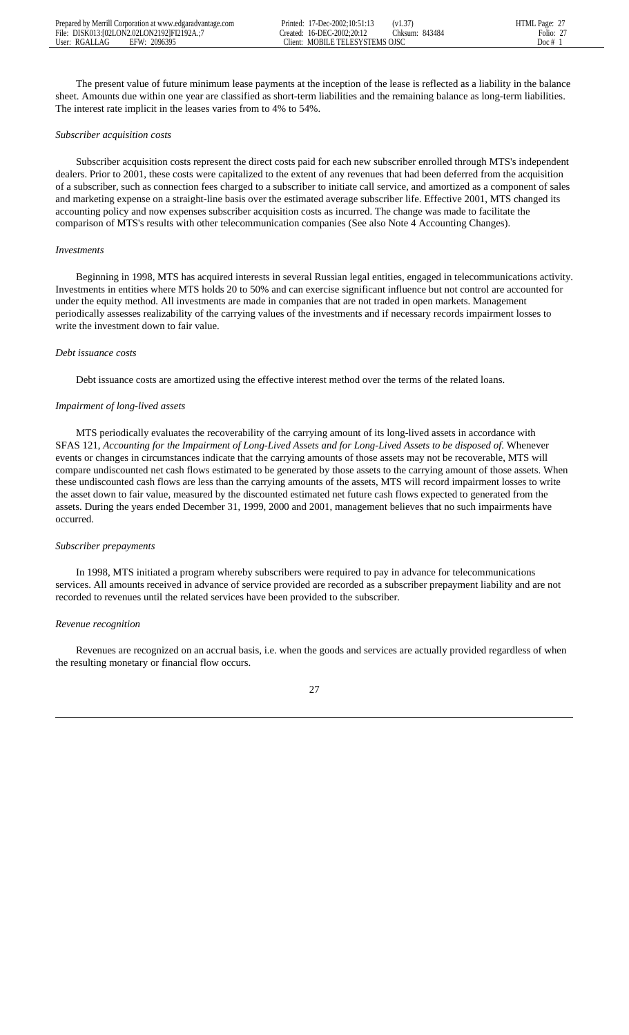The present value of future minimum lease payments at the inception of the lease is reflected as a liability in the balance sheet. Amounts due within one year are classified as short-term liabilities and the remaining balance as long-term liabilities. The interest rate implicit in the leases varies from to 4% to 54%.

*Subscriber acquisition costs*

Subscriber acquisition costs represent the direct costs paid for each new subscriber enrolled through MTS's independent dealers. Prior to 2001, these costs were capitalized to the extent of any revenues that had been deferred from the acquisition of a subscriber, such as connection fees charged to a subscriber to initiate call service, and amortized as a component of sales and marketing expense on a straight-line basis over the estimated average subscriber life. Effective 2001, MTS changed its accounting policy and now expenses subscriber acquisition costs as incurred. The change was made to facilitate the comparison of MTS's results with other telecommunication companies (See also Note 4 Accounting Changes).

*Investments*

Beginning in 1998, MTS has acquired interests in several Russian legal entities, engaged in telecommunications activity. Investments in entities where MTS holds 20 to 50% and can exercise significant influence but not control are accounted for under the equity method. All investments are made in companies that are not traded in open markets. Management periodically assesses realizability of the carrying values of the investments and if necessary records impairment losses to write the investment down to fair value.

*Debt issuance costs*

Debt issuance costs are amortized using the effective interest method over the terms of the related loans.

*Impairment of long-lived assets*

MTS periodically evaluates the recoverability of the carrying amount of its long-lived assets in accordance with SFAS 121, *Accounting for the Impairment of Long-Lived Assets and for Long-Lived Assets to be disposed of.* Whenever events or changes in circumstances indicate that the carrying amounts of those assets may not be recoverable, MTS will compare undiscounted net cash flows estimated to be generated by those assets to the carrying amount of those assets. When these undiscounted cash flows are less than the carrying amounts of the assets, MTS will record impairment losses to write the asset down to fair value, measured by the discounted estimated net future cash flows expected to generated from the assets. During the years ended December 31, 1999, 2000 and 2001, management believes that no such impairments have occurred.

*Subscriber prepayments*

In 1998, MTS initiated a program whereby subscribers were required to pay in advance for telecommunications services. All amounts received in advance of service provided are recorded as a subscriber prepayment liability and are not recorded to revenues until the related services have been provided to the subscriber.

*Revenue recognition*

Revenues are recognized on an accrual basis, i.e. when the goods and services are actually provided regardless of when the resulting monetary or financial flow occurs.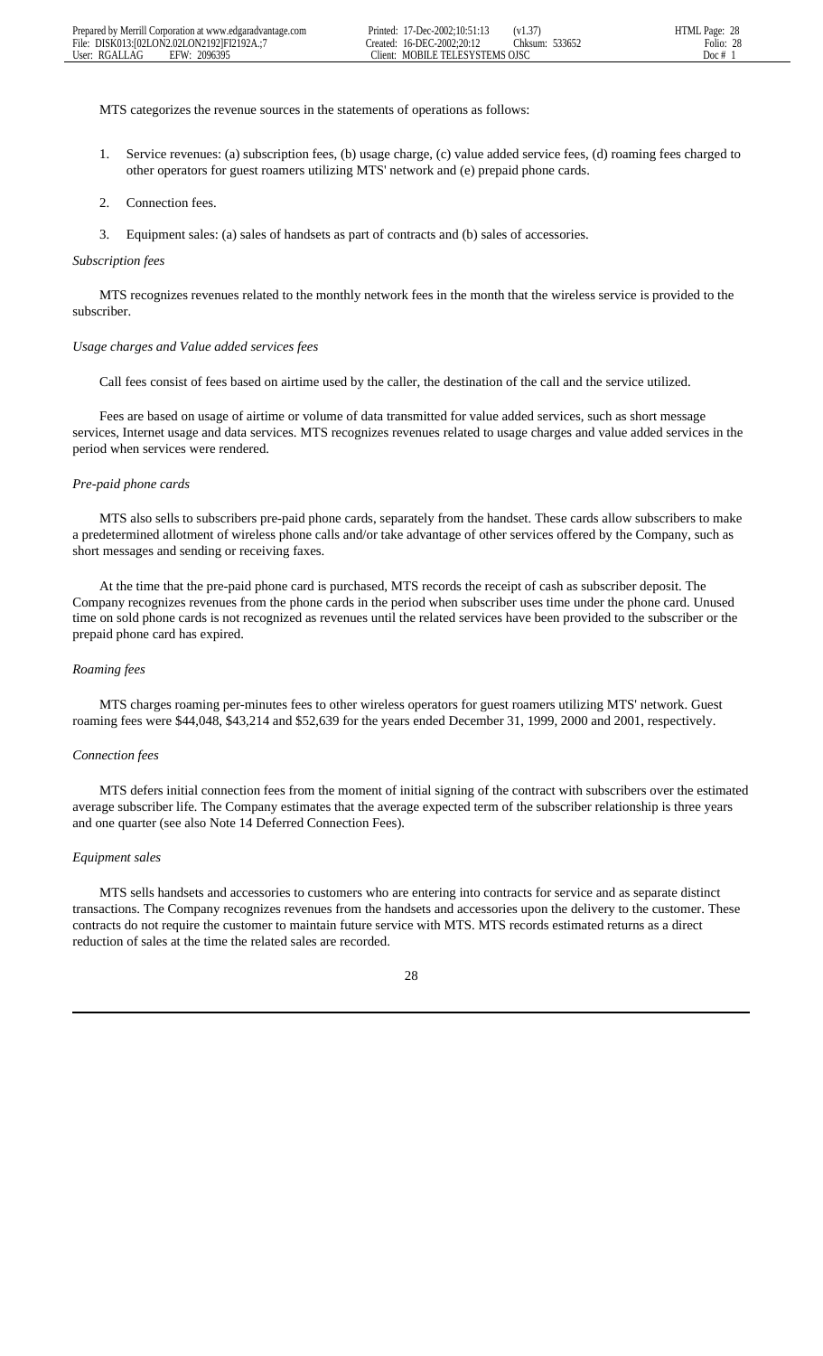MTS categorizes the revenue sources in the statements of operations as follows:

1. Service revenues: (a) subscription fees, (b) usage charge, (c) value added service fees, (d) roaming fees charged to other operators for guest roamers utilizing MTS' network and (e) prepaid phone cards.

2. Connection fees.

3. Equipment sales: (a) sales of handsets as part of contracts and (b) sales of accessories.

*Subscription fees*

MTS recognizes revenues related to the monthly network fees in the month that the wireless service is provided to the subscriber.

*Usage charges and Value added services fees*

Call fees consist of fees based on airtime used by the caller, the destination of the call and the service utilized.

Fees are based on usage of airtime or volume of data transmitted for value added services, such as short message services, Internet usage and data services. MTS recognizes revenues related to usage charges and value added services in the period when services were rendered.

*Pre-paid phone cards*

MTS also sells to subscribers pre-paid phone cards, separately from the handset. These cards allow subscribers to make a predetermined allotment of wireless phone calls and/or take advantage of other services offered by the Company, such as short messages and sending or receiving faxes.

At the time that the pre-paid phone card is purchased, MTS records the receipt of cash as subscriber deposit. The Company recognizes revenues from the phone cards in the period when subscriber uses time under the phone card. Unused time on sold phone cards is not recognized as revenues until the related services have been provided to the subscriber or the prepaid phone card has expired.

*Roaming fees*

MTS charges roaming per-minutes fees to other wireless operators for guest roamers utilizing MTS' network. Guest roaming fees were $44,048, $43,214 and $52,639 for the years ended December 31, 1999, 2000 and 2001, respectively.

*Connection fees*

MTS defers initial connection fees from the moment of initial signing of the contract with subscribers over the estimated average subscriber life. The Company estimates that the average expected term of the subscriber relationship is three years and one quarter (see also Note 14 Deferred Connection Fees).

*Equipment sales*

MTS sells handsets and accessories to customers who are entering into contracts for service and as separate distinct transactions. The Company recognizes revenues from the handsets and accessories upon the delivery to the customer. These contracts do not require the customer to maintain future service with MTS. MTS records estimated returns as a direct reduction of sales at the time the related sales are recorded.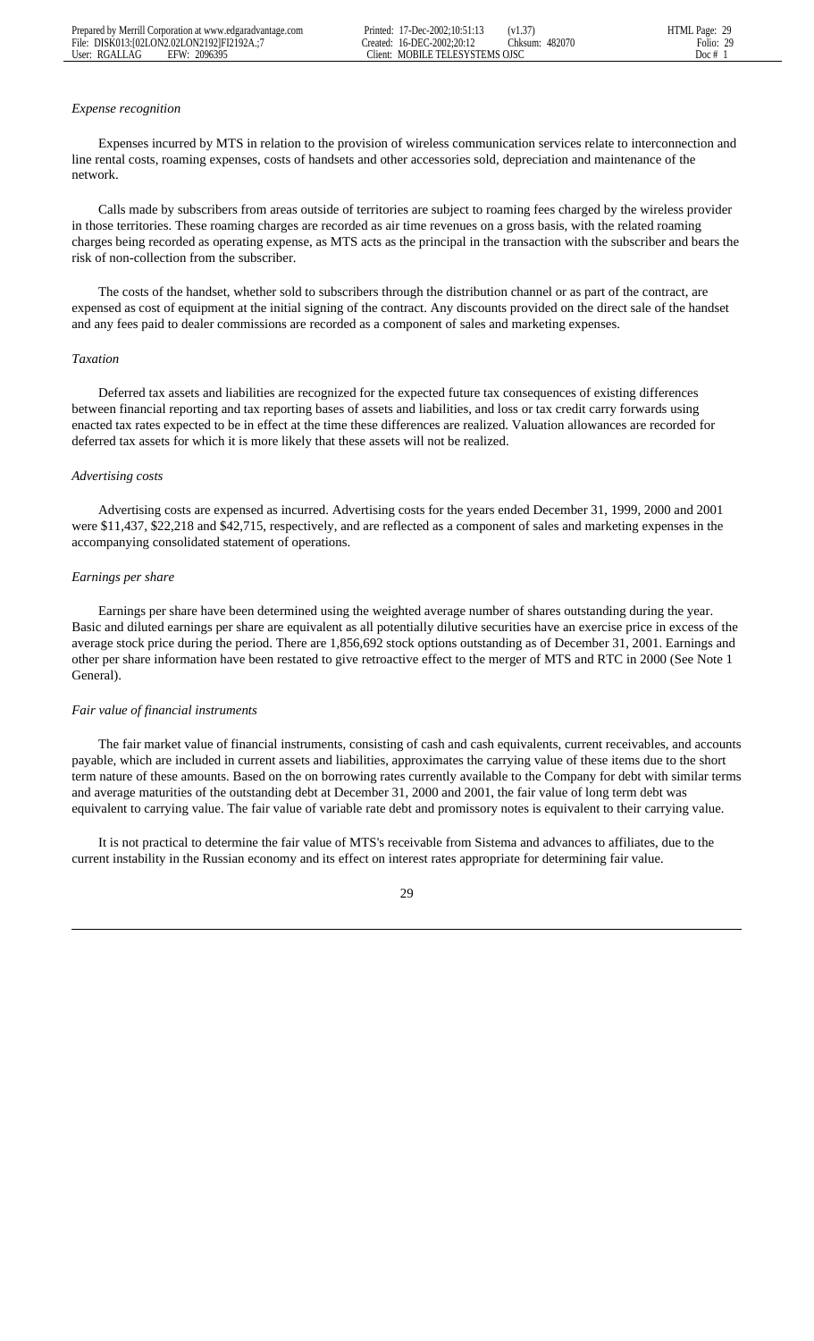*Expense recognition*

Expenses incurred by MTS in relation to the provision of wireless communication services relate to interconnection and line rental costs, roaming expenses, costs of handsets and other accessories sold, depreciation and maintenance of the network.

Calls made by subscribers from areas outside of territories are subject to roaming fees charged by the wireless provider in those territories. These roaming charges are recorded as air time revenues on a gross basis, with the related roaming charges being recorded as operating expense, as MTS acts as the principal in the transaction with the subscriber and bears the risk of non-collection from the subscriber.

The costs of the handset, whether sold to subscribers through the distribution channel or as part of the contract, are expensed as cost of equipment at the initial signing of the contract. Any discounts provided on the direct sale of the handset and any fees paid to dealer commissions are recorded as a component of sales and marketing expenses.

*Taxation*

Deferred tax assets and liabilities are recognized for the expected future tax consequences of existing differences between financial reporting and tax reporting bases of assets and liabilities, and loss or tax credit carry forwards using enacted tax rates expected to be in effect at the time these differences are realized. Valuation allowances are recorded for deferred tax assets for which it is more likely that these assets will not be realized.

*Advertising costs*

Advertising costs are expensed as incurred. Advertising costs for the years ended December 31, 1999, 2000 and 2001 were $11,437, $22,218 and $42,715, respectively, and are reflected as a component of sales and marketing expenses in the accompanying consolidated statement of operations.

*Earnings per share*

Earnings per share have been determined using the weighted average number of shares outstanding during the year. Basic and diluted earnings per share are equivalent as all potentially dilutive securities have an exercise price in excess of the average stock price during the period. There are 1,856,692 stock options outstanding as of December 31, 2001. Earnings and other per share information have been restated to give retroactive effect to the merger of MTS and RTC in 2000 (See Note 1 General).

*Fair value of financial instruments*

The fair market value of financial instruments, consisting of cash and cash equivalents, current receivables, and accounts payable, which are included in current assets and liabilities, approximates the carrying value of these items due to the short term nature of these amounts. Based on the on borrowing rates currently available to the Company for debt with similar terms and average maturities of the outstanding debt at December 31, 2000 and 2001, the fair value of long term debt was equivalent to carrying value. The fair value of variable rate debt and promissory notes is equivalent to their carrying value.

It is not practical to determine the fair value of MTS's receivable from Sistema and advances to affiliates, due to the current instability in the Russian economy and its effect on interest rates appropriate for determining fair value.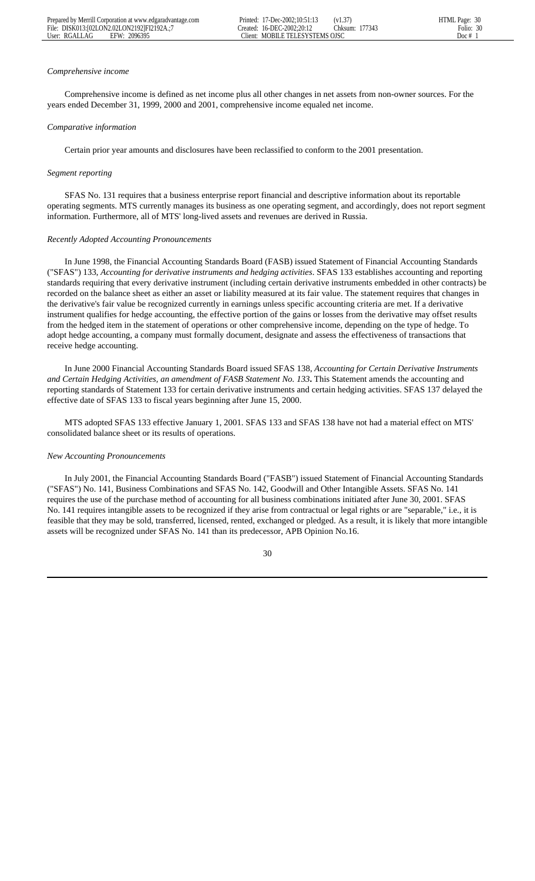*Comprehensive income*

Comprehensive income is defined as net income plus all other changes in net assets from non-owner sources. For the years ended December 31, 1999, 2000 and 2001, comprehensive income equaled net income.

*Comparative information*

Certain prior year amounts and disclosures have been reclassified to conform to the 2001 presentation.

*Segment reporting*

SFAS No. 131 requires that a business enterprise report financial and descriptive information about its reportable operating segments. MTS currently manages its business as one operating segment, and accordingly, does not report segment information. Furthermore, all of MTS' long-lived assets and revenues are derived in Russia.

*Recently Adopted Accounting Pronouncements*

In June 1998, the Financial Accounting Standards Board (FASB) issued Statement of Financial Accounting Standards ("SFAS") 133, *Accounting for derivative instruments and hedging activities*. SFAS 133 establishes accounting and reporting standards requiring that every derivative instrument (including certain derivative instruments embedded in other contracts) be recorded on the balance sheet as either an asset or liability measured at its fair value. The statement requires that changes in the derivative's fair value be recognized currently in earnings unless specific accounting criteria are met. If a derivative instrument qualifies for hedge accounting, the effective portion of the gains or losses from the derivative may offset results from the hedged item in the statement of operations or other comprehensive income, depending on the type of hedge. To adopt hedge accounting, a company must formally document, designate and assess the effectiveness of transactions that receive hedge accounting.

In June 2000 Financial Accounting Standards Board issued SFAS 138, *Accounting for Certain Derivative Instruments and Certain Hedging Activities, an amendment of FASB Statement No. 133***.** This Statement amends the accounting and reporting standards of Statement 133 for certain derivative instruments and certain hedging activities. SFAS 137 delayed the effective date of SFAS 133 to fiscal years beginning after June 15, 2000.

MTS adopted SFAS 133 effective January 1, 2001. SFAS 133 and SFAS 138 have not had a material effect on MTS' consolidated balance sheet or its results of operations.

*New Accounting Pronouncements*

In July 2001, the Financial Accounting Standards Board ("FASB") issued Statement of Financial Accounting Standards ("SFAS") No. 141, Business Combinations and SFAS No. 142, Goodwill and Other Intangible Assets. SFAS No. 141 requires the use of the purchase method of accounting for all business combinations initiated after June 30, 2001. SFAS No. 141 requires intangible assets to be recognized if they arise from contractual or legal rights or are "separable," i.e., it is feasible that they may be sold, transferred, licensed, rented, exchanged or pledged. As a result, it is likely that more intangible assets will be recognized under SFAS No. 141 than its predecessor, APB Opinion No.16.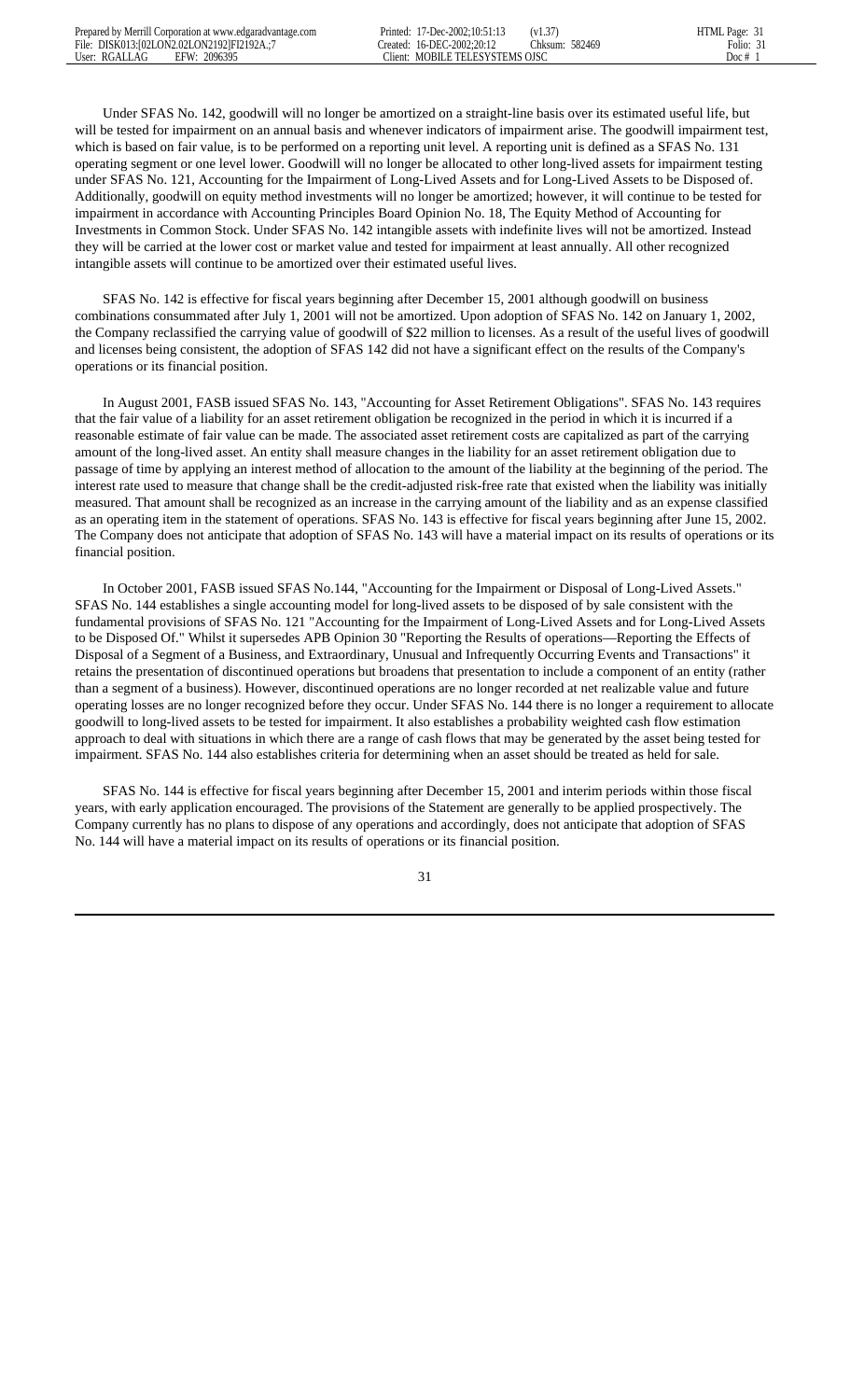Under SFAS No. 142, goodwill will no longer be amortized on a straight-line basis over its estimated useful life, but will be tested for impairment on an annual basis and whenever indicators of impairment arise. The goodwill impairment test, which is based on fair value, is to be performed on a reporting unit level. A reporting unit is defined as a SFAS No. 131 operating segment or one level lower. Goodwill will no longer be allocated to other long-lived assets for impairment testing under SFAS No. 121, Accounting for the Impairment of Long-Lived Assets and for Long-Lived Assets to be Disposed of. Additionally, goodwill on equity method investments will no longer be amortized; however, it will continue to be tested for impairment in accordance with Accounting Principles Board Opinion No. 18, The Equity Method of Accounting for Investments in Common Stock. Under SFAS No. 142 intangible assets with indefinite lives will not be amortized. Instead they will be carried at the lower cost or market value and tested for impairment at least annually. All other recognized intangible assets will continue to be amortized over their estimated useful lives.

SFAS No. 142 is effective for fiscal years beginning after December 15, 2001 although goodwill on business combinations consummated after July 1, 2001 will not be amortized. Upon adoption of SFAS No. 142 on January 1, 2002, the Company reclassified the carrying value of goodwill of $22 million to licenses. As a result of the useful lives of goodwill and licenses being consistent, the adoption of SFAS 142 did not have a significant effect on the results of the Company's operations or its financial position.

In August 2001, FASB issued SFAS No. 143, "Accounting for Asset Retirement Obligations". SFAS No. 143 requires that the fair value of a liability for an asset retirement obligation be recognized in the period in which it is incurred if a reasonable estimate of fair value can be made. The associated asset retirement costs are capitalized as part of the carrying amount of the long-lived asset. An entity shall measure changes in the liability for an asset retirement obligation due to passage of time by applying an interest method of allocation to the amount of the liability at the beginning of the period. The interest rate used to measure that change shall be the credit-adjusted risk-free rate that existed when the liability was initially measured. That amount shall be recognized as an increase in the carrying amount of the liability and as an expense classified as an operating item in the statement of operations. SFAS No. 143 is effective for fiscal years beginning after June 15, 2002. The Company does not anticipate that adoption of SFAS No. 143 will have a material impact on its results of operations or its financial position.

In October 2001, FASB issued SFAS No.144, "Accounting for the Impairment or Disposal of Long-Lived Assets." SFAS No. 144 establishes a single accounting model for long-lived assets to be disposed of by sale consistent with the fundamental provisions of SFAS No. 121 "Accounting for the Impairment of Long-Lived Assets and for Long-Lived Assets to be Disposed Of." Whilst it supersedes APB Opinion 30 "Reporting the Results of operations—Reporting the Effects of Disposal of a Segment of a Business, and Extraordinary, Unusual and Infrequently Occurring Events and Transactions" it retains the presentation of discontinued operations but broadens that presentation to include a component of an entity (rather than a segment of a business). However, discontinued operations are no longer recorded at net realizable value and future operating losses are no longer recognized before they occur. Under SFAS No. 144 there is no longer a requirement to allocate goodwill to long-lived assets to be tested for impairment. It also establishes a probability weighted cash flow estimation approach to deal with situations in which there are a range of cash flows that may be generated by the asset being tested for impairment. SFAS No. 144 also establishes criteria for determining when an asset should be treated as held for sale.

SFAS No. 144 is effective for fiscal years beginning after December 15, 2001 and interim periods within those fiscal years, with early application encouraged. The provisions of the Statement are generally to be applied prospectively. The Company currently has no plans to dispose of any operations and accordingly, does not anticipate that adoption of SFAS No. 144 will have a material impact on its results of operations or its financial position.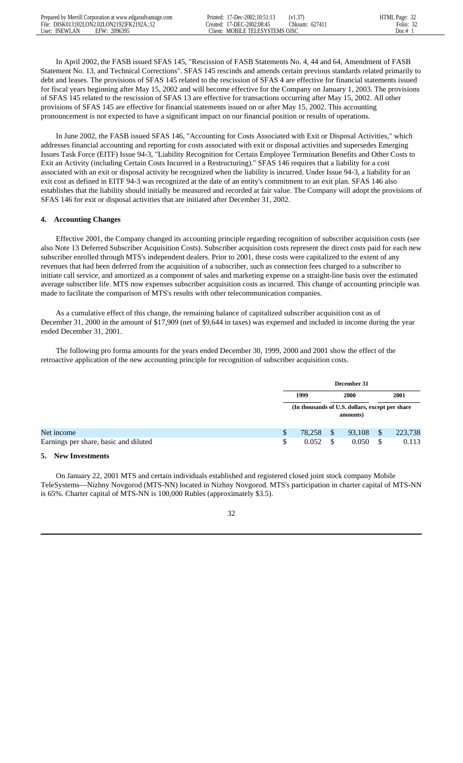In April 2002, the FASB issued SFAS 145, "Rescission of FASB Statements No. 4, 44 and 64, Amendment of FASB Statement No. 13, and Technical Corrections". SFAS 145 rescinds and amends certain previous standards related primarily to debt and leases. The provisions of SFAS 145 related to the rescission of SFAS 4 are effective for financial statements issued for fiscal years beginning after May 15, 2002 and will become effective for the Company on January 1, 2003. The provisions of SFAS 145 related to the rescission of SFAS 13 are effective for transactions occurring after May 15, 2002. All other provisions of SFAS 145 are effective for financial statements issued on or after May 15, 2002. This accounting pronouncement is not expected to have a significant impact on our financial position or results of operations.

In June 2002, the FASB issued SFAS 146, "Accounting for Costs Associated with Exit or Disposal Activities," which addresses financial accounting and reporting for costs associated with exit or disposal activities and supersedes Emerging Issues Task Force (EITF) Issue 94-3, "Liability Recognition for Certain Employee Termination Benefits and Other Costs to Exit an Activity (including Certain Costs Incurred in a Restructuring)." SFAS 146 requires that a liability for a cost associated with an exit or disposal activity be recognized when the liability is incurred. Under Issue 94-3, a liability for an exit cost as defined in EITF 94-3 was recognized at the date of an entity's commitment to an exit plan. SFAS 146 also establishes that the liability should initially be measured and recorded at fair value. The Company will adopt the provisions of SFAS 146 for exit or disposal activities that are initiated after December 31, 2002.

### 4. Accounting Changes

Effective 2001, the Company changed its accounting principle regarding recognition of subscriber acquisition costs (see also Note 13 Deferred Subscriber Acquisition Costs). Subscriber acquisition costs represent the direct costs paid for each new subscriber enrolled through MTS's independent dealers. Prior to 2001, these costs were capitalized to the extent of any revenues that had been deferred from the acquisition of a subscriber, such as connection fees charged to a subscriber to initiate cell service, and amortized as a component of sales and marketing expense on a straight-line basis over the estimated average subscriber life. MTS now expenses subscriber acquisition costs as incurred. This change of accounting principle was made to facilitate the comparison of MTS's results with other telecommunication companies.

As a cumulative effect of this change, the remaining balance of capitalized subscriber acquisition cost as of December 31, 2000 in the amount of $17,909 (net of $9,644 in taxes) was expensed and included in income during the year ended December 31, 2001.

The following pro forma amounts for the years ended December 30, 1999, 2000 and 2001 show the effect of the retroactive application of the new accounting principle for recognition of subscriber acquisition costs.

| | December 31 | | |
|---|---|---|---|
| | 1999 | 2000 | 2001 |
| | (In thousands of U.S. dollars, except per share amounts) | | |
| Net income | $ 78,258 | $ 93,108 | $ 223,738 |
| Earnings per share, basic and diluted | $ 0.052 | $ 0.050 | $ 0.113 |

### 5. New Investments

On January 22, 2001 MTS and certain individuals established and registered closed joint stock company Mobile TeleSystems—Nizhny Novgorod (MTS-NN) located in Nizhny Novgorod. MTS's participation in charter capital of MTS-NN is 65%. Charter capital of MTS-NN is 100,000 Rubles (approximately $3.5).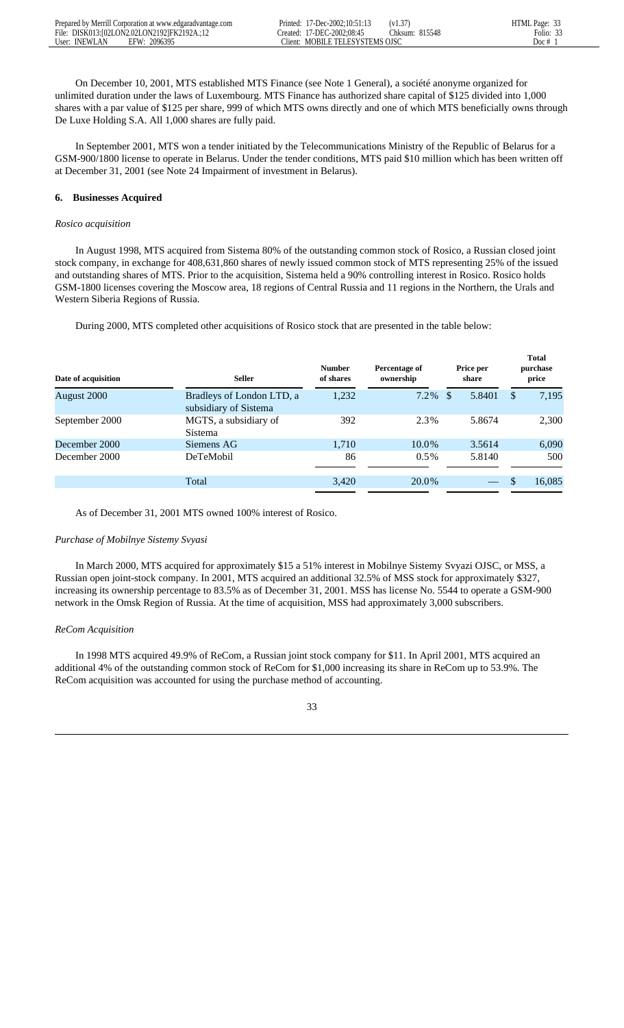On December 10, 2001, MTS established MTS Finance (see Note 1 General), a société anonyme organized for unlimited duration under the laws of Luxembourg. MTS Finance has authorized share capital of $125 divided into 1,000 shares with a par value of $125 per share, 999 of which MTS owns directly and one of which MTS beneficially owns through De Luxe Holding S.A. All 1,000 shares are fully paid.

In September 2001, MTS won a tender initiated by the Telecommunications Ministry of the Republic of Belarus for a GSM-900/1800 license to operate in Belarus. Under the tender conditions, MTS paid $10 million which has been written off at December 31, 2001 (see Note 24 Impairment of investment in Belarus).

## 6. Businesses Acquired

*Rosico acquisition*

In August 1998, MTS acquired from Sistema 80% of the outstanding common stock of Rosico, a Russian closed joint stock company, in exchange for 408,631,860 shares of newly issued common stock of MTS representing 25% of the issued and outstanding shares of MTS. Prior to the acquisition, Sistema held a 90% controlling interest in Rosico. Rosico holds GSM-1800 licenses covering the Moscow area, 18 regions of Central Russia and 11 regions in the Northern, the Urals and Western Siberia Regions of Russia.

During 2000, MTS completed other acquisitions of Rosico stock that are presented in the table below:

| Date of acquisition | Seller | Number of shares | Percentage of ownership | Price per share | Total purchase price |
|---|---|---|---|---|---|
| August 2000 | Bradleys of London LTD, a subsidiary of Sistema | 1,232 | 7.2% | $ 5.8401 | $ 7,195 |
| September 2000 | MGTS, a subsidiary of Sistema | 392 | 2.3% | 5.8674 | 2,300 |
| December 2000 | Siemens AG | 1,710 | 10.0% | 3.5614 | 6,090 |
| December 2000 | DeTeMobil | 86 | 0.5% | 5.8140 | 500 |
| | Total | 3,420 | 20.0% | — | $ 16,085 |

As of December 31, 2001 MTS owned 100% interest of Rosico.

*Purchase of Mobilnye Sistemy Svyasi*

In March 2000, MTS acquired for approximately $15 a 51% interest in Mobilnye Sistemy Svyazi OJSC, or MSS, a Russian open joint-stock company. In 2001, MTS acquired an additional 32.5% of MSS stock for approximately $327, increasing its ownership percentage to 83.5% as of December 31, 2001. MSS has license No. 5544 to operate a GSM-900 network in the Omsk Region of Russia. At the time of acquisition, MSS had approximately 3,000 subscribers.

*ReCom Acquisition*

In 1998 MTS acquired 49.9% of ReCom, a Russian joint stock company for $11. In April 2001, MTS acquired an additional 4% of the outstanding common stock of ReCom for $1,000 increasing its share in ReCom up to 53.9%. The ReCom acquisition was accounted for using the purchase method of accounting.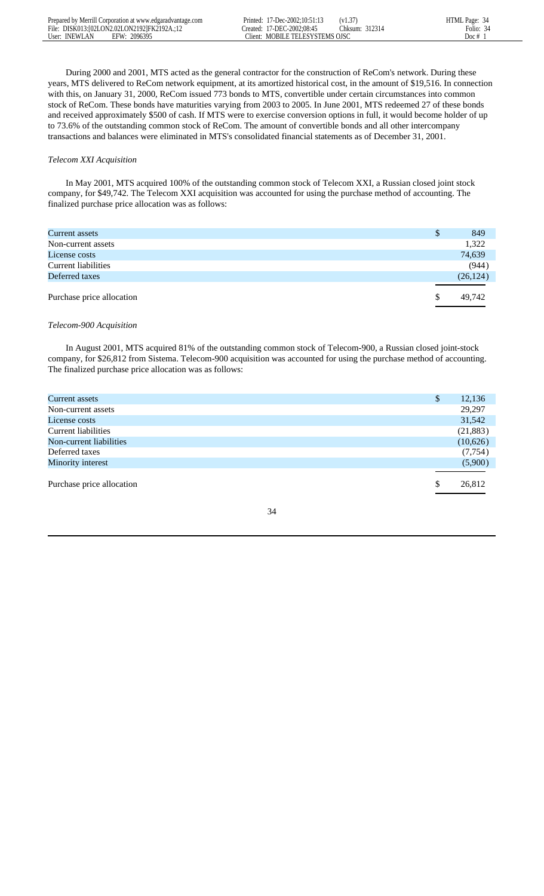During 2000 and 2001, MTS acted as the general contractor for the construction of ReCom's network. During these years, MTS delivered to ReCom network equipment, at its amortized historical cost, in the amount of $19,516. In connection with this, on January 31, 2000, ReCom issued 773 bonds to MTS, convertible under certain circumstances into common stock of ReCom. These bonds have maturities varying from 2003 to 2005. In June 2001, MTS redeemed 27 of these bonds and received approximately $500 of cash. If MTS were to exercise conversion options in full, it would become holder of up to 73.6% of the outstanding common stock of ReCom. The amount of convertible bonds and all other intercompany transactions and balances were eliminated in MTS's consolidated financial statements as of December 31, 2001.

*Telecom XXI Acquisition*

In May 2001, MTS acquired 100% of the outstanding common stock of Telecom XXI, a Russian closed joint stock company, for $49,742. The Telecom XXI acquisition was accounted for using the purchase method of accounting. The finalized purchase price allocation was as follows:

| | |
|---|---|
| Current assets | $ 849 |
| Non-current assets | 1,322 |
| License costs | 74,639 |
| Current liabilities | (944) |
| Deferred taxes | (26,124) |
| Purchase price allocation | $ 49,742 |

*Telecom-900 Acquisition*

In August 2001, MTS acquired 81% of the outstanding common stock of Telecom-900, a Russian closed joint-stock company, for $26,812 from Sistema. Telecom-900 acquisition was accounted for using the purchase method of accounting. The finalized purchase price allocation was as follows:

| | |
|---|---|
| Current assets | $ 12,136 |
| Non-current assets | 29,297 |
| License costs | 31,542 |
| Current liabilities | (21,883) |
| Non-current liabilities | (10,626) |
| Deferred taxes | (7,754) |
| Minority interest | (5,900) |
| Purchase price allocation | $ 26,812 |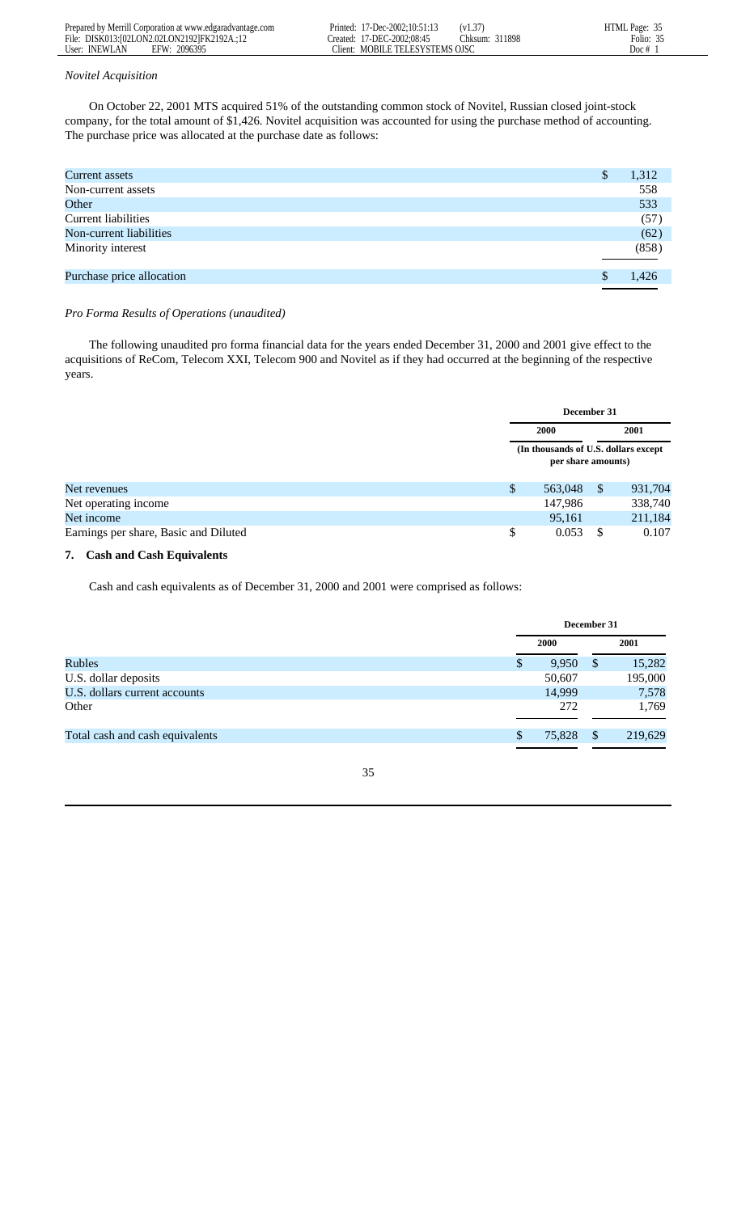*Novitel Acquisition*

On October 22, 2001 MTS acquired 51% of the outstanding common stock of Novitel, Russian closed joint-stock company, for the total amount of $1,426. Novitel acquisition was accounted for using the purchase method of accounting. The purchase price was allocated at the purchase date as follows:

| | |
|---|---|
| Current assets | $ 1,312 |
| Non-current assets | 558 |
| Other | 533 |
| Current liabilities | (57) |
| Non-current liabilities | (62) |
| Minority interest | (858) |
| Purchase price allocation | $ 1,426 |

*Pro Forma Results of Operations (unaudited)*

The following unaudited pro forma financial data for the years ended December 31, 2000 and 2001 give effect to the acquisitions of ReCom, Telecom XXI, Telecom 900 and Novitel as if they had occurred at the beginning of the respective years.

| | December 31 | |
|---|---|---|
| | 2000 | 2001 |
| | (In thousands of U.S. dollars except per share amounts) | |
| Net revenues | $ 563,048 | $ 931,704 |
| Net operating income | 147,986 | 338,740 |
| Net income | 95,161 | 211,184 |
| Earnings per share, Basic and Diluted | $ 0.053 | $ 0.107 |

## 7. Cash and Cash Equivalents

Cash and cash equivalents as of December 31, 2000 and 2001 were comprised as follows:

| | December 31 | |
|---|---|---|
| | 2000 | 2001 |
| Rubles | $ 9,950 | $ 15,282 |
| U.S. dollar deposits | 50,607 | 195,000 |
| U.S. dollars current accounts | 14,999 | 7,578 |
| Other | 272 | 1,769 |
| Total cash and cash equivalents | $ 75,828 | $ 219,629 |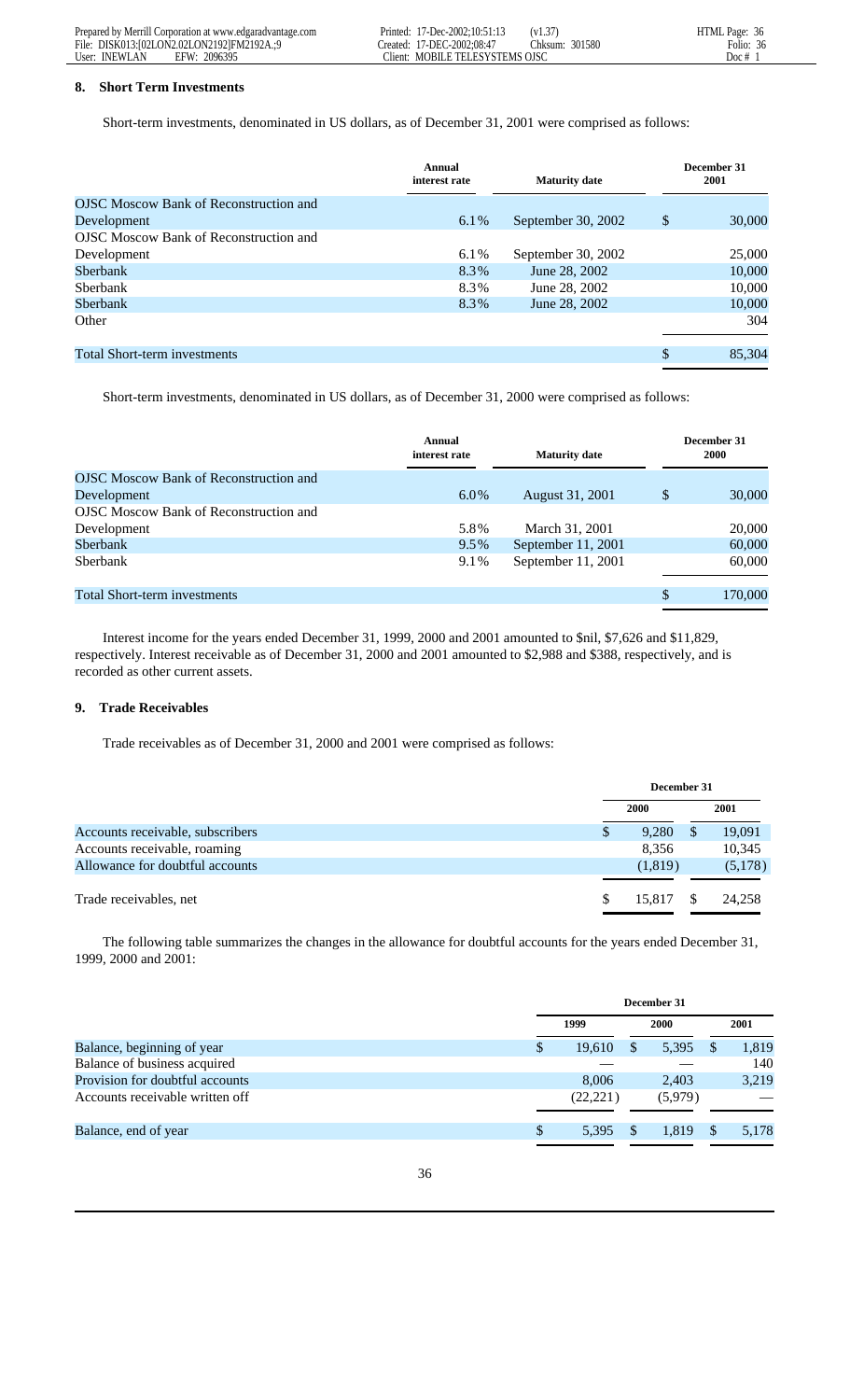## 8. Short Term Investments

Short-term investments, denominated in US dollars, as of December 31, 2001 were comprised as follows:

| | Annual interest rate | Maturity date | December 31 2001 |
|---|---|---|---|
| OJSC Moscow Bank of Reconstruction and Development | 6.1% | September 30, 2002 | $ 30,000 |
| OJSC Moscow Bank of Reconstruction and Development | 6.1% | September 30, 2002 | 25,000 |
| Sberbank | 8.3% | June 28, 2002 | 10,000 |
| Sberbank | 8.3% | June 28, 2002 | 10,000 |
| Sberbank | 8.3% | June 28, 2002 | 10,000 |
| Other | | | 304 |
| Total Short-term investments | | | $ 85,304 |

Short-term investments, denominated in US dollars, as of December 31, 2000 were comprised as follows:

| | Annual interest rate | Maturity date | December 31 2000 |
|---|---|---|---|
| OJSC Moscow Bank of Reconstruction and Development | 6.0% | August 31, 2001 | $ 30,000 |
| OJSC Moscow Bank of Reconstruction and Development | 5.8% | March 31, 2001 | 20,000 |
| Sberbank | 9.5% | September 11, 2001 | 60,000 |
| Sberbank | 9.1% | September 11, 2001 | 60,000 |
| Total Short-term investments | | | $ 170,000 |

Interest income for the years ended December 31, 1999, 2000 and 2001 amounted to $nil, $7,626 and $11,829, respectively. Interest receivable as of December 31, 2000 and 2001 amounted to $2,988 and $388, respectively, and is recorded as other current assets.

## 9. Trade Receivables

Trade receivables as of December 31, 2000 and 2001 were comprised as follows:

| | December 31 | |
|---|---|---|
| | 2000 | 2001 |
| Accounts receivable, subscribers | $ 9,280 | $ 19,091 |
| Accounts receivable, roaming | 8,356 | 10,345 |
| Allowance for doubtful accounts | (1,819) | (5,178) |
| Trade receivables, net | $ 15,817 | $ 24,258 |

The following table summarizes the changes in the allowance for doubtful accounts for the years ended December 31, 1999, 2000 and 2001:

| | December 31 | | |
|---|---|---|---|
| | 1999 | 2000 | 2001 |
| Balance, beginning of year | $ 19,610 | $ 5,395 | $ 1,819 |
| Balance of business acquired | — | — | 140 |
| Provision for doubtful accounts | 8,006 | 2,403 | 3,219 |
| Accounts receivable written off | (22,221) | (5,979) | — |
| Balance, end of year | $ 5,395 | $ 1,819 | $ 5,178 |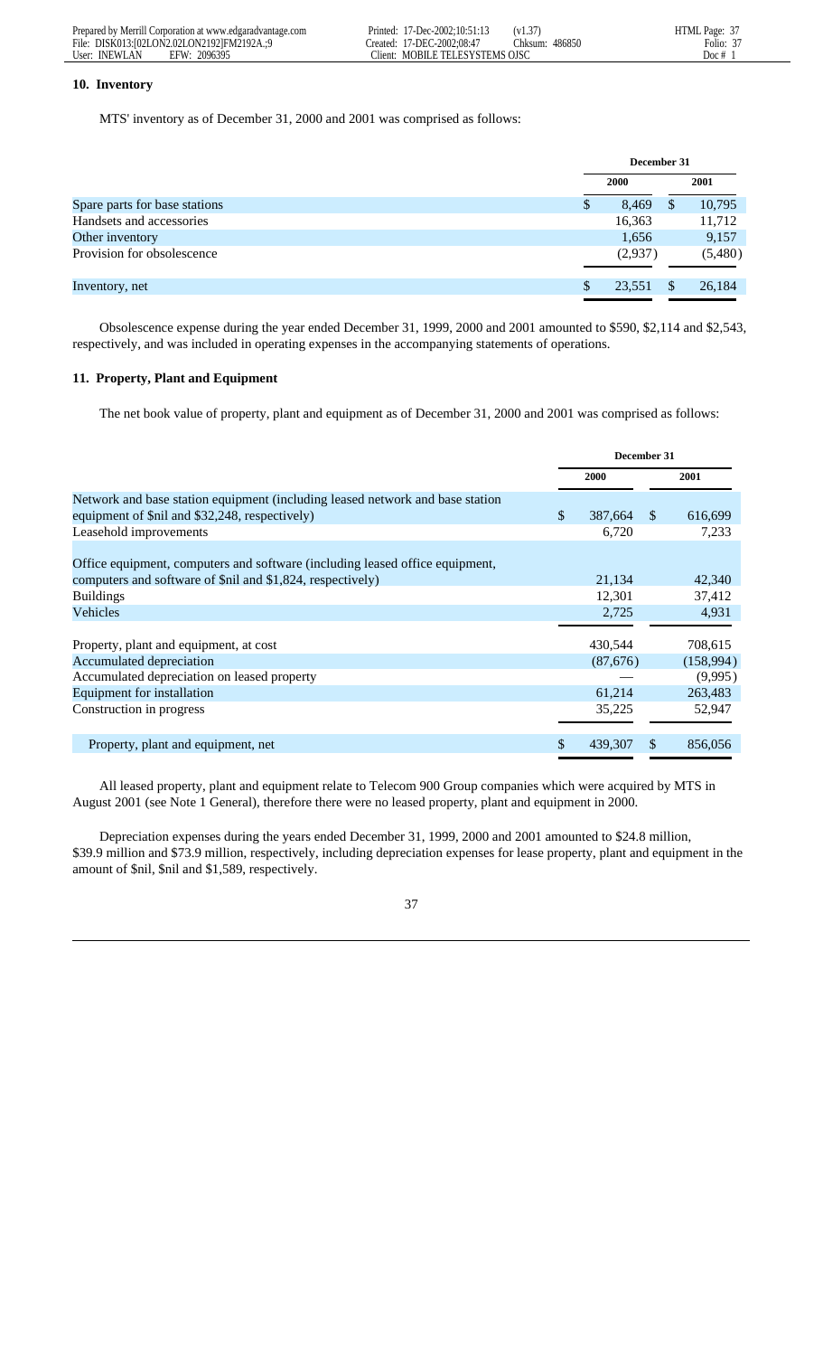### 10. Inventory

MTS' inventory as of December 31, 2000 and 2001 was comprised as follows:

| | December 31 | |
|---|---|---|
| | 2000 | 2001 |
| Spare parts for base stations | $ 8,469 | $ 10,795 |
| Handsets and accessories | 16,363 | 11,712 |
| Other inventory | 1,656 | 9,157 |
| Provision for obsolescence | (2,937) | (5,480) |
| Inventory, net | $ 23,551 | $ 26,184 |

Obsolescence expense during the year ended December 31, 1999, 2000 and 2001 amounted to $590, $2,114 and $2,543, respectively, and was included in operating expenses in the accompanying statements of operations.

### 11. Property, Plant and Equipment

The net book value of property, plant and equipment as of December 31, 2000 and 2001 was comprised as follows:

| | December 31 | |
|---|---|---|
| | 2000 | 2001 |
| Network and base station equipment (including leased network and base station equipment of $nil and $32,248, respectively) | $ 387,664 | $ 616,699 |
| Leasehold improvements | 6,720 | 7,233 |
| Office equipment, computers and software (including leased office equipment, computers and software of $nil and $1,824, respectively) | 21,134 | 42,340 |
| Buildings | 12,301 | 37,412 |
| Vehicles | 2,725 | 4,931 |
| Property, plant and equipment, at cost | 430,544 | 708,615 |
| Accumulated depreciation | (87,676) | (158,994) |
| Accumulated depreciation on leased property | — | (9,995) |
| Equipment for installation | 61,214 | 263,483 |
| Construction in progress | 35,225 | 52,947 |
| Property, plant and equipment, net | $ 439,307 | $ 856,056 |

All leased property, plant and equipment relate to Telecom 900 Group companies which were acquired by MTS in August 2001 (see Note 1 General), therefore there were no leased property, plant and equipment in 2000.

Depreciation expenses during the years ended December 31, 1999, 2000 and 2001 amounted to $24.8 million, $39.9 million and $73.9 million, respectively, including depreciation expenses for lease property, plant and equipment in the amount of $nil, $nil and $1,589, respectively.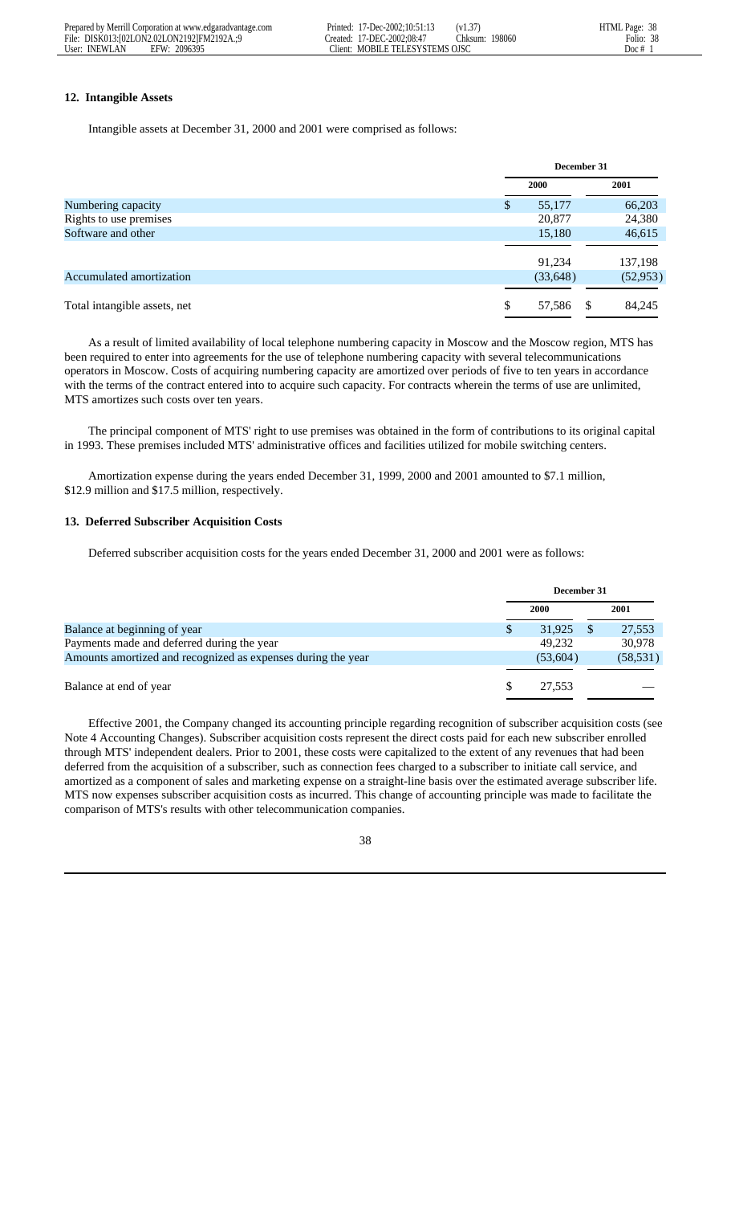### 12. Intangible Assets

Intangible assets at December 31, 2000 and 2001 were comprised as follows:

| | December 31 | |
|---|---|---|
| | 2000 | 2001 |
| Numbering capacity | $ 55,177 | 66,203 |
| Rights to use premises | 20,877 | 24,380 |
| Software and other | 15,180 | 46,615 |
| | 91,234 | 137,198 |
| Accumulated amortization | (33,648) | (52,953) |
| Total intangible assets, net | $ 57,586 | $ 84,245 |

As a result of limited availability of local telephone numbering capacity in Moscow and the Moscow region, MTS has been required to enter into agreements for the use of telephone numbering capacity with several telecommunications operators in Moscow. Costs of acquiring numbering capacity are amortized over periods of five to ten years in accordance with the terms of the contract entered into to acquire such capacity. For contracts wherein the terms of use are unlimited, MTS amortizes such costs over ten years.

The principal component of MTS' right to use premises was obtained in the form of contributions to its original capital in 1993. These premises included MTS' administrative offices and facilities utilized for mobile switching centers.

Amortization expense during the years ended December 31, 1999, 2000 and 2001 amounted to $7.1 million, $12.9 million and $17.5 million, respectively.

### 13. Deferred Subscriber Acquisition Costs

Deferred subscriber acquisition costs for the years ended December 31, 2000 and 2001 were as follows:

| | December 31 | |
|---|---|---|
| | 2000 | 2001 |
| Balance at beginning of year | $ 31,925 | $ 27,553 |
| Payments made and deferred during the year | 49,232 | 30,978 |
| Amounts amortized and recognized as expenses during the year | (53,604) | (58,531) |
| Balance at end of year | $ 27,553 | — |

Effective 2001, the Company changed its accounting principle regarding recognition of subscriber acquisition costs (see Note 4 Accounting Changes). Subscriber acquisition costs represent the direct costs paid for each new subscriber enrolled through MTS' independent dealers. Prior to 2001, these costs were capitalized to the extent of any revenues that had been deferred from the acquisition of a subscriber, such as connection fees charged to a subscriber to initiate call service, and amortized as a component of sales and marketing expense on a straight-line basis over the estimated average subscriber life. MTS now expenses subscriber acquisition costs as incurred. This change of accounting principle was made to facilitate the comparison of MTS's results with other telecommunication companies.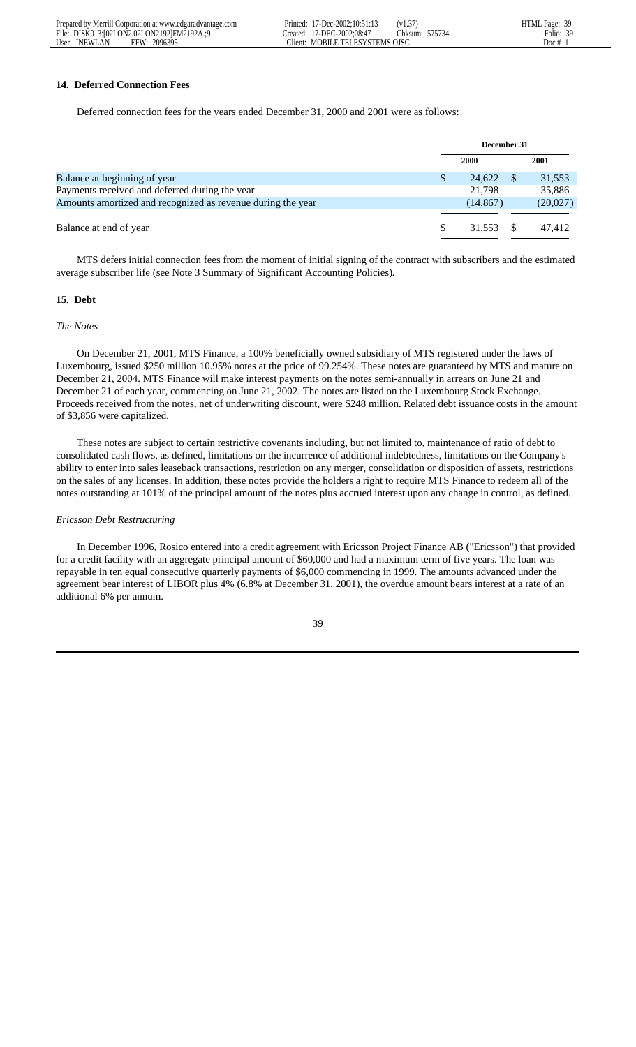### 14. Deferred Connection Fees

Deferred connection fees for the years ended December 31, 2000 and 2001 were as follows:

| | December 31 | |
|---|---|---|
| | 2000 | 2001 |
| Balance at beginning of year | $ 24,622 | $ 31,553 |
| Payments received and deferred during the year | 21,798 | 35,886 |
| Amounts amortized and recognized as revenue during the year | (14,867) | (20,027) |
| Balance at end of year | $ 31,553 | $ 47,412 |

MTS defers initial connection fees from the moment of initial signing of the contract with subscribers and the estimated average subscriber life (see Note 3 Summary of Significant Accounting Policies).

### 15. Debt

*The Notes*

On December 21, 2001, MTS Finance, a 100% beneficially owned subsidiary of MTS registered under the laws of Luxembourg, issued $250 million 10.95% notes at the price of 99.254%. These notes are guaranteed by MTS and mature on December 21, 2004. MTS Finance will make interest payments on the notes semi-annually in arrears on June 21 and December 21 of each year, commencing on June 21, 2002. The notes are listed on the Luxembourg Stock Exchange. Proceeds received from the notes, net of underwriting discount, were $248 million. Related debt issuance costs in the amount of $3,856 were capitalized.

These notes are subject to certain restrictive covenants including, but not limited to, maintenance of ratio of debt to consolidated cash flows, as defined, limitations on the incurrence of additional indebtedness, limitations on the Company's ability to enter into sales leaseback transactions, restriction on any merger, consolidation or disposition of assets, restrictions on the sales of any licenses. In addition, these notes provide the holders a right to require MTS Finance to redeem all of the notes outstanding at 101% of the principal amount of the notes plus accrued interest upon any change in control, as defined.

*Ericsson Debt Restructuring*

In December 1996, Rosico entered into a credit agreement with Ericsson Project Finance AB ("Ericsson") that provided for a credit facility with an aggregate principal amount of $60,000 and had a maximum term of five years. The loan was repayable in ten equal consecutive quarterly payments of $6,000 commencing in 1999. The amounts advanced under the agreement bear interest of LIBOR plus 4% (6.8% at December 31, 2001), the overdue amount bears interest at a rate of an additional 6% per annum.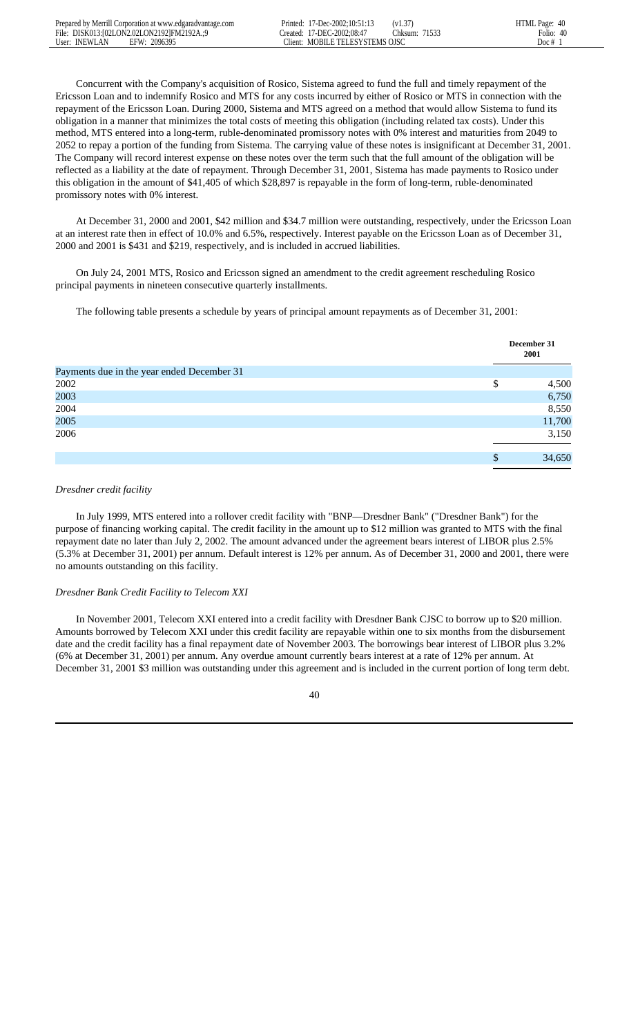Concurrent with the Company's acquisition of Rosico, Sistema agreed to fund the full and timely repayment of the Ericsson Loan and to indemnify Rosico and MTS for any costs incurred by either of Rosico or MTS in connection with the repayment of the Ericsson Loan. During 2000, Sistema and MTS agreed on a method that would allow Sistema to fund its obligation in a manner that minimizes the total costs of meeting this obligation (including related tax costs). Under this method, MTS entered into a long-term, ruble-denominated promissory notes with 0% interest and maturities from 2049 to 2052 to repay a portion of the funding from Sistema. The carrying value of these notes is insignificant at December 31, 2001. The Company will record interest expense on these notes over the term such that the full amount of the obligation will be reflected as a liability at the date of repayment. Through December 31, 2001, Sistema has made payments to Rosico under this obligation in the amount of $41,405 of which $28,897 is repayable in the form of long-term, ruble-denominated promissory notes with 0% interest.

At December 31, 2000 and 2001, $42 million and $34.7 million were outstanding, respectively, under the Ericsson Loan at an interest rate then in effect of 10.0% and 6.5%, respectively. Interest payable on the Ericsson Loan as of December 31, 2000 and 2001 is $431 and $219, respectively, and is included in accrued liabilities.

On July 24, 2001 MTS, Rosico and Ericsson signed an amendment to the credit agreement rescheduling Rosico principal payments in nineteen consecutive quarterly installments.

The following table presents a schedule by years of principal amount repayments as of December 31, 2001:

| | December 31 2001 |
|---|---|
| Payments due in the year ended December 31 | |
| 2002 | $ 4,500 |
| 2003 | 6,750 |
| 2004 | 8,550 |
| 2005 | 11,700 |
| 2006 | 3,150 |
| | $ 34,650 |

*Dresdner credit facility*

In July 1999, MTS entered into a rollover credit facility with "BNP—Dresdner Bank" ("Dresdner Bank") for the purpose of financing working capital. The credit facility in the amount up to $12 million was granted to MTS with the final repayment date no later than July 2, 2002. The amount advanced under the agreement bears interest of LIBOR plus 2.5% (5.3% at December 31, 2001) per annum. Default interest is 12% per annum. As of December 31, 2000 and 2001, there were no amounts outstanding on this facility.

*Dresdner Bank Credit Facility to Telecom XXI*

In November 2001, Telecom XXI entered into a credit facility with Dresdner Bank CJSC to borrow up to $20 million. Amounts borrowed by Telecom XXI under this credit facility are repayable within one to six months from the disbursement date and the credit facility has a final repayment date of November 2003. The borrowings bear interest of LIBOR plus 3.2% (6% at December 31, 2001) per annum. Any overdue amount currently bears interest at a rate of 12% per annum. At December 31, 2001 $3 million was outstanding under this agreement and is included in the current portion of long term debt.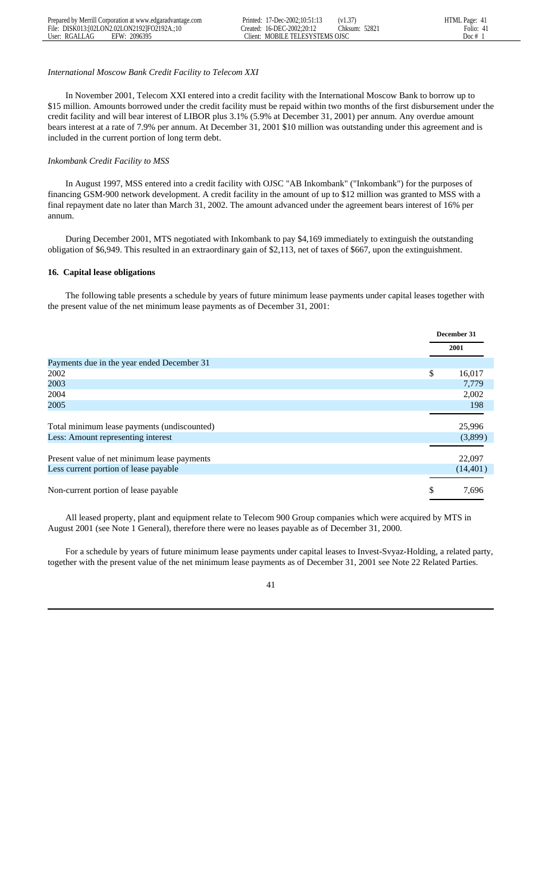*International Moscow Bank Credit Facility to Telecom XXI*

In November 2001, Telecom XXI entered into a credit facility with the International Moscow Bank to borrow up to $15 million. Amounts borrowed under the credit facility must be repaid within two months of the first disbursement under the credit facility and will bear interest of LIBOR plus 3.1% (5.9% at December 31, 2001) per annum. Any overdue amount bears interest at a rate of 7.9% per annum. At December 31, 2001 $10 million was outstanding under this agreement and is included in the current portion of long term debt.

*Inkombank Credit Facility to MSS*

In August 1997, MSS entered into a credit facility with OJSC "AB Inkombank" ("Inkombank") for the purposes of financing GSM-900 network development. A credit facility in the amount of up to $12 million was granted to MSS with a final repayment date no later than March 31, 2002. The amount advanced under the agreement bears interest of 16% per annum.

During December 2001, MTS negotiated with Inkombank to pay $4,169 immediately to extinguish the outstanding obligation of $6,949. This resulted in an extraordinary gain of $2,113, net of taxes of $667, upon the extinguishment.

**16. Capital lease obligations**

The following table presents a schedule by years of future minimum lease payments under capital leases together with the present value of the net minimum lease payments as of December 31, 2001:

| | December 31 2001 |
|---|---|
| Payments due in the year ended December 31 | |
| 2002 | $ 16,017 |
| 2003 | 7,779 |
| 2004 | 2,002 |
| 2005 | 198 |
| Total minimum lease payments (undiscounted) | 25,996 |
| Less: Amount representing interest | (3,899) |
| Present value of net minimum lease payments | 22,097 |
| Less current portion of lease payable | (14,401) |
| Non-current portion of lease payable | $ 7,696 |

All leased property, plant and equipment relate to Telecom 900 Group companies which were acquired by MTS in August 2001 (see Note 1 General), therefore there were no leases payable as of December 31, 2000.

For a schedule by years of future minimum lease payments under capital leases to Invest-Svyaz-Holding, a related party, together with the present value of the net minimum lease payments as of December 31, 2001 see Note 22 Related Parties.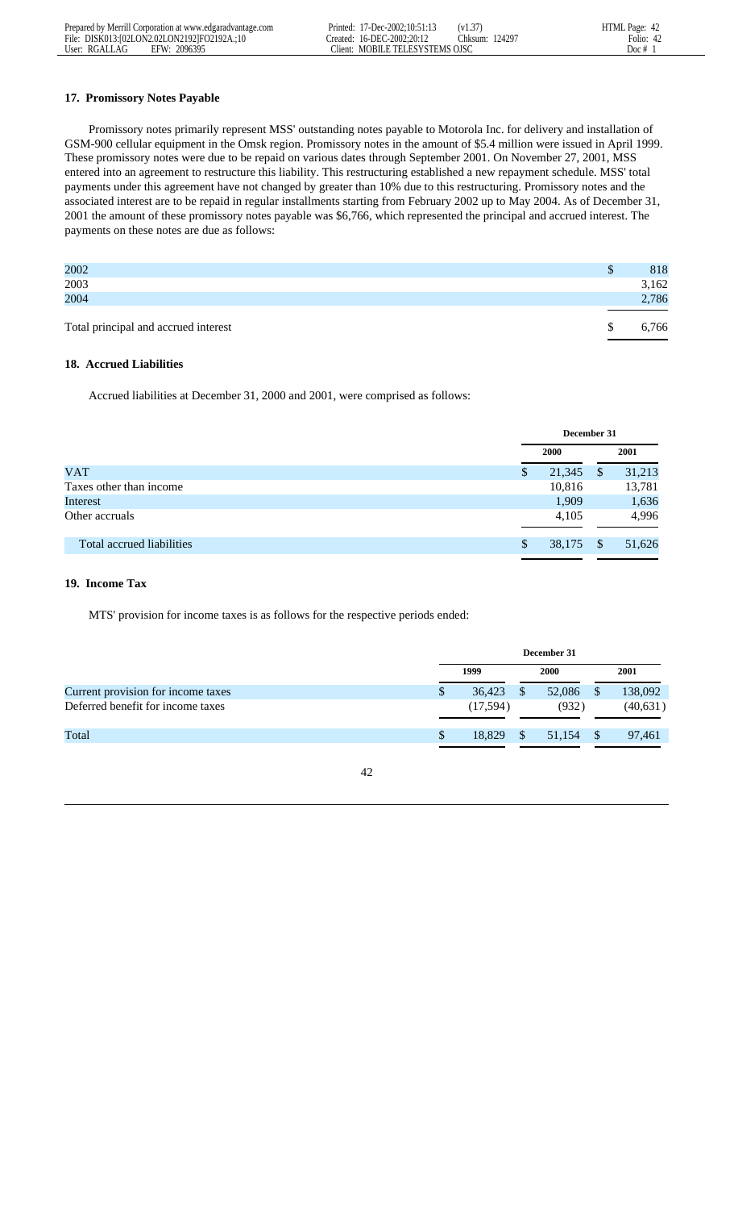### 17. Promissory Notes Payable

Promissory notes primarily represent MSS' outstanding notes payable to Motorola Inc. for delivery and installation of GSM-900 cellular equipment in the Omsk region. Promissory notes in the amount of $5.4 million were issued in April 1999. These promissory notes were due to be repaid on various dates through September 2001. On November 27, 2001, MSS entered into an agreement to restructure this liability. This restructuring established a new repayment schedule. MSS' total payments under this agreement have not changed by greater than 10% due to this restructuring. Promissory notes and the associated interest are to be repaid in regular installments starting from February 2002 up to May 2004. As of December 31, 2001 the amount of these promissory notes payable was $6,766, which represented the principal and accrued interest. The payments on these notes are due as follows:

| | |
|---|---|
| 2002 | $ 818 |
| 2003 | 3,162 |
| 2004 | 2,786 |
| Total principal and accrued interest | $ 6,766 |

### 18. Accrued Liabilities

Accrued liabilities at December 31, 2000 and 2001, were comprised as follows:

| | December 31 | |
|---|---|---|
| | 2000 | 2001 |
| VAT | $ 21,345 | $ 31,213 |
| Taxes other than income | 10,816 | 13,781 |
| Interest | 1,909 | 1,636 |
| Other accruals | 4,105 | 4,996 |
| Total accrued liabilities | $ 38,175 | $ 51,626 |

### 19. Income Tax

MTS' provision for income taxes is as follows for the respective periods ended:

| | December 31 | | |
|---|---|---|---|
| | 1999 | 2000 | 2001 |
| Current provision for income taxes | $ 36,423 | $ 52,086 | $ 138,092 |
| Deferred benefit for income taxes | (17,594) | (932) | (40,631) |
| Total | $ 18,829 | $ 51,154 | $ 97,461 |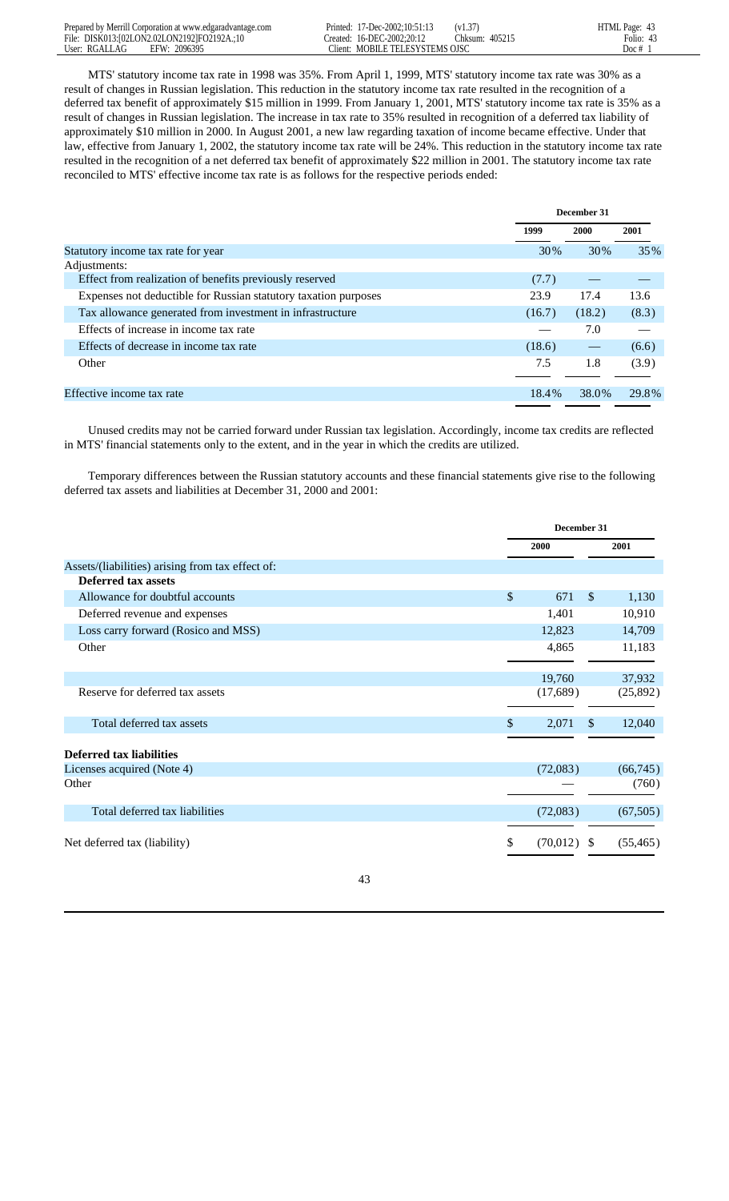MTS' statutory income tax rate in 1998 was 35%. From April 1, 1999, MTS' statutory income tax rate was 30% as a result of changes in Russian legislation. This reduction in the statutory income tax rate resulted in the recognition of a deferred tax benefit of approximately $15 million in 1999. From January 1, 2001, MTS' statutory income tax rate is 35% as a result of changes in Russian legislation. The increase in tax rate to 35% resulted in recognition of a deferred tax liability of approximately $10 million in 2000. In August 2001, a new law regarding taxation of income became effective. Under that law, effective from January 1, 2002, the statutory income tax rate will be 24%. This reduction in the statutory income tax rate resulted in the recognition of a net deferred tax benefit of approximately $22 million in 2001. The statutory income tax rate reconciled to MTS' effective income tax rate is as follows for the respective periods ended:

| | December 31 | | |
|---|---|---|---|
| | 1999 | 2000 | 2001 |
| Statutory income tax rate for year | 30% | 30% | 35% |
| Adjustments: | | | |
| Effect from realization of benefits previously reserved | (7.7) | — | — |
| Expenses not deductible for Russian statutory taxation purposes | 23.9 | 17.4 | 13.6 |
| Tax allowance generated from investment in infrastructure | (16.7) | (18.2) | (8.3) |
| Effects of increase in income tax rate | — | 7.0 | — |
| Effects of decrease in income tax rate | (18.6) | — | (6.6) |
| Other | 7.5 | 1.8 | (3.9) |
| Effective income tax rate | 18.4% | 38.0% | 29.8% |

Unused credits may not be carried forward under Russian tax legislation. Accordingly, income tax credits are reflected in MTS' financial statements only to the extent, and in the year in which the credits are utilized.

Temporary differences between the Russian statutory accounts and these financial statements give rise to the following deferred tax assets and liabilities at December 31, 2000 and 2001:

| | December 31 | |
|---|---|---|
| | 2000 | 2001 |
| Assets/(liabilities) arising from tax effect of: | | |
| **Deferred tax assets** | | |
| Allowance for doubtful accounts | $ 671 | $ 1,130 |
| Deferred revenue and expenses | 1,401 | 10,910 |
| Loss carry forward (Rosico and MSS) | 12,823 | 14,709 |
| Other | 4,865 | 11,183 |
| | 19,760 | 37,932 |
| Reserve for deferred tax assets | (17,689) | (25,892) |
| Total deferred tax assets | $ 2,071 | $ 12,040 |
| **Deferred tax liabilities** | | |
| Licenses acquired (Note 4) | (72,083) | (66,745) |
| Other | — | (760) |
| Total deferred tax liabilities | (72,083) | (67,505) |
| Net deferred tax (liability) | $ (70,012) | $ (55,465) |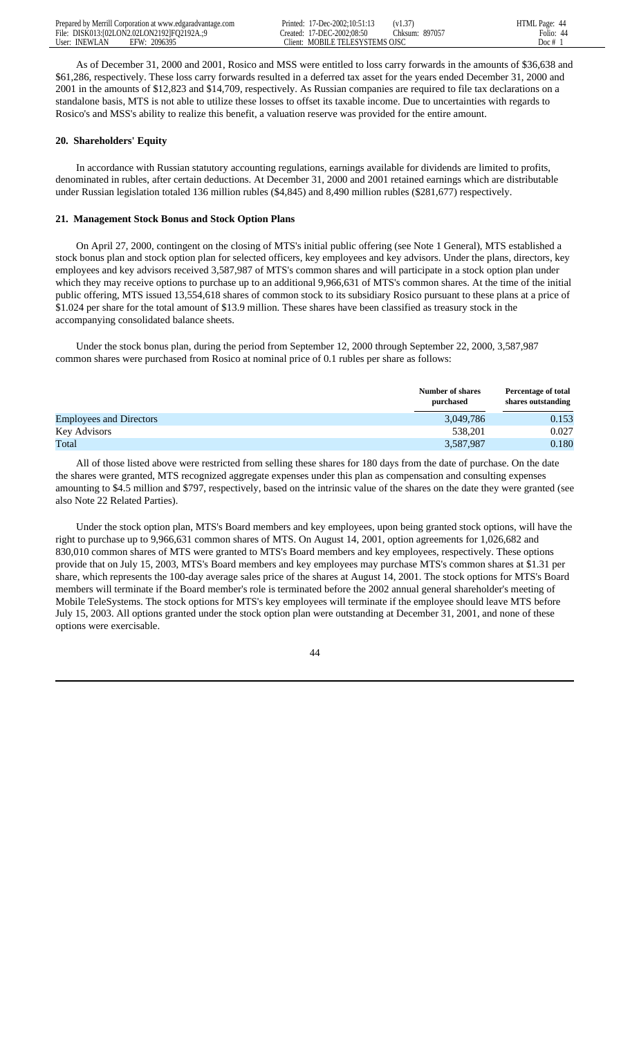As of December 31, 2000 and 2001, Rosico and MSS were entitled to loss carry forwards in the amounts of $36,638 and $61,286, respectively. These loss carry forwards resulted in a deferred tax asset for the years ended December 31, 2000 and 2001 in the amounts of $12,823 and $14,709, respectively. As Russian companies are required to file tax declarations on a standalone basis, MTS is not able to utilize these losses to offset its taxable income. Due to uncertainties with regards to Rosico's and MSS's ability to realize this benefit, a valuation reserve was provided for the entire amount.

## 20. Shareholders' Equity

In accordance with Russian statutory accounting regulations, earnings available for dividends are limited to profits, denominated in rubles, after certain deductions. At December 31, 2000 and 2001 retained earnings which are distributable under Russian legislation totaled 136 million rubles ($4,845) and 8,490 million rubles ($281,677) respectively.

## 21. Management Stock Bonus and Stock Option Plans

On April 27, 2000, contingent on the closing of MTS's initial public offering (see Note 1 General), MTS established a stock bonus plan and stock option plan for selected officers, key employees and key advisors. Under the plans, directors, key employees and key advisors received 3,587,987 of MTS's common shares and will participate in a stock option plan under which they may receive options to purchase up to an additional 9,966,631 of MTS's common shares. At the time of the initial public offering, MTS issued 13,554,618 shares of common stock to its subsidiary Rosico pursuant to these plans at a price of $1.024 per share for the total amount of $13.9 million. These shares have been classified as treasury stock in the accompanying consolidated balance sheets.

Under the stock bonus plan, during the period from September 12, 2000 through September 22, 2000, 3,587,987 common shares were purchased from Rosico at nominal price of 0.1 rubles per share as follows:

| | Number of shares purchased | Percentage of total shares outstanding |
|---|---|---|
| Employees and Directors | 3,049,786 | 0.153 |
| Key Advisors | 538,201 | 0.027 |
| Total | 3,587,987 | 0.180 |

All of those listed above were restricted from selling these shares for 180 days from the date of purchase. On the date the shares were granted, MTS recognized aggregate expenses under this plan as compensation and consulting expenses amounting to $4.5 million and $797, respectively, based on the intrinsic value of the shares on the date they were granted (see also Note 22 Related Parties).

Under the stock option plan, MTS's Board members and key employees, upon being granted stock options, will have the right to purchase up to 9,966,631 common shares of MTS. On August 14, 2001, option agreements for 1,026,682 and 830,010 common shares of MTS were granted to MTS's Board members and key employees, respectively. These options provide that on July 15, 2003, MTS's Board members and key employees may purchase MTS's common shares at $1.31 per share, which represents the 100-day average sales price of the shares at August 14, 2001. The stock options for MTS's Board members will terminate if the Board member's role is terminated before the 2002 annual general shareholder's meeting of Mobile TeleSystems. The stock options for MTS's key employees will terminate if the employee should leave MTS before July 15, 2003. All options granted under the stock option plan were outstanding at December 31, 2001, and none of these options were exercisable.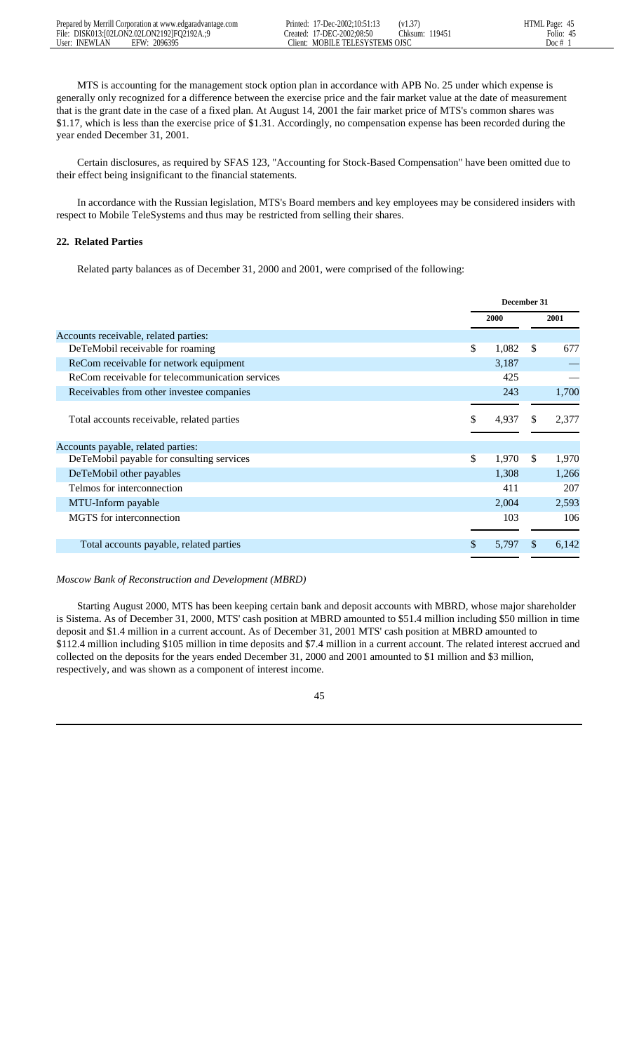MTS is accounting for the management stock option plan in accordance with APB No. 25 under which expense is generally only recognized for a difference between the exercise price and the fair market value at the date of measurement that is the grant date in the case of a fixed plan. At August 14, 2001 the fair market price of MTS's common shares was $1.17, which is less than the exercise price of $1.31. Accordingly, no compensation expense has been recorded during the year ended December 31, 2001.

Certain disclosures, as required by SFAS 123, "Accounting for Stock-Based Compensation" have been omitted due to their effect being insignificant to the financial statements.

In accordance with the Russian legislation, MTS's Board members and key employees may be considered insiders with respect to Mobile TeleSystems and thus may be restricted from selling their shares.

### 22. Related Parties

Related party balances as of December 31, 2000 and 2001, were comprised of the following:

| | December 31 | |
|---|---|---|
| | 2000 | 2001 |
| Accounts receivable, related parties: | | |
| DeTeMobil receivable for roaming | $ 1,082 | $ 677 |
| ReCom receivable for network equipment | 3,187 | — |
| ReCom receivable for telecommunication services | 425 | — |
| Receivables from other investee companies | 243 | 1,700 |
| Total accounts receivable, related parties | $ 4,937 | $ 2,377 |
| Accounts payable, related parties: | | |
| DeTeMobil payable for consulting services | $ 1,970 | $ 1,970 |
| DeTeMobil other payables | 1,308 | 1,266 |
| Telmos for interconnection | 411 | 207 |
| MTU-Inform payable | 2,004 | 2,593 |
| MGTS for interconnection | 103 | 106 |
| Total accounts payable, related parties | $ 5,797 | $ 6,142 |

*Moscow Bank of Reconstruction and Development (MBRD)*

Starting August 2000, MTS has been keeping certain bank and deposit accounts with MBRD, whose major shareholder is Sistema. As of December 31, 2000, MTS' cash position at MBRD amounted to $51.4 million including $50 million in time deposit and $1.4 million in a current account. As of December 31, 2001 MTS' cash position at MBRD amounted to $112.4 million including $105 million in time deposits and $7.4 million in a current account. The related interest accrued and collected on the deposits for the years ended December 31, 2000 and 2001 amounted to $1 million and $3 million, respectively, and was shown as a component of interest income.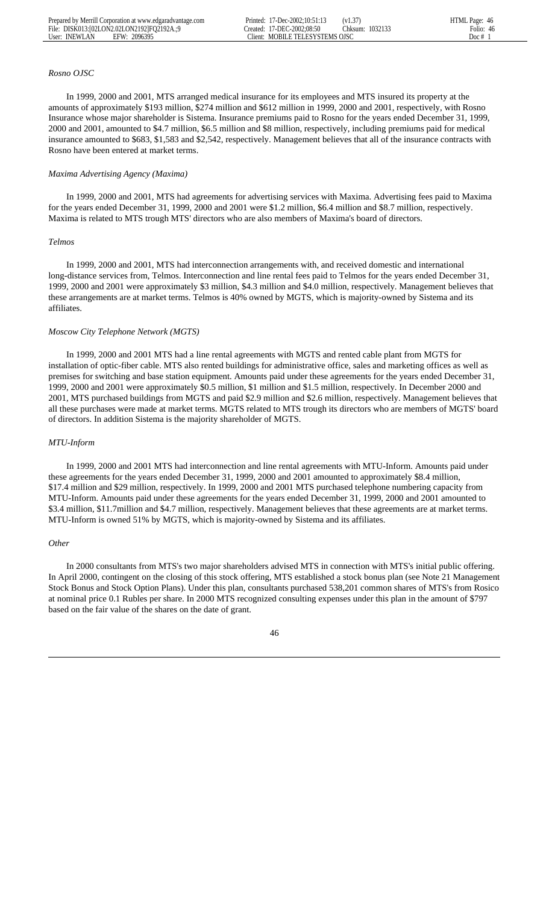*Rosno OJSC*

In 1999, 2000 and 2001, MTS arranged medical insurance for its employees and MTS insured its property at the amounts of approximately $193 million, $274 million and $612 million in 1999, 2000 and 2001, respectively, with Rosno Insurance whose major shareholder is Sistema. Insurance premiums paid to Rosno for the years ended December 31, 1999, 2000 and 2001, amounted to $4.7 million, $6.5 million and $8 million, respectively, including premiums paid for medical insurance amounted to $683, $1,583 and $2,542, respectively. Management believes that all of the insurance contracts with Rosno have been entered at market terms.

*Maxima Advertising Agency (Maxima)*

In 1999, 2000 and 2001, MTS had agreements for advertising services with Maxima. Advertising fees paid to Maxima for the years ended December 31, 1999, 2000 and 2001 were $1.2 million, $6.4 million and $8.7 million, respectively. Maxima is related to MTS trough MTS' directors who are also members of Maxima's board of directors.

*Telmos*

In 1999, 2000 and 2001, MTS had interconnection arrangements with, and received domestic and international long-distance services from, Telmos. Interconnection and line rental fees paid to Telmos for the years ended December 31, 1999, 2000 and 2001 were approximately $3 million, $4.3 million and $4.0 million, respectively. Management believes that these arrangements are at market terms. Telmos is 40% owned by MGTS, which is majority-owned by Sistema and its affiliates.

*Moscow City Telephone Network (MGTS)*

In 1999, 2000 and 2001 MTS had a line rental agreements with MGTS and rented cable plant from MGTS for installation of optic-fiber cable. MTS also rented buildings for administrative office, sales and marketing offices as well as premises for switching and base station equipment. Amounts paid under these agreements for the years ended December 31, 1999, 2000 and 2001 were approximately $0.5 million, $1 million and $1.5 million, respectively. In December 2000 and 2001, MTS purchased buildings from MGTS and paid $2.9 million and $2.6 million, respectively. Management believes that all these purchases were made at market terms. MGTS related to MTS trough its directors who are members of MGTS' board of directors. In addition Sistema is the majority shareholder of MGTS.

*MTU-Inform*

In 1999, 2000 and 2001 MTS had interconnection and line rental agreements with MTU-Inform. Amounts paid under these agreements for the years ended December 31, 1999, 2000 and 2001 amounted to approximately $8.4 million, $17.4 million and $29 million, respectively. In 1999, 2000 and 2001 MTS purchased telephone numbering capacity from MTU-Inform. Amounts paid under these agreements for the years ended December 31, 1999, 2000 and 2001 amounted to $3.4 million, $11.7million and $4.7 million, respectively. Management believes that these agreements are at market terms. MTU-Inform is owned 51% by MGTS, which is majority-owned by Sistema and its affiliates.

*Other*

In 2000 consultants from MTS's two major shareholders advised MTS in connection with MTS's initial public offering. In April 2000, contingent on the closing of this stock offering, MTS established a stock bonus plan (see Note 21 Management Stock Bonus and Stock Option Plans). Under this plan, consultants purchased 538,201 common shares of MTS's from Rosico at nominal price 0.1 Rubles per share. In 2000 MTS recognized consulting expenses under this plan in the amount of $797 based on the fair value of the shares on the date of grant.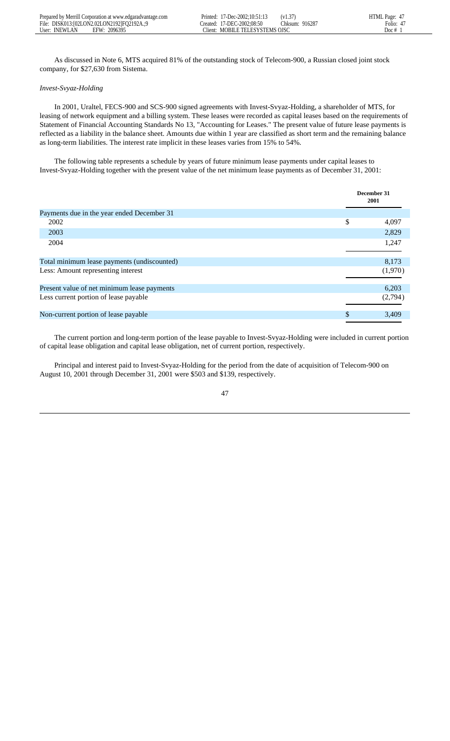As discussed in Note 6, MTS acquired 81% of the outstanding stock of Telecom-900, a Russian closed joint stock company, for $27,630 from Sistema.

*Invest-Svyaz-Holding*

In 2001, Uraltel, FECS-900 and SCS-900 signed agreements with Invest-Svyaz-Holding, a shareholder of MTS, for leasing of network equipment and a billing system. These leases were recorded as capital leases based on the requirements of Statement of Financial Accounting Standards No 13, "Accounting for Leases." The present value of future lease payments is reflected as a liability in the balance sheet. Amounts due within 1 year are classified as short term and the remaining balance as long-term liabilities. The interest rate implicit in these leases varies from 15% to 54%.

The following table represents a schedule by years of future minimum lease payments under capital leases to Invest-Svyaz-Holding together with the present value of the net minimum lease payments as of December 31, 2001:

| | December 31 2001 |
|---|---|
| Payments due in the year ended December 31 | |
| 2002 | $ 4,097 |
| 2003 | 2,829 |
| 2004 | 1,247 |
| Total minimum lease payments (undiscounted) | 8,173 |
| Less: Amount representing interest | (1,970) |
| Present value of net minimum lease payments | 6,203 |
| Less current portion of lease payable | (2,794) |
| Non-current portion of lease payable | $ 3,409 |

The current portion and long-term portion of the lease payable to Invest-Svyaz-Holding were included in current portion of capital lease obligation and capital lease obligation, net of current portion, respectively.

Principal and interest paid to Invest-Svyaz-Holding for the period from the date of acquisition of Telecom-900 on August 10, 2001 through December 31, 2001 were $503 and $139, respectively.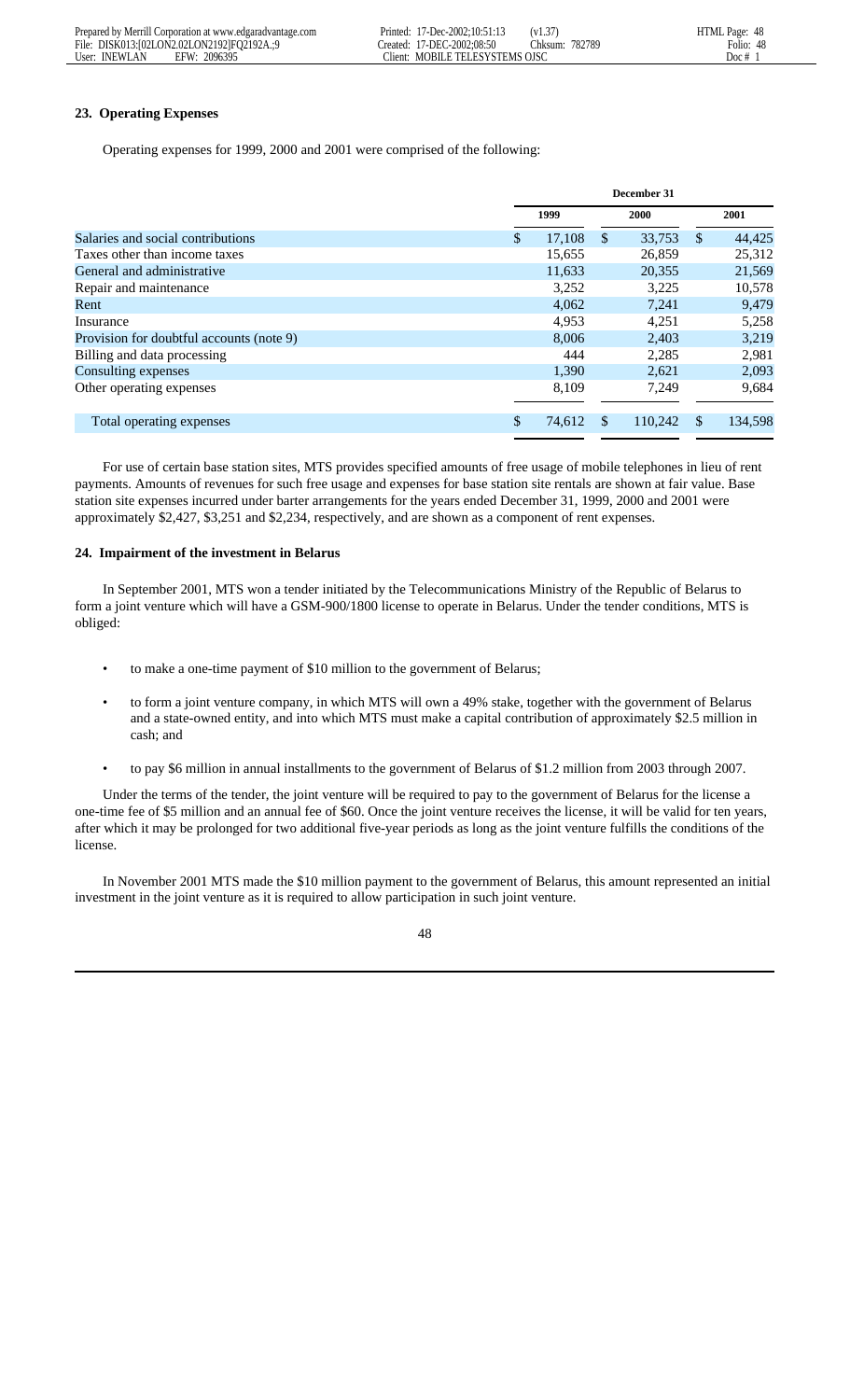## 23. Operating Expenses

Operating expenses for 1999, 2000 and 2001 were comprised of the following:

| | December 31 | | |
|---|---|---|---|
| | 1999 | 2000 | 2001 |
| Salaries and social contributions | $ 17,108 | $ 33,753 | $ 44,425 |
| Taxes other than income taxes | 15,655 | 26,859 | 25,312 |
| General and administrative | 11,633 | 20,355 | 21,569 |
| Repair and maintenance | 3,252 | 3,225 | 10,578 |
| Rent | 4,062 | 7,241 | 9,479 |
| Insurance | 4,953 | 4,251 | 5,258 |
| Provision for doubtful accounts (note 9) | 8,006 | 2,403 | 3,219 |
| Billing and data processing | 444 | 2,285 | 2,981 |
| Consulting expenses | 1,390 | 2,621 | 2,093 |
| Other operating expenses | 8,109 | 7,249 | 9,684 |
| Total operating expenses | $ 74,612 | $ 110,242 | $ 134,598 |

For use of certain base station sites, MTS provides specified amounts of free usage of mobile telephones in lieu of rent payments. Amounts of revenues for such free usage and expenses for base station site rentals are shown at fair value. Base station site expenses incurred under barter arrangements for the years ended December 31, 1999, 2000 and 2001 were approximately $2,427, $3,251 and $2,234, respectively, and are shown as a component of rent expenses.

## 24. Impairment of the investment in Belarus

In September 2001, MTS won a tender initiated by the Telecommunications Ministry of the Republic of Belarus to form a joint venture which will have a GSM-900/1800 license to operate in Belarus. Under the tender conditions, MTS is obliged:

- to make a one-time payment of $10 million to the government of Belarus;
- to form a joint venture company, in which MTS will own a 49% stake, together with the government of Belarus and a state-owned entity, and into which MTS must make a capital contribution of approximately $2.5 million in cash; and
- to pay $6 million in annual installments to the government of Belarus of $1.2 million from 2003 through 2007.

Under the terms of the tender, the joint venture will be required to pay to the government of Belarus for the license a one-time fee of $5 million and an annual fee of $60. Once the joint venture receives the license, it will be valid for ten years, after which it may be prolonged for two additional five-year periods as long as the joint venture fulfills the conditions of the license.

In November 2001 MTS made the $10 million payment to the government of Belarus, this amount represented an initial investment in the joint venture as it is required to allow participation in such joint venture.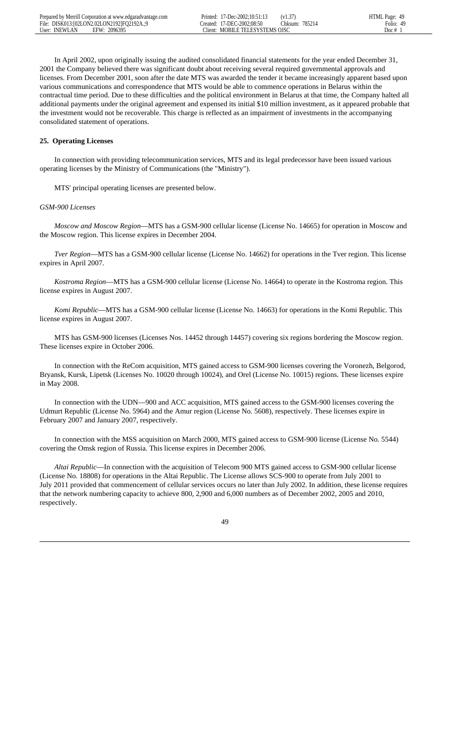In April 2002, upon originally issuing the audited consolidated financial statements for the year ended December 31, 2001 the Company believed there was significant doubt about receiving several required governmental approvals and licenses. From December 2001, soon after the date MTS was awarded the tender it became increasingly apparent based upon various communications and correspondence that MTS would be able to commence operations in Belarus within the contractual time period. Due to these difficulties and the political environment in Belarus at that time, the Company halted all additional payments under the original agreement and expensed its initial $10 million investment, as it appeared probable that the investment would not be recoverable. This charge is reflected as an impairment of investments in the accompanying consolidated statement of operations.

**25. Operating Licenses**

In connection with providing telecommunication services, MTS and its legal predecessor have been issued various operating licenses by the Ministry of Communications (the "Ministry").

MTS' principal operating licenses are presented below.

*GSM-900 Licenses*

*Moscow and Moscow Region*—MTS has a GSM-900 cellular license (License No. 14665) for operation in Moscow and the Moscow region. This license expires in December 2004.

*Tver Region*—MTS has a GSM-900 cellular license (License No. 14662) for operations in the Tver region. This license expires in April 2007.

*Kostroma Region*—MTS has a GSM-900 cellular license (License No. 14664) to operate in the Kostroma region. This license expires in August 2007.

*Komi Republic*—MTS has a GSM-900 cellular license (License No. 14663) for operations in the Komi Republic. This license expires in August 2007.

MTS has GSM-900 licenses (Licenses Nos. 14452 through 14457) covering six regions bordering the Moscow region. These licenses expire in October 2006.

In connection with the ReCom acquisition, MTS gained access to GSM-900 licenses covering the Voronezh, Belgorod, Bryansk, Kursk, Lipetsk (Licenses No. 10020 through 10024), and Orel (License No. 10015) regions. These licenses expire in May 2008.

In connection with the UDN—900 and ACC acquisition, MTS gained access to the GSM-900 licenses covering the Udmurt Republic (License No. 5964) and the Amur region (License No. 5608), respectively. These licenses expire in February 2007 and January 2007, respectively.

In connection with the MSS acquisition on March 2000, MTS gained access to GSM-900 license (License No. 5544) covering the Omsk region of Russia. This license expires in December 2006.

*Altai Republic*—In connection with the acquisition of Telecom 900 MTS gained access to GSM-900 cellular license (License No. 18808) for operations in the Altai Republic. The License allows SCS-900 to operate from July 2001 to July 2011 provided that commencement of cellular services occurs no later than July 2002. In addition, these license requires that the network numbering capacity to achieve 800, 2,900 and 6,000 numbers as of December 2002, 2005 and 2010, respectively.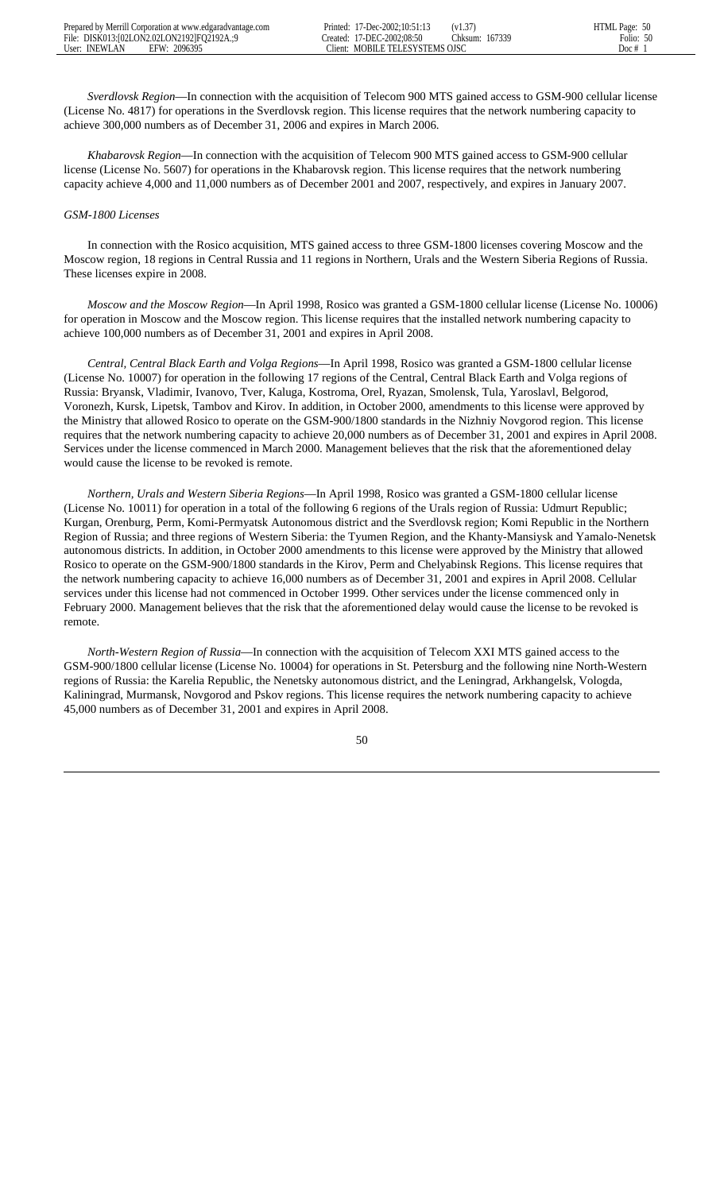*Sverdlovsk Region*—In connection with the acquisition of Telecom 900 MTS gained access to GSM-900 cellular license (License No. 4817) for operations in the Sverdlovsk region. This license requires that the network numbering capacity to achieve 300,000 numbers as of December 31, 2006 and expires in March 2006.

*Khabarovsk Region*—In connection with the acquisition of Telecom 900 MTS gained access to GSM-900 cellular license (License No. 5607) for operations in the Khabarovsk region. This license requires that the network numbering capacity achieve 4,000 and 11,000 numbers as of December 2001 and 2007, respectively, and expires in January 2007.

*GSM-1800 Licenses*

In connection with the Rosico acquisition, MTS gained access to three GSM-1800 licenses covering Moscow and the Moscow region, 18 regions in Central Russia and 11 regions in Northern, Urals and the Western Siberia Regions of Russia. These licenses expire in 2008.

*Moscow and the Moscow Region*—In April 1998, Rosico was granted a GSM-1800 cellular license (License No. 10006) for operation in Moscow and the Moscow region. This license requires that the installed network numbering capacity to achieve 100,000 numbers as of December 31, 2001 and expires in April 2008.

*Central, Central Black Earth and Volga Regions*—In April 1998, Rosico was granted a GSM-1800 cellular license (License No. 10007) for operation in the following 17 regions of the Central, Central Black Earth and Volga regions of Russia: Bryansk, Vladimir, Ivanovo, Tver, Kaluga, Kostroma, Orel, Ryazan, Smolensk, Tula, Yaroslavl, Belgorod, Voronezh, Kursk, Lipetsk, Tambov and Kirov. In addition, in October 2000, amendments to this license were approved by the Ministry that allowed Rosico to operate on the GSM-900/1800 standards in the Nizhniy Novgorod region. This license requires that the network numbering capacity to achieve 20,000 numbers as of December 31, 2001 and expires in April 2008. Services under the license commenced in March 2000. Management believes that the risk that the aforementioned delay would cause the license to be revoked is remote.

*Northern, Urals and Western Siberia Regions*—In April 1998, Rosico was granted a GSM-1800 cellular license (License No. 10011) for operation in a total of the following 6 regions of the Urals region of Russia: Udmurt Republic; Kurgan, Orenburg, Perm, Komi-Permyatsk Autonomous district and the Sverdlovsk region; Komi Republic in the Northern Region of Russia; and three regions of Western Siberia: the Tyumen Region, and the Khanty-Mansiysk and Yamalo-Nenetsk autonomous districts. In addition, in October 2000 amendments to this license were approved by the Ministry that allowed Rosico to operate on the GSM-900/1800 standards in the Kirov, Perm and Chelyabinsk Regions. This license requires that the network numbering capacity to achieve 16,000 numbers as of December 31, 2001 and expires in April 2008. Cellular services under this license had not commenced in October 1999. Other services under the license commenced only in February 2000. Management believes that the risk that the aforementioned delay would cause the license to be revoked is remote.

*North-Western Region of Russia*—In connection with the acquisition of Telecom XXI MTS gained access to the GSM-900/1800 cellular license (License No. 10004) for operations in St. Petersburg and the following nine North-Western regions of Russia: the Karelia Republic, the Nenetsky autonomous district, and the Leningrad, Arkhangelsk, Vologda, Kaliningrad, Murmansk, Novgorod and Pskov regions. This license requires the network numbering capacity to achieve 45,000 numbers as of December 31, 2001 and expires in April 2008.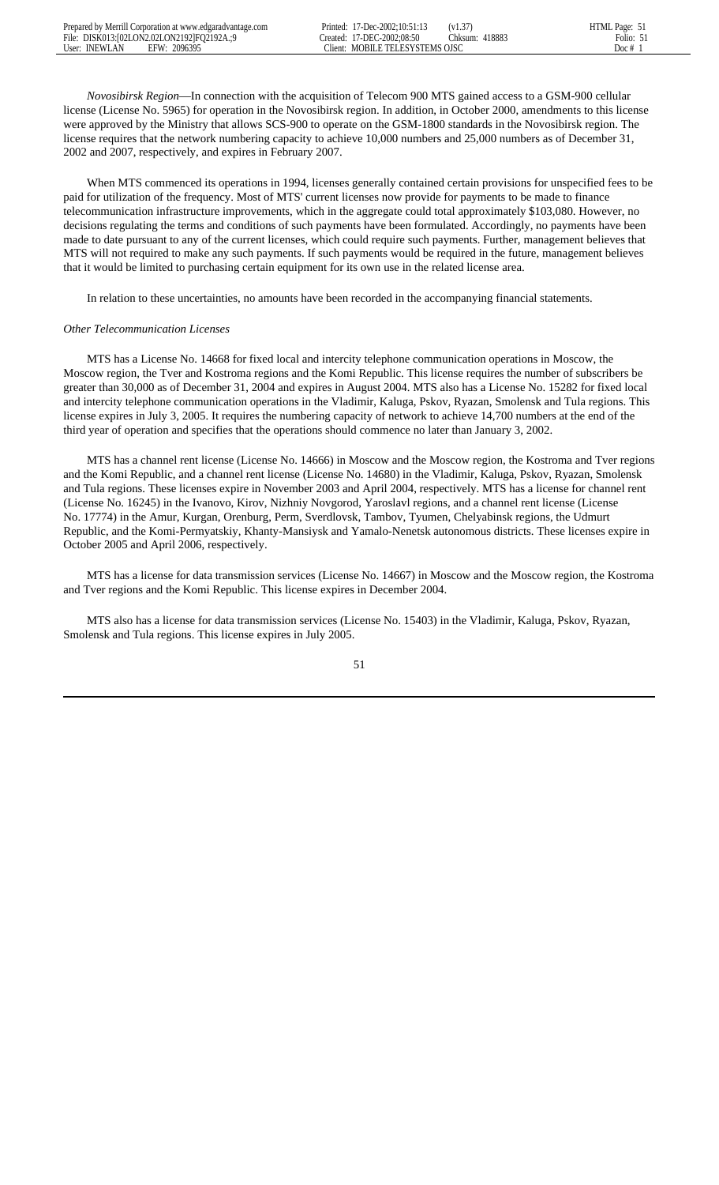*Novosibirsk Region*—In connection with the acquisition of Telecom 900 MTS gained access to a GSM-900 cellular license (License No. 5965) for operation in the Novosibirsk region. In addition, in October 2000, amendments to this license were approved by the Ministry that allows SCS-900 to operate on the GSM-1800 standards in the Novosibirsk region. The license requires that the network numbering capacity to achieve 10,000 numbers and 25,000 numbers as of December 31, 2002 and 2007, respectively, and expires in February 2007.

When MTS commenced its operations in 1994, licenses generally contained certain provisions for unspecified fees to be paid for utilization of the frequency. Most of MTS' current licenses now provide for payments to be made to finance telecommunication infrastructure improvements, which in the aggregate could total approximately $103,080. However, no decisions regulating the terms and conditions of such payments have been formulated. Accordingly, no payments have been made to date pursuant to any of the current licenses, which could require such payments. Further, management believes that MTS will not required to make any such payments. If such payments would be required in the future, management believes that it would be limited to purchasing certain equipment for its own use in the related license area.

In relation to these uncertainties, no amounts have been recorded in the accompanying financial statements.

*Other Telecommunication Licenses*

MTS has a License No. 14668 for fixed local and intercity telephone communication operations in Moscow, the Moscow region, the Tver and Kostroma regions and the Komi Republic. This license requires the number of subscribers be greater than 30,000 as of December 31, 2004 and expires in August 2004. MTS also has a License No. 15282 for fixed local and intercity telephone communication operations in the Vladimir, Kaluga, Pskov, Ryazan, Smolensk and Tula regions. This license expires in July 3, 2005. It requires the numbering capacity of network to achieve 14,700 numbers at the end of the third year of operation and specifies that the operations should commence no later than January 3, 2002.

MTS has a channel rent license (License No. 14666) in Moscow and the Moscow region, the Kostroma and Tver regions and the Komi Republic, and a channel rent license (License No. 14680) in the Vladimir, Kaluga, Pskov, Ryazan, Smolensk and Tula regions. These licenses expire in November 2003 and April 2004, respectively. MTS has a license for channel rent (License No. 16245) in the Ivanovo, Kirov, Nizhniy Novgorod, Yaroslavl regions, and a channel rent license (License No. 17774) in the Amur, Kurgan, Orenburg, Perm, Sverdlovsk, Tambov, Tyumen, Chelyabinsk regions, the Udmurt Republic, and the Komi-Permyatskiy, Khanty-Mansiysk and Yamalo-Nenetsk autonomous districts. These licenses expire in October 2005 and April 2006, respectively.

MTS has a license for data transmission services (License No. 14667) in Moscow and the Moscow region, the Kostroma and Tver regions and the Komi Republic. This license expires in December 2004.

MTS also has a license for data transmission services (License No. 15403) in the Vladimir, Kaluga, Pskov, Ryazan, Smolensk and Tula regions. This license expires in July 2005.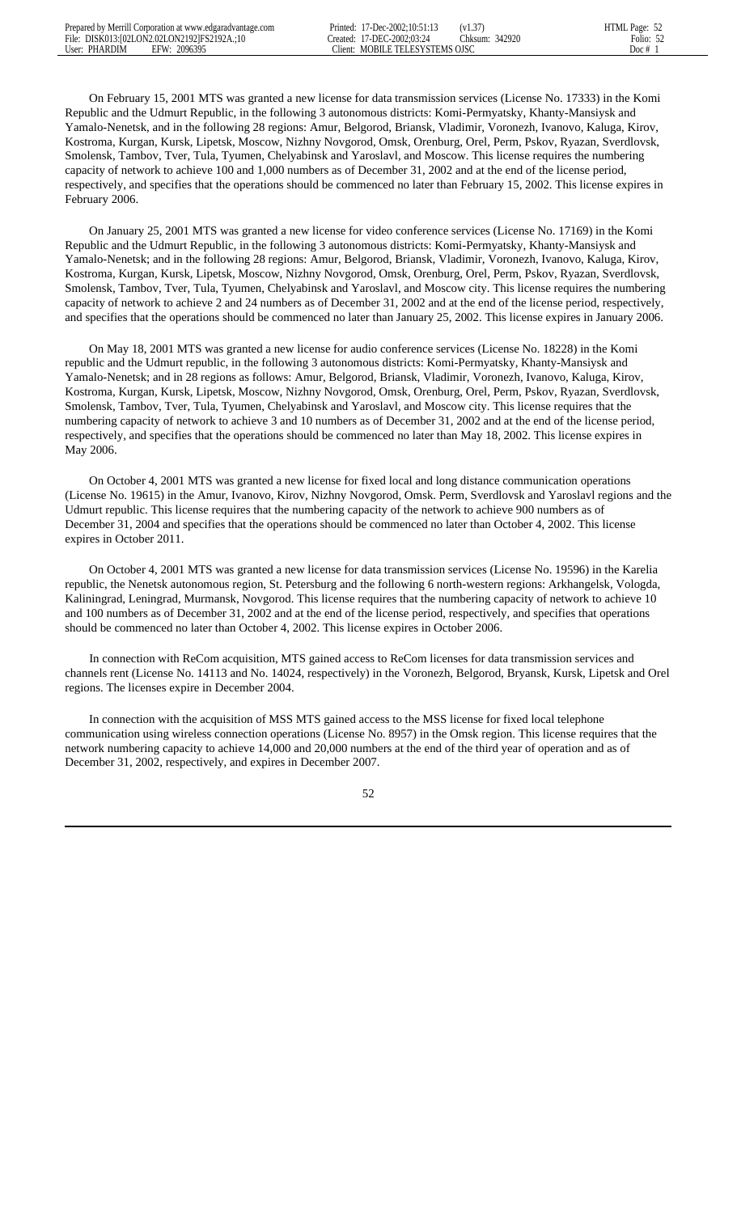On February 15, 2001 MTS was granted a new license for data transmission services (License No. 17333) in the Komi Republic and the Udmurt Republic, in the following 3 autonomous districts: Komi-Permyatsky, Khanty-Mansiysk and Yamalo-Nenetsk, and in the following 28 regions: Amur, Belgorod, Briansk, Vladimir, Voronezh, Ivanovo, Kaluga, Kirov, Kostroma, Kurgan, Kursk, Lipetsk, Moscow, Nizhny Novgorod, Omsk, Orenburg, Orel, Perm, Pskov, Ryazan, Sverdlovsk, Smolensk, Tambov, Tver, Tula, Tyumen, Chelyabinsk and Yaroslavl, and Moscow. This license requires the numbering capacity of network to achieve 100 and 1,000 numbers as of December 31, 2002 and at the end of the license period, respectively, and specifies that the operations should be commenced no later than February 15, 2002. This license expires in February 2006.

On January 25, 2001 MTS was granted a new license for video conference services (License No. 17169) in the Komi Republic and the Udmurt Republic, in the following 3 autonomous districts: Komi-Permyatsky, Khanty-Mansiysk and Yamalo-Nenetsk; and in the following 28 regions: Amur, Belgorod, Briansk, Vladimir, Voronezh, Ivanovo, Kaluga, Kirov, Kostroma, Kurgan, Kursk, Lipetsk, Moscow, Nizhny Novgorod, Omsk, Orenburg, Orel, Perm, Pskov, Ryazan, Sverdlovsk, Smolensk, Tambov, Tver, Tula, Tyumen, Chelyabinsk and Yaroslavl, and Moscow city. This license requires the numbering capacity of network to achieve 2 and 24 numbers as of December 31, 2002 and at the end of the license period, respectively, and specifies that the operations should be commenced no later than January 25, 2002. This license expires in January 2006.

On May 18, 2001 MTS was granted a new license for audio conference services (License No. 18228) in the Komi republic and the Udmurt republic, in the following 3 autonomous districts: Komi-Permyatsky, Khanty-Mansiysk and Yamalo-Nenetsk; and in 28 regions as follows: Amur, Belgorod, Briansk, Vladimir, Voronezh, Ivanovo, Kaluga, Kirov, Kostroma, Kurgan, Kursk, Lipetsk, Moscow, Nizhny Novgorod, Omsk, Orenburg, Orel, Perm, Pskov, Ryazan, Sverdlovsk, Smolensk, Tambov, Tver, Tula, Tyumen, Chelyabinsk and Yaroslavl, and Moscow city. This license requires that the numbering capacity of network to achieve 3 and 10 numbers as of December 31, 2002 and at the end of the license period, respectively, and specifies that the operations should be commenced no later than May 18, 2002. This license expires in May 2006.

On October 4, 2001 MTS was granted a new license for fixed local and long distance communication operations (License No. 19615) in the Amur, Ivanovo, Kirov, Nizhny Novgorod, Omsk. Perm, Sverdlovsk and Yaroslavl regions and the Udmurt republic. This license requires that the numbering capacity of the network to achieve 900 numbers as of December 31, 2004 and specifies that the operations should be commenced no later than October 4, 2002. This license expires in October 2011.

On October 4, 2001 MTS was granted a new license for data transmission services (License No. 19596) in the Karelia republic, the Nenetsk autonomous region, St. Petersburg and the following 6 north-western regions: Arkhangelsk, Vologda, Kaliningrad, Leningrad, Murmansk, Novgorod. This license requires that the numbering capacity of network to achieve 10 and 100 numbers as of December 31, 2002 and at the end of the license period, respectively, and specifies that operations should be commenced no later than October 4, 2002. This license expires in October 2006.

In connection with ReCom acquisition, MTS gained access to ReCom licenses for data transmission services and channels rent (License No. 14113 and No. 14024, respectively) in the Voronezh, Belgorod, Bryansk, Kursk, Lipetsk and Orel regions. The licenses expire in December 2004.

In connection with the acquisition of MSS MTS gained access to the MSS license for fixed local telephone communication using wireless connection operations (License No. 8957) in the Omsk region. This license requires that the network numbering capacity to achieve 14,000 and 20,000 numbers at the end of the third year of operation and as of December 31, 2002, respectively, and expires in December 2007.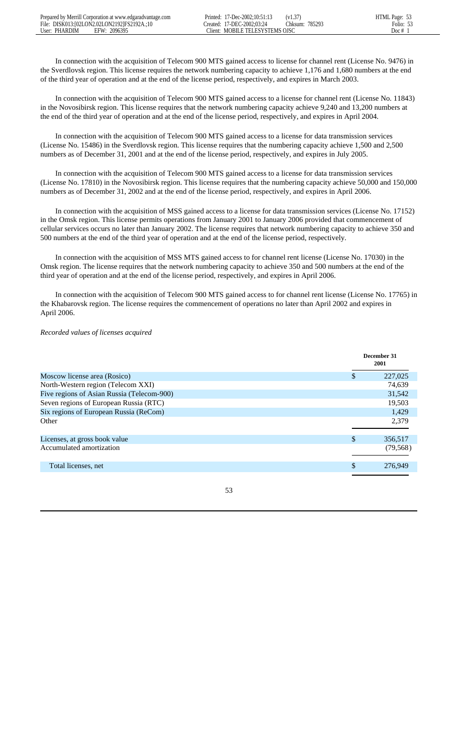In connection with the acquisition of Telecom 900 MTS gained access to license for channel rent (License No. 9476) in the Sverdlovsk region. This license requires the network numbering capacity to achieve 1,176 and 1,680 numbers at the end of the third year of operation and at the end of the license period, respectively, and expires in March 2003.

In connection with the acquisition of Telecom 900 MTS gained access to a license for channel rent (License No. 11843) in the Novosibirsk region. This license requires that the network numbering capacity achieve 9,240 and 13,200 numbers at the end of the third year of operation and at the end of the license period, respectively, and expires in April 2004.

In connection with the acquisition of Telecom 900 MTS gained access to a license for data transmission services (License No. 15486) in the Sverdlovsk region. This license requires that the numbering capacity achieve 1,500 and 2,500 numbers as of December 31, 2001 and at the end of the license period, respectively, and expires in July 2005.

In connection with the acquisition of Telecom 900 MTS gained access to a license for data transmission services (License No. 17810) in the Novosibirsk region. This license requires that the numbering capacity achieve 50,000 and 150,000 numbers as of December 31, 2002 and at the end of the license period, respectively, and expires in April 2006.

In connection with the acquisition of MSS gained access to a license for data transmission services (License No. 17152) in the Omsk region. This license permits operations from January 2001 to January 2006 provided that commencement of cellular services occurs no later than January 2002. The license requires that network numbering capacity to achieve 350 and 500 numbers at the end of the third year of operation and at the end of the license period, respectively.

In connection with the acquisition of MSS MTS gained access to for channel rent license (License No. 17030) in the Omsk region. The license requires that the network numbering capacity to achieve 350 and 500 numbers at the end of the third year of operation and at the end of the license period, respectively, and expires in April 2006.

In connection with the acquisition of Telecom 900 MTS gained access to for channel rent license (License No. 17765) in the Khabarovsk region. The license requires the commencement of operations no later than April 2002 and expires in April 2006.

*Recorded values of licenses acquired*

| | December 31 2001 |
|---|---|
| Moscow license area (Rosico) | $ 227,025 |
| North-Western region (Telecom XXI) | 74,639 |
| Five regions of Asian Russia (Telecom-900) | 31,542 |
| Seven regions of European Russia (RTC) | 19,503 |
| Six regions of European Russia (ReCom) | 1,429 |
| Other | 2,379 |
| Licenses, at gross book value | $ 356,517 |
| Accumulated amortization | (79,568) |
| Total licenses, net | $ 276,949 |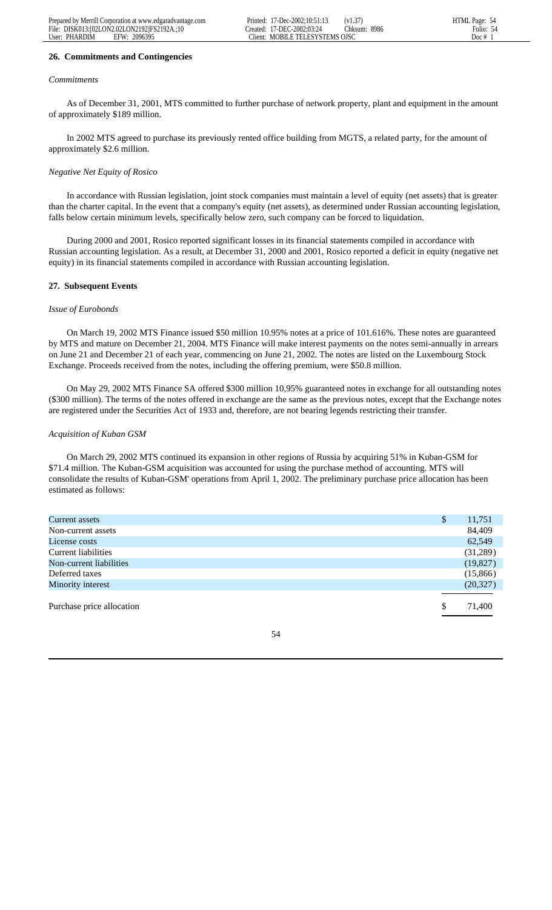## 26. Commitments and Contingencies

*Commitments*

As of December 31, 2001, MTS committed to further purchase of network property, plant and equipment in the amount of approximately $189 million.

In 2002 MTS agreed to purchase its previously rented office building from MGTS, a related party, for the amount of approximately $2.6 million.

*Negative Net Equity of Rosico*

In accordance with Russian legislation, joint stock companies must maintain a level of equity (net assets) that is greater than the charter capital. In the event that a company's equity (net assets), as determined under Russian accounting legislation, falls below certain minimum levels, specifically below zero, such company can be forced to liquidation.

During 2000 and 2001, Rosico reported significant losses in its financial statements compiled in accordance with Russian accounting legislation. As a result, at December 31, 2000 and 2001, Rosico reported a deficit in equity (negative net equity) in its financial statements compiled in accordance with Russian accounting legislation.

## 27. Subsequent Events

*Issue of Eurobonds*

On March 19, 2002 MTS Finance issued $50 million 10.95% notes at a price of 101.616%. These notes are guaranteed by MTS and mature on December 21, 2004. MTS Finance will make interest payments on the notes semi-annually in arrears on June 21 and December 21 of each year, commencing on June 21, 2002. The notes are listed on the Luxembourg Stock Exchange. Proceeds received from the notes, including the offering premium, were $50.8 million.

On May 29, 2002 MTS Finance SA offered $300 million 10,95% guaranteed notes in exchange for all outstanding notes ($300 million). The terms of the notes offered in exchange are the same as the previous notes, except that the Exchange notes are registered under the Securities Act of 1933 and, therefore, are not bearing legends restricting their transfer.

*Acquisition of Kuban GSM*

On March 29, 2002 MTS continued its expansion in other regions of Russia by acquiring 51% in Kuban-GSM for $71.4 million. The Kuban-GSM acquisition was accounted for using the purchase method of accounting. MTS will consolidate the results of Kuban-GSM' operations from April 1, 2002. The preliminary purchase price allocation has been estimated as follows:

| | |
|---|---|
| Current assets | $ 11,751 |
| Non-current assets | 84,409 |
| License costs | 62,549 |
| Current liabilities | (31,289) |
| Non-current liabilities | (19,827) |
| Deferred taxes | (15,866) |
| Minority interest | (20,327) |
| Purchase price allocation | $ 71,400 |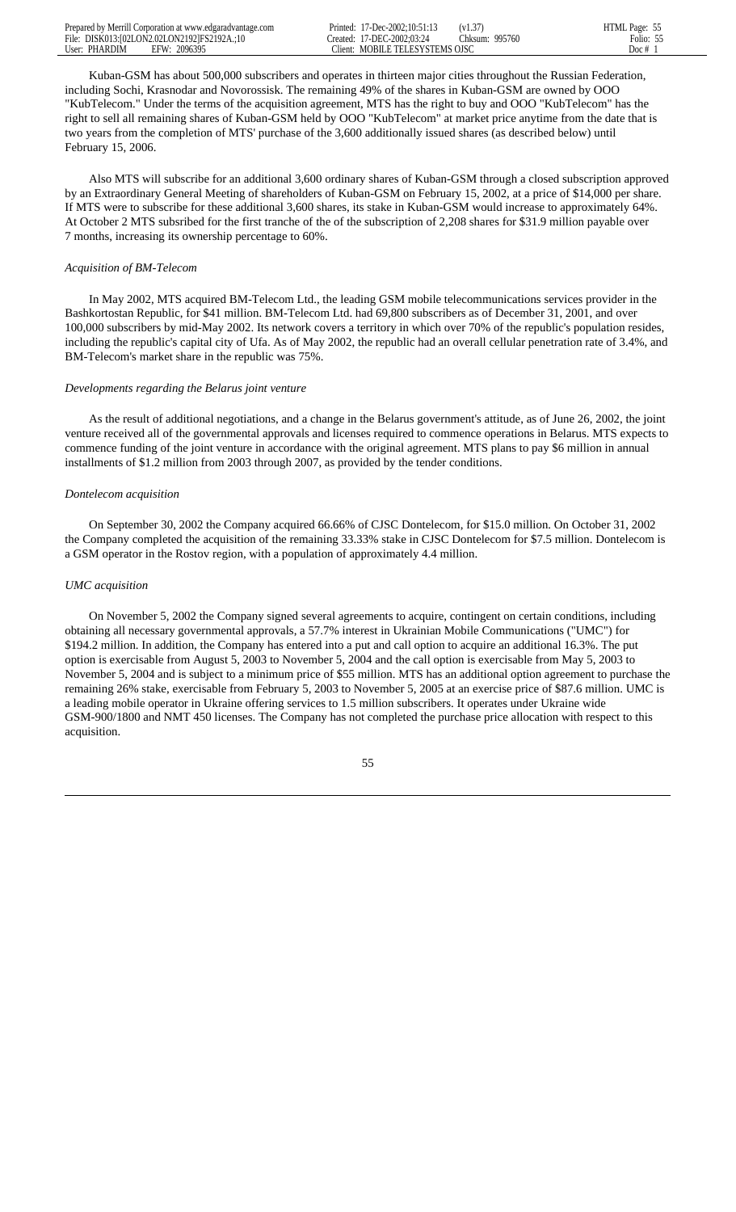Kuban-GSM has about 500,000 subscribers and operates in thirteen major cities throughout the Russian Federation, including Sochi, Krasnodar and Novorossisk. The remaining 49% of the shares in Kuban-GSM are owned by OOO "KubTelecom." Under the terms of the acquisition agreement, MTS has the right to buy and OOO "KubTelecom" has the right to sell all remaining shares of Kuban-GSM held by OOO "KubTelecom" at market price anytime from the date that is two years from the completion of MTS' purchase of the 3,600 additionally issued shares (as described below) until February 15, 2006.

Also MTS will subscribe for an additional 3,600 ordinary shares of Kuban-GSM through a closed subscription approved by an Extraordinary General Meeting of shareholders of Kuban-GSM on February 15, 2002, at a price of $14,000 per share. If MTS were to subscribe for these additional 3,600 shares, its stake in Kuban-GSM would increase to approximately 64%. At October 2 MTS subsribed for the first tranche of the of the subscription of 2,208 shares for $31.9 million payable over 7 months, increasing its ownership percentage to 60%.

*Acquisition of BM-Telecom*

In May 2002, MTS acquired BM-Telecom Ltd., the leading GSM mobile telecommunications services provider in the Bashkortostan Republic, for $41 million. BM-Telecom Ltd. had 69,800 subscribers as of December 31, 2001, and over 100,000 subscribers by mid-May 2002. Its network covers a territory in which over 70% of the republic's population resides, including the republic's capital city of Ufa. As of May 2002, the republic had an overall cellular penetration rate of 3.4%, and BM-Telecom's market share in the republic was 75%.

*Developments regarding the Belarus joint venture*

As the result of additional negotiations, and a change in the Belarus government's attitude, as of June 26, 2002, the joint venture received all of the governmental approvals and licenses required to commence operations in Belarus. MTS expects to commence funding of the joint venture in accordance with the original agreement. MTS plans to pay $6 million in annual installments of $1.2 million from 2003 through 2007, as provided by the tender conditions.

*Dontelecom acquisition*

On September 30, 2002 the Company acquired 66.66% of CJSC Dontelecom, for $15.0 million. On October 31, 2002 the Company completed the acquisition of the remaining 33.33% stake in CJSC Dontelecom for $7.5 million. Dontelecom is a GSM operator in the Rostov region, with a population of approximately 4.4 million.

*UMC acquisition*

On November 5, 2002 the Company signed several agreements to acquire, contingent on certain conditions, including obtaining all necessary governmental approvals, a 57.7% interest in Ukrainian Mobile Communications ("UMC") for $194.2 million. In addition, the Company has entered into a put and call option to acquire an additional 16.3%. The put option is exercisable from August 5, 2003 to November 5, 2004 and the call option is exercisable from May 5, 2003 to November 5, 2004 and is subject to a minimum price of $55 million. MTS has an additional option agreement to purchase the remaining 26% stake, exercisable from February 5, 2003 to November 5, 2005 at an exercise price of $87.6 million. UMC is a leading mobile operator in Ukraine offering services to 1.5 million subscribers. It operates under Ukraine wide GSM-900/1800 and NMT 450 licenses. The Company has not completed the purchase price allocation with respect to this acquisition.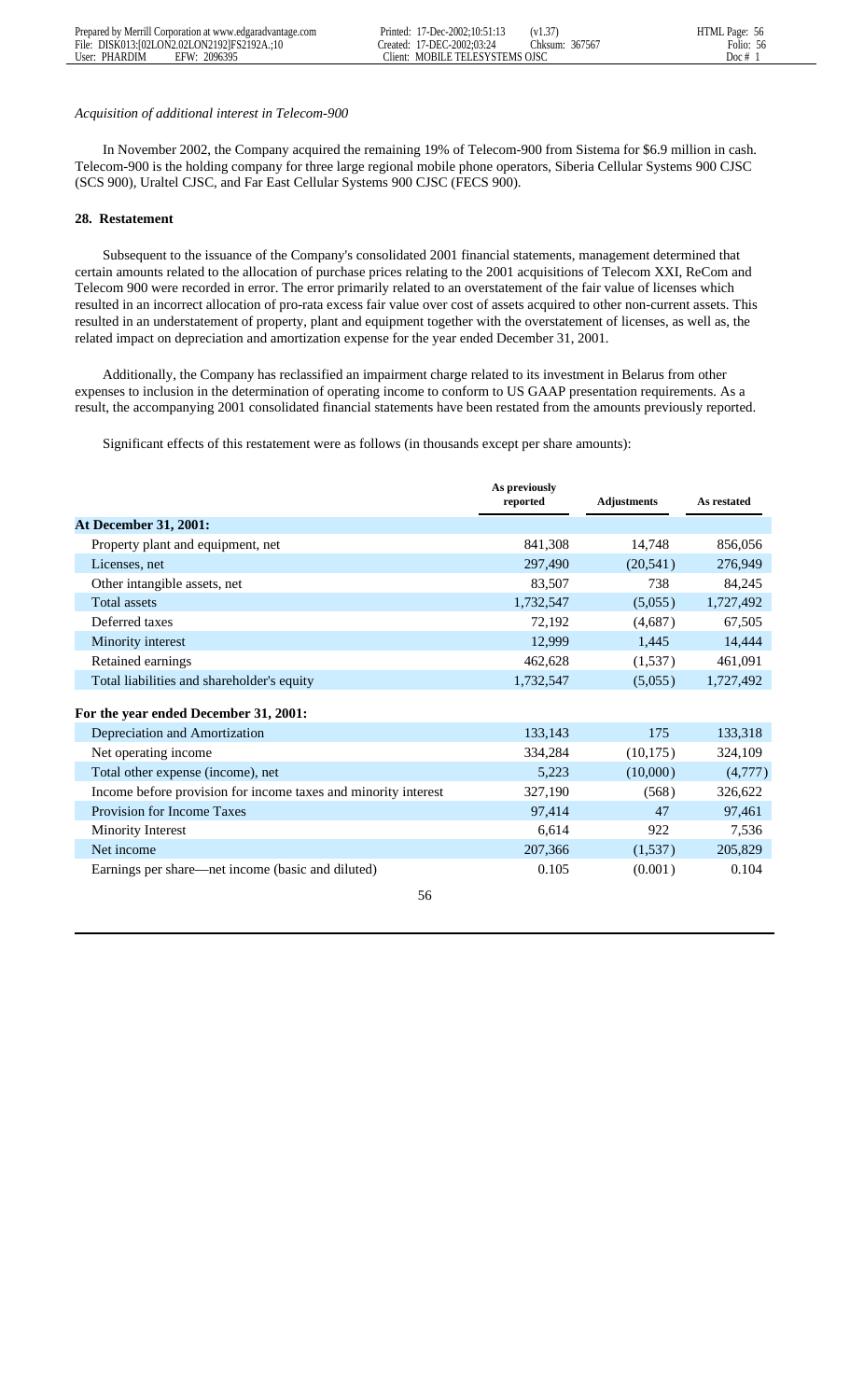*Acquisition of additional interest in Telecom-900*

In November 2002, the Company acquired the remaining 19% of Telecom-900 from Sistema for $6.9 million in cash. Telecom-900 is the holding company for three large regional mobile phone operators, Siberia Cellular Systems 900 CJSC (SCS 900), Uraltel CJSC, and Far East Cellular Systems 900 CJSC (FECS 900).

**28. Restatement**

Subsequent to the issuance of the Company's consolidated 2001 financial statements, management determined that certain amounts related to the allocation of purchase prices relating to the 2001 acquisitions of Telecom XXI, ReCom and Telecom 900 were recorded in error. The error primarily related to an overstatement of the fair value of licenses which resulted in an incorrect allocation of pro-rata excess fair value over cost of assets acquired to other non-current assets. This resulted in an understatement of property, plant and equipment together with the overstatement of licenses, as well as, the related impact on depreciation and amortization expense for the year ended December 31, 2001.

Additionally, the Company has reclassified an impairment charge related to its investment in Belarus from other expenses to inclusion in the determination of operating income to conform to US GAAP presentation requirements. As a result, the accompanying 2001 consolidated financial statements have been restated from the amounts previously reported.

Significant effects of this restatement were as follows (in thousands except per share amounts):

| | As previously reported | Adjustments | As restated |
|---|---|---|---|
| **At December 31, 2001:** | | | |
| Property plant and equipment, net | 841,308 | 14,748 | 856,056 |
| Licenses, net | 297,490 | (20,541) | 276,949 |
| Other intangible assets, net | 83,507 | 738 | 84,245 |
| Total assets | 1,732,547 | (5,055) | 1,727,492 |
| Deferred taxes | 72,192 | (4,687) | 67,505 |
| Minority interest | 12,999 | 1,445 | 14,444 |
| Retained earnings | 462,628 | (1,537) | 461,091 |
| Total liabilities and shareholder's equity | 1,732,547 | (5,055) | 1,727,492 |
| **For the year ended December 31, 2001:** | | | |
| Depreciation and Amortization | 133,143 | 175 | 133,318 |
| Net operating income | 334,284 | (10,175) | 324,109 |
| Total other expense (income), net | 5,223 | (10,000) | (4,777) |
| Income before provision for income taxes and minority interest | 327,190 | (568) | 326,622 |
| Provision for Income Taxes | 97,414 | 47 | 97,461 |
| Minority Interest | 6,614 | 922 | 7,536 |
| Net income | 207,366 | (1,537) | 205,829 |
| Earnings per share—net income (basic and diluted) | 0.105 | (0.001) | 0.104 |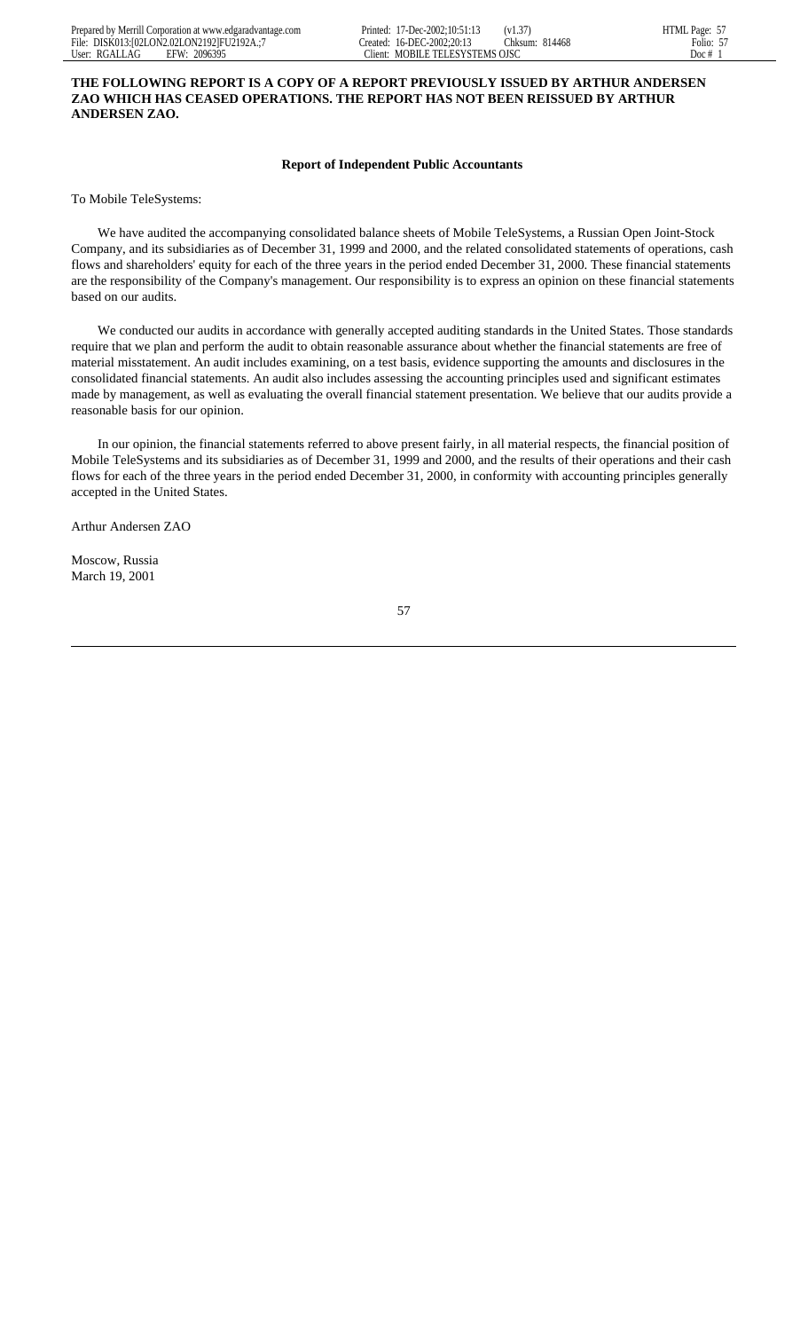**THE FOLLOWING REPORT IS A COPY OF A REPORT PREVIOUSLY ISSUED BY ARTHUR ANDERSEN ZAO WHICH HAS CEASED OPERATIONS. THE REPORT HAS NOT BEEN REISSUED BY ARTHUR ANDERSEN ZAO.**

**Report of Independent Public Accountants**

To Mobile TeleSystems:

We have audited the accompanying consolidated balance sheets of Mobile TeleSystems, a Russian Open Joint-Stock Company, and its subsidiaries as of December 31, 1999 and 2000, and the related consolidated statements of operations, cash flows and shareholders' equity for each of the three years in the period ended December 31, 2000. These financial statements are the responsibility of the Company's management. Our responsibility is to express an opinion on these financial statements based on our audits.

We conducted our audits in accordance with generally accepted auditing standards in the United States. Those standards require that we plan and perform the audit to obtain reasonable assurance about whether the financial statements are free of material misstatement. An audit includes examining, on a test basis, evidence supporting the amounts and disclosures in the consolidated financial statements. An audit also includes assessing the accounting principles used and significant estimates made by management, as well as evaluating the overall financial statement presentation. We believe that our audits provide a reasonable basis for our opinion.

In our opinion, the financial statements referred to above present fairly, in all material respects, the financial position of Mobile TeleSystems and its subsidiaries as of December 31, 1999 and 2000, and the results of their operations and their cash flows for each of the three years in the period ended December 31, 2000, in conformity with accounting principles generally accepted in the United States.

Arthur Andersen ZAO

Moscow, Russia
March 19, 2001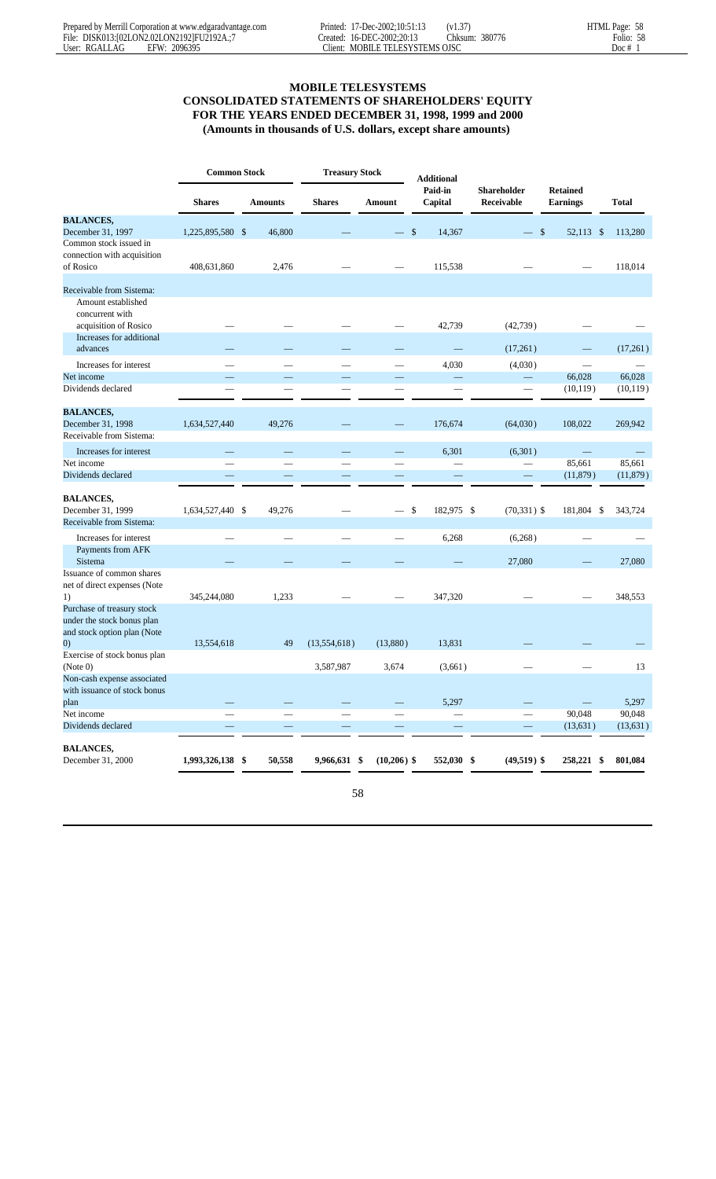# MOBILE TELESYSTEMS
## CONSOLIDATED STATEMENTS OF SHAREHOLDERS' EQUITY
## FOR THE YEARS ENDED DECEMBER 31, 1998, 1999 and 2000
## (Amounts in thousands of U.S. dollars, except share amounts)

| | Common Stock | | Treasury Stock | | Additional | | | |
|---|---|---|---|---|---|---|---|---|
| | Shares | Amounts | Shares | Amount | Paid-in Capital | Shareholder Receivable | Retained Earnings | Total |
| **BALANCES,** December 31, 1997 | 1,225,895,580 | $ 46,800 | — | — | $ 14,367 | — | $ 52,113 | $ 113,280 |
| Common stock issued in connection with acquisition of Rosico | 408,631,860 | 2,476 | — | — | 115,538 | — | — | 118,014 |
| Receivable from Sistema: | | | | | | | | |
| Amount established concurrent with acquisition of Rosico | — | — | — | — | 42,739 | (42,739) | — | — |
| Increases for additional advances | — | — | — | — | — | (17,261) | — | (17,261) |
| Increases for interest | — | — | — | — | 4,030 | (4,030) | — | — |
| Net income | — | — | — | — | — | — | 66,028 | 66,028 |
| Dividends declared | — | — | — | — | — | — | (10,119) | (10,119) |
| **BALANCES,** December 31, 1998 | 1,634,527,440 | 49,276 | — | — | 176,674 | (64,030) | 108,022 | 269,942 |
| Receivable from Sistema: | | | | | | | | |
| Increases for interest | — | — | — | — | 6,301 | (6,301) | — | — |
| Net income | — | — | — | — | — | — | 85,661 | 85,661 |
| Dividends declared | — | — | — | — | — | — | (11,879) | (11,879) |
| **BALANCES,** December 31, 1999 | 1,634,527,440 | $ 49,276 | — | — | $ 182,975 | $ (70,331) | $ 181,804 | $ 343,724 |
| Receivable from Sistema: | | | | | | | | |
| Increases for interest | — | — | — | — | 6,268 | (6,268) | — | — |
| Payments from AFK Sistema | — | — | — | — | — | 27,080 | — | 27,080 |
| Issuance of common shares net of direct expenses (Note 1) | 345,244,080 | 1,233 | — | — | 347,320 | — | — | 348,553 |
| Purchase of treasury stock under the stock bonus plan and stock option plan (Note 0) | 13,554,618 | 49 | (13,554,618) | (13,880) | 13,831 | — | — | — |
| Exercise of stock bonus plan (Note 0) | | | 3,587,987 | 3,674 | (3,661) | — | — | 13 |
| Non-cash expense associated with issuance of stock bonus plan | — | — | — | — | 5,297 | — | — | 5,297 |
| Net income | — | — | — | — | — | — | 90,048 | 90,048 |
| Dividends declared | — | — | — | — | — | — | (13,631) | (13,631) |
| **BALANCES,** December 31, 2000 | **1,993,326,138** | **$ 50,558** | **9,966,631** | **$ (10,206)** | **$ 552,030** | **$ (49,519)** | **$ 258,221** | **$ 801,084** |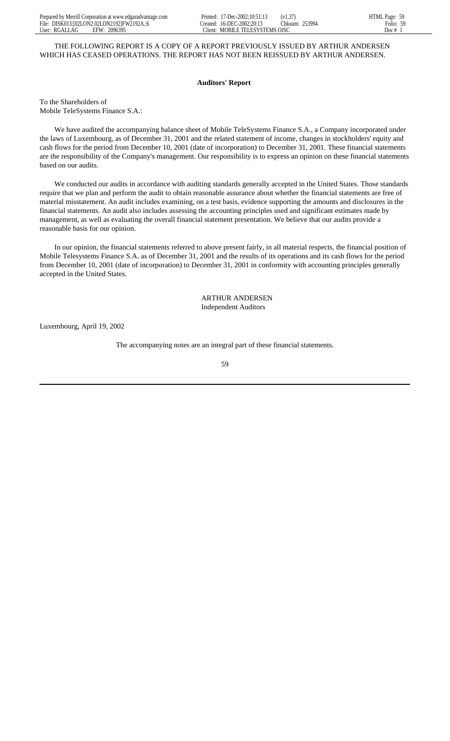THE FOLLOWING REPORT IS A COPY OF A REPORT PREVIOUSLY ISSUED BY ARTHUR ANDERSEN WHICH HAS CEASED OPERATIONS. THE REPORT HAS NOT BEEN REISSUED BY ARTHUR ANDERSEN.

**Auditors' Report**

To the Shareholders of
Mobile TeleSystems Finance S.A.:

We have audited the accompanying balance sheet of Mobile TeleSystems Finance S.A., a Company incorporated under the laws of Luxembourg, as of December 31, 2001 and the related statement of income, changes in stockholders' equity and cash flows for the period from December 10, 2001 (date of incorporation) to December 31, 2001. These financial statements are the responsibility of the Company's management. Our responsibility is to express an opinion on these financial statements based on our audits.

We conducted our audits in accordance with auditing standards generally accepted in the United States. Those standards require that we plan and perform the audit to obtain reasonable assurance about whether the financial statements are free of material misstatement. An audit includes examining, on a test basis, evidence supporting the amounts and disclosures in the financial statements. An audit also includes assessing the accounting principles used and significant estimates made by management, as well as evaluating the overall financial statement presentation. We believe that our audits provide a reasonable basis for our opinion.

In our opinion, the financial statements referred to above present fairly, in all material respects, the financial position of Mobile Telesystems Finance S.A. as of December 31, 2001 and the results of its operations and its cash flows for the period from December 10, 2001 (date of incorporation) to December 31, 2001 in conformity with accounting principles generally accepted in the United States.

ARTHUR ANDERSEN
Independent Auditors

Luxembourg, April 19, 2002

The accompanying notes are an integral part of these financial statements.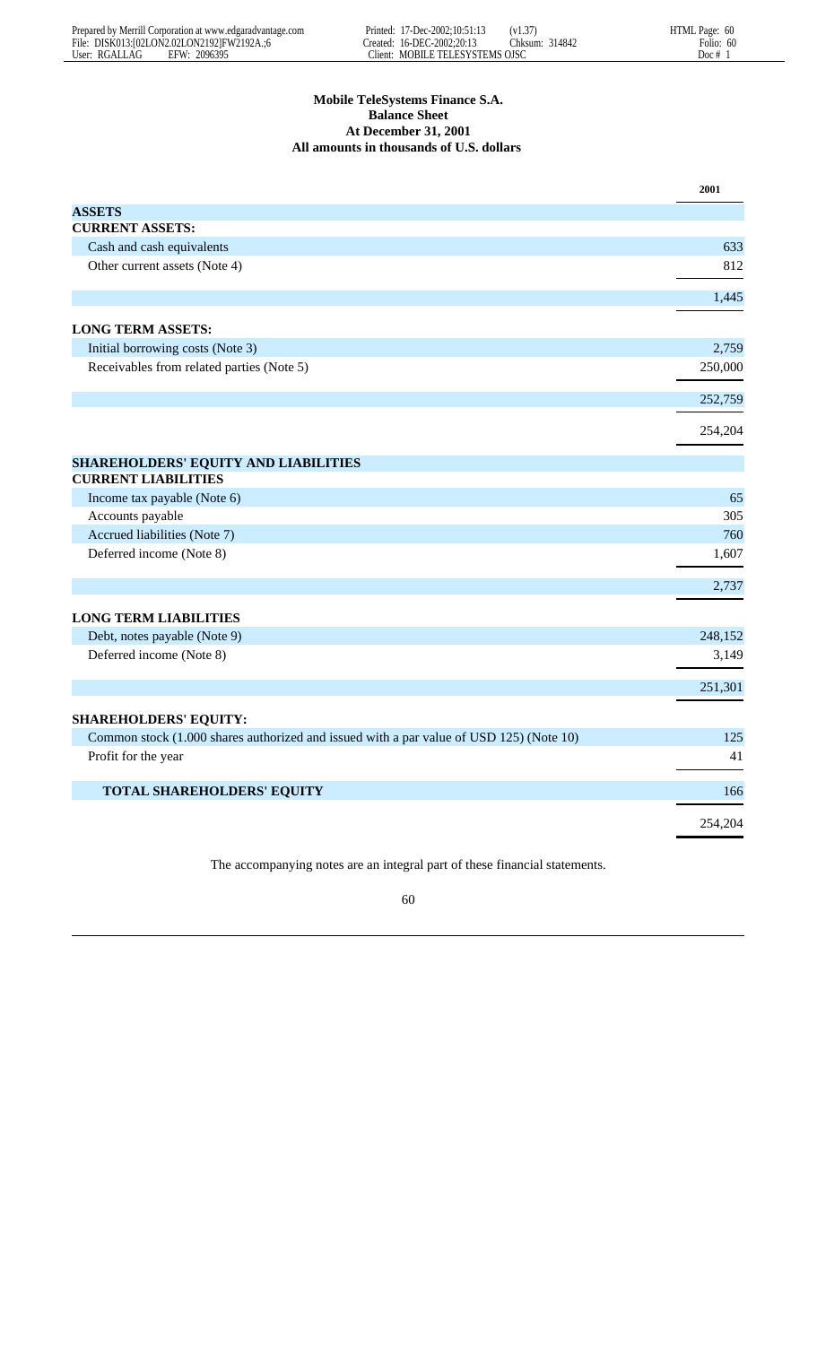**Mobile TeleSystems Finance S.A.**
**Balance Sheet**
**At December 31, 2001**
**All amounts in thousands of U.S. dollars**

| | 2001 |
|---|---|
| **ASSETS** | |
| **CURRENT ASSETS:** | |
| Cash and cash equivalents | 633 |
| Other current assets (Note 4) | 812 |
| | 1,445 |
| **LONG TERM ASSETS:** | |
| Initial borrowing costs (Note 3) | 2,759 |
| Receivables from related parties (Note 5) | 250,000 |
| | 252,759 |
| | 254,204 |
| **SHAREHOLDERS' EQUITY AND LIABILITIES** | |
| **CURRENT LIABILITIES** | |
| Income tax payable (Note 6) | 65 |
| Accounts payable | 305 |
| Accrued liabilities (Note 7) | 760 |
| Deferred income (Note 8) | 1,607 |
| | 2,737 |
| **LONG TERM LIABILITIES** | |
| Debt, notes payable (Note 9) | 248,152 |
| Deferred income (Note 8) | 3,149 |
| | 251,301 |
| **SHAREHOLDERS' EQUITY:** | |
| Common stock (1.000 shares authorized and issued with a par value of USD 125) (Note 10) | 125 |
| Profit for the year | 41 |
| **TOTAL SHAREHOLDERS' EQUITY** | 166 |
| | 254,204 |

The accompanying notes are an integral part of these financial statements.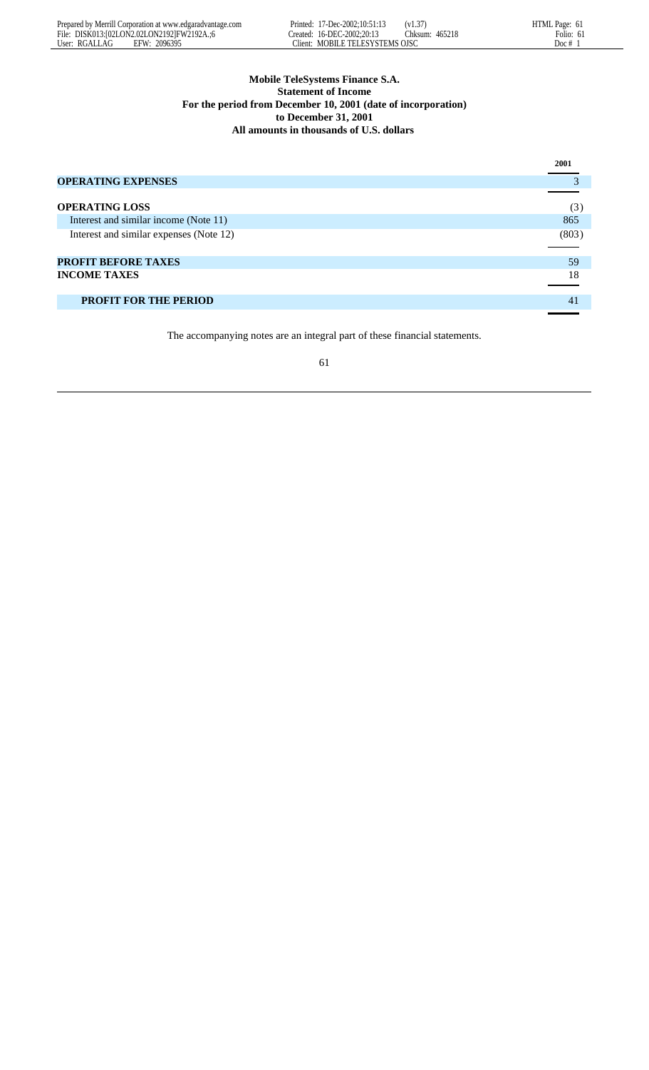**Mobile TeleSystems Finance S.A.**
**Statement of Income**
**For the period from December 10, 2001 (date of incorporation)**
**to December 31, 2001**
**All amounts in thousands of U.S. dollars**

| | 2001 |
|---|---|
| **OPERATING EXPENSES** | 3 |
| **OPERATING LOSS** | (3) |
| Interest and similar income (Note 11) | 865 |
| Interest and similar expenses (Note 12) | (803) |
| **PROFIT BEFORE TAXES** | 59 |
| **INCOME TAXES** | 18 |
| **PROFIT FOR THE PERIOD** | 41 |

The accompanying notes are an integral part of these financial statements.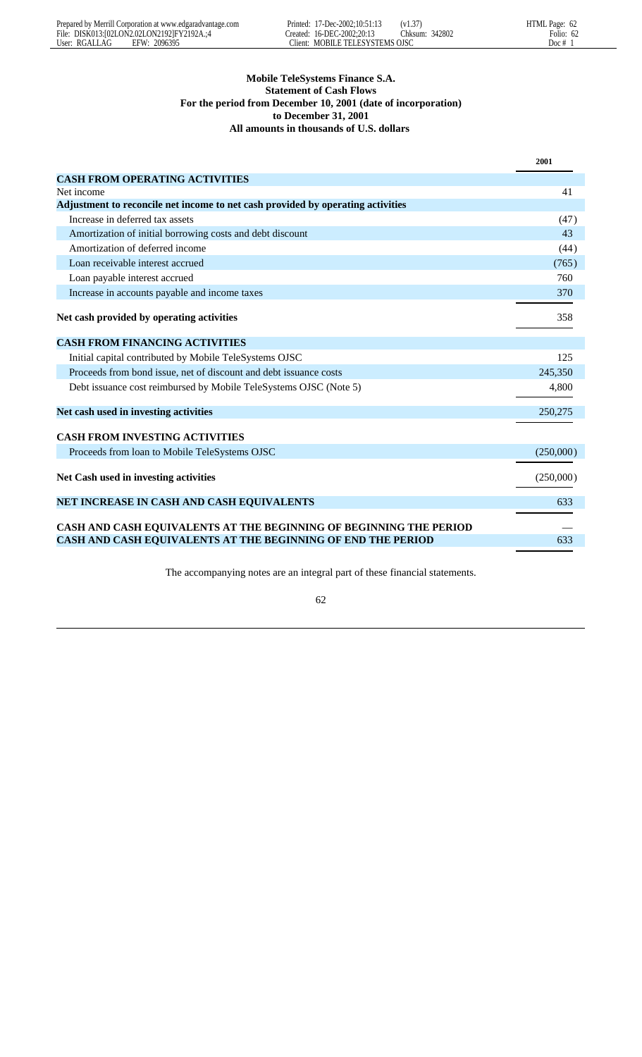**Mobile TeleSystems Finance S.A.**
**Statement of Cash Flows**
**For the period from December 10, 2001 (date of incorporation)**
**to December 31, 2001**
**All amounts in thousands of U.S. dollars**

| | 2001 |
|---|---|
| **CASH FROM OPERATING ACTIVITIES** | |
| Net income | 41 |
| **Adjustment to reconcile net income to net cash provided by operating activities** | |
| Increase in deferred tax assets | (47) |
| Amortization of initial borrowing costs and debt discount | 43 |
| Amortization of deferred income | (44) |
| Loan receivable interest accrued | (765) |
| Loan payable interest accrued | 760 |
| Increase in accounts payable and income taxes | 370 |
| **Net cash provided by operating activities** | 358 |
| **CASH FROM FINANCING ACTIVITIES** | |
| Initial capital contributed by Mobile TeleSystems OJSC | 125 |
| Proceeds from bond issue, net of discount and debt issuance costs | 245,350 |
| Debt issuance cost reimbursed by Mobile TeleSystems OJSC (Note 5) | 4,800 |
| **Net cash used in investing activities** | 250,275 |
| **CASH FROM INVESTING ACTIVITIES** | |
| Proceeds from loan to Mobile TeleSystems OJSC | (250,000) |
| **Net Cash used in investing activities** | (250,000) |
| **NET INCREASE IN CASH AND CASH EQUIVALENTS** | 633 |
| **CASH AND CASH EQUIVALENTS AT THE BEGINNING OF BEGINNING THE PERIOD** | — |
| **CASH AND CASH EQUIVALENTS AT THE BEGINNING OF END THE PERIOD** | 633 |

The accompanying notes are an integral part of these financial statements.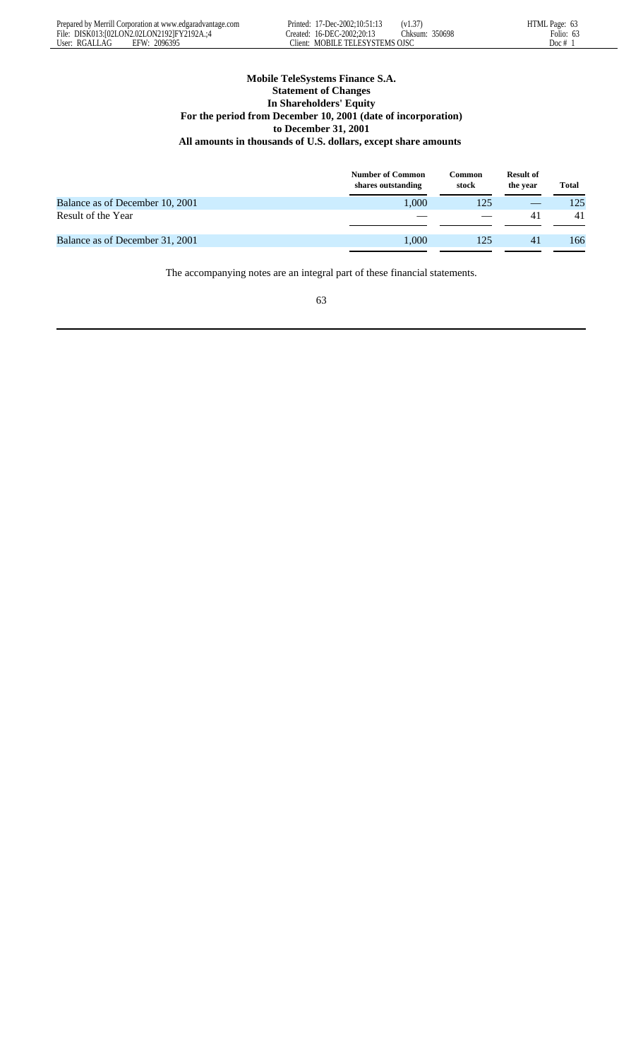**Mobile TeleSystems Finance S.A.**
**Statement of Changes**
**In Shareholders' Equity**
**For the period from December 10, 2001 (date of incorporation)**
**to December 31, 2001**
**All amounts in thousands of U.S. dollars, except share amounts**

| | Number of Common shares outstanding | Common stock | Result of the year | Total |
|---|---|---|---|---|
| Balance as of December 10, 2001 | 1,000 | 125 | — | 125 |
| Result of the Year | — | — | 41 | 41 |
| Balance as of December 31, 2001 | 1,000 | 125 | 41 | 166 |

The accompanying notes are an integral part of these financial statements.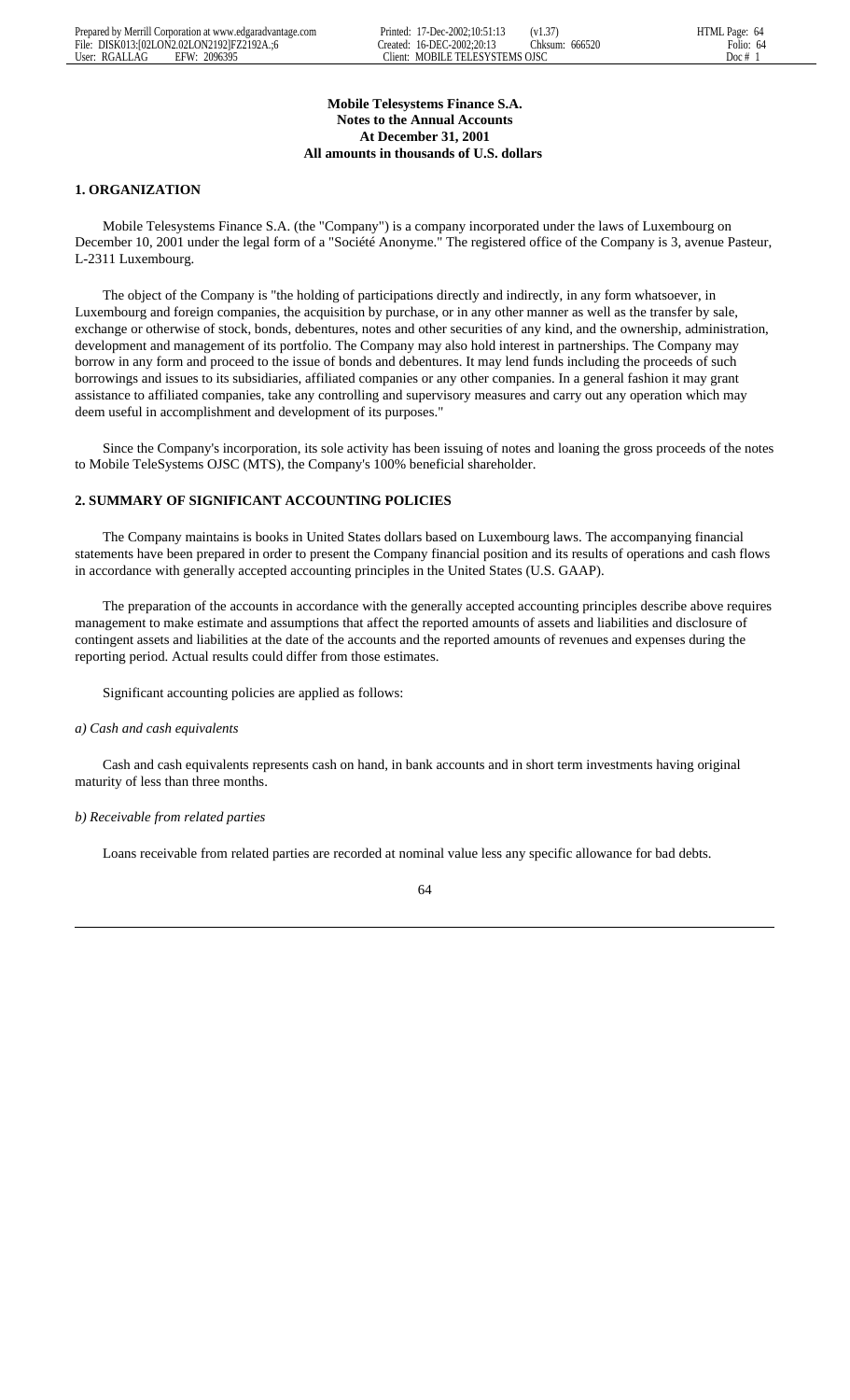**Mobile Telesystems Finance S.A.**
**Notes to the Annual Accounts**
**At December 31, 2001**
**All amounts in thousands of U.S. dollars**

## 1. ORGANIZATION

Mobile Telesystems Finance S.A. (the "Company") is a company incorporated under the laws of Luxembourg on December 10, 2001 under the legal form of a "Société Anonyme." The registered office of the Company is 3, avenue Pasteur, L-2311 Luxembourg.

The object of the Company is "the holding of participations directly and indirectly, in any form whatsoever, in Luxembourg and foreign companies, the acquisition by purchase, or in any other manner as well as the transfer by sale, exchange or otherwise of stock, bonds, debentures, notes and other securities of any kind, and the ownership, administration, development and management of its portfolio. The Company may also hold interest in partnerships. The Company may borrow in any form and proceed to the issue of bonds and debentures. It may lend funds including the proceeds of such borrowings and issues to its subsidiaries, affiliated companies or any other companies. In a general fashion it may grant assistance to affiliated companies, take any controlling and supervisory measures and carry out any operation which may deem useful in accomplishment and development of its purposes."

Since the Company's incorporation, its sole activity has been issuing of notes and loaning the gross proceeds of the notes to Mobile TeleSystems OJSC (MTS), the Company's 100% beneficial shareholder.

## 2. SUMMARY OF SIGNIFICANT ACCOUNTING POLICIES

The Company maintains is books in United States dollars based on Luxembourg laws. The accompanying financial statements have been prepared in order to present the Company financial position and its results of operations and cash flows in accordance with generally accepted accounting principles in the United States (U.S. GAAP).

The preparation of the accounts in accordance with the generally accepted accounting principles describe above requires management to make estimate and assumptions that affect the reported amounts of assets and liabilities and disclosure of contingent assets and liabilities at the date of the accounts and the reported amounts of revenues and expenses during the reporting period. Actual results could differ from those estimates.

Significant accounting policies are applied as follows:

*a) Cash and cash equivalents*

Cash and cash equivalents represents cash on hand, in bank accounts and in short term investments having original maturity of less than three months.

*b) Receivable from related parties*

Loans receivable from related parties are recorded at nominal value less any specific allowance for bad debts.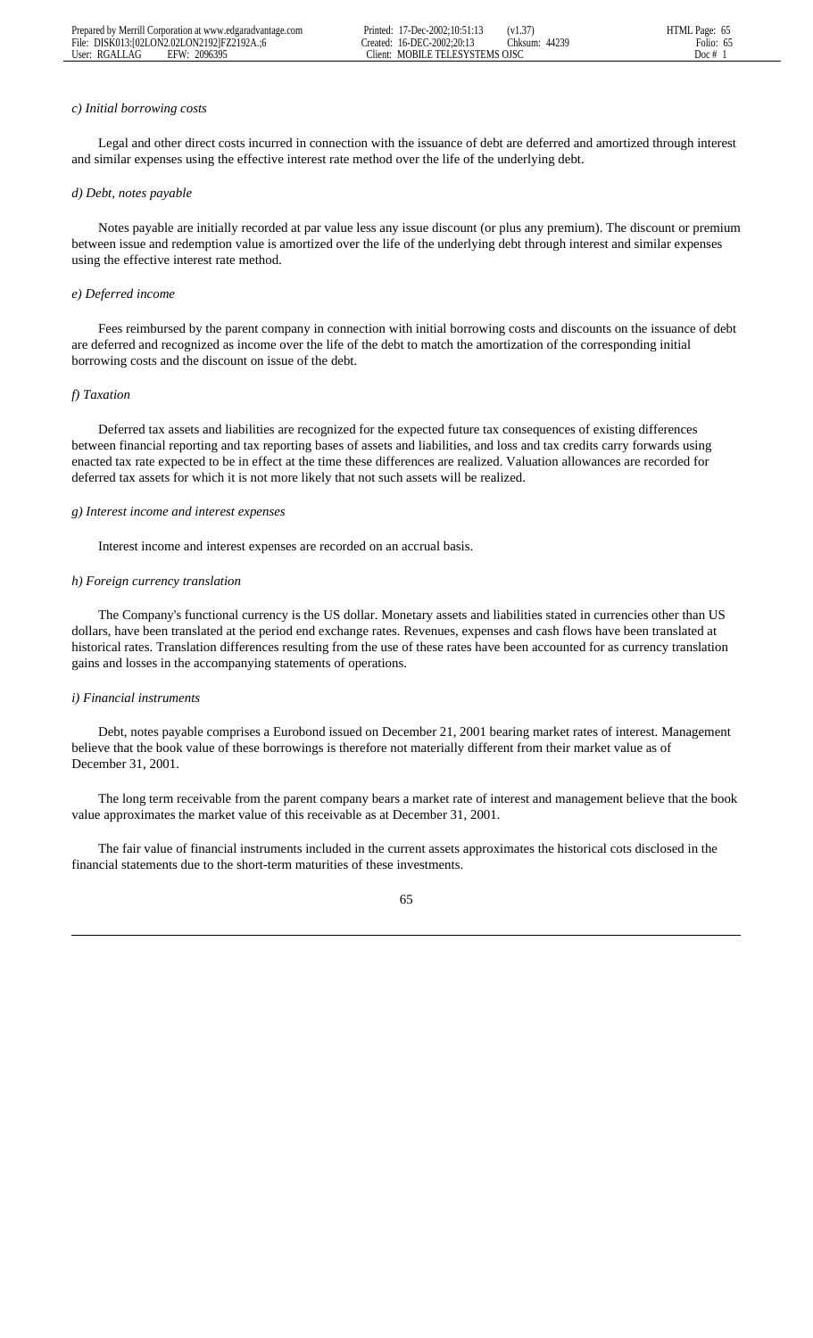*c) Initial borrowing costs*

Legal and other direct costs incurred in connection with the issuance of debt are deferred and amortized through interest and similar expenses using the effective interest rate method over the life of the underlying debt.

*d) Debt, notes payable*

Notes payable are initially recorded at par value less any issue discount (or plus any premium). The discount or premium between issue and redemption value is amortized over the life of the underlying debt through interest and similar expenses using the effective interest rate method.

*e) Deferred income*

Fees reimbursed by the parent company in connection with initial borrowing costs and discounts on the issuance of debt are deferred and recognized as income over the life of the debt to match the amortization of the corresponding initial borrowing costs and the discount on issue of the debt.

*f) Taxation*

Deferred tax assets and liabilities are recognized for the expected future tax consequences of existing differences between financial reporting and tax reporting bases of assets and liabilities, and loss and tax credits carry forwards using enacted tax rate expected to be in effect at the time these differences are realized. Valuation allowances are recorded for deferred tax assets for which it is not more likely that not such assets will be realized.

*g) Interest income and interest expenses*

Interest income and interest expenses are recorded on an accrual basis.

*h) Foreign currency translation*

The Company's functional currency is the US dollar. Monetary assets and liabilities stated in currencies other than US dollars, have been translated at the period end exchange rates. Revenues, expenses and cash flows have been translated at historical rates. Translation differences resulting from the use of these rates have been accounted for as currency translation gains and losses in the accompanying statements of operations.

*i) Financial instruments*

Debt, notes payable comprises a Eurobond issued on December 21, 2001 bearing market rates of interest. Management believe that the book value of these borrowings is therefore not materially different from their market value as of December 31, 2001.

The long term receivable from the parent company bears a market rate of interest and management believe that the book value approximates the market value of this receivable as at December 31, 2001.

The fair value of financial instruments included in the current assets approximates the historical cots disclosed in the financial statements due to the short-term maturities of these investments.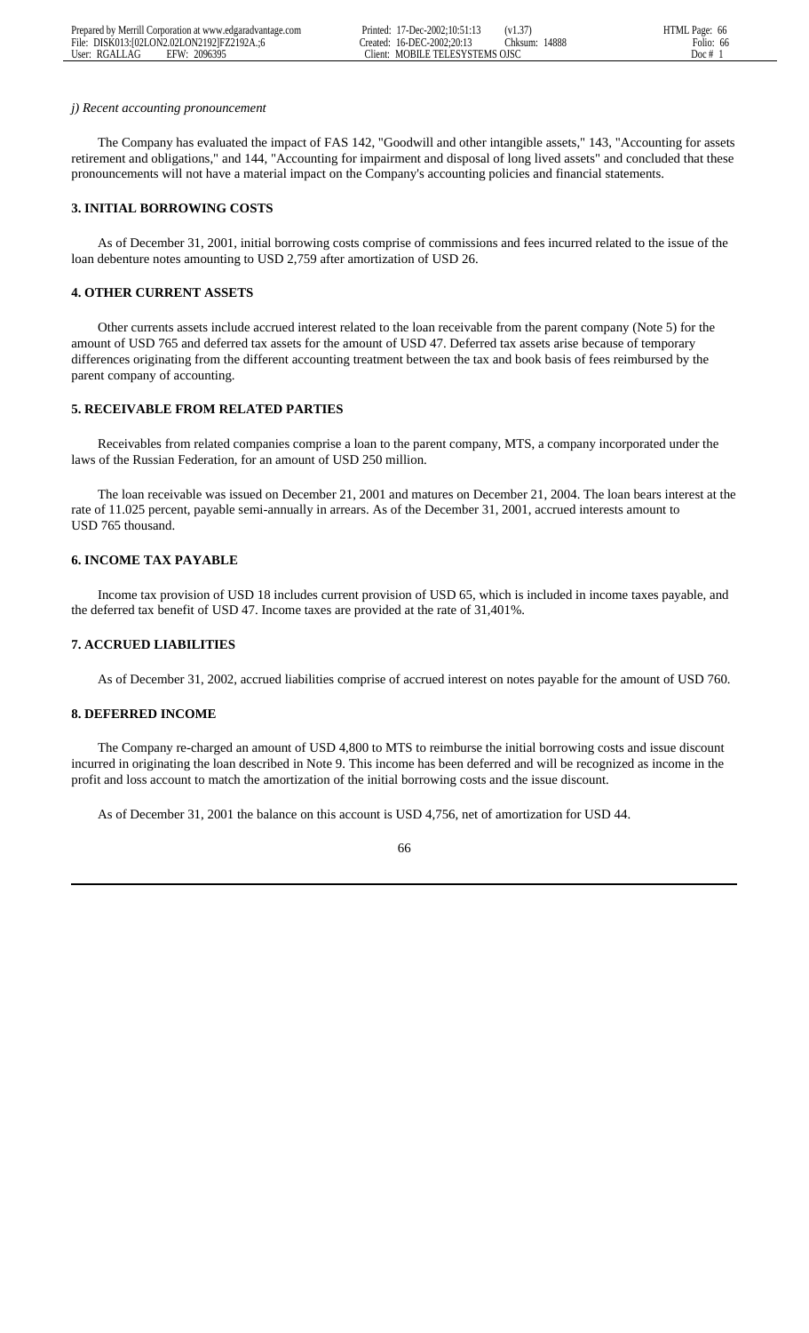*j) Recent accounting pronouncement*

The Company has evaluated the impact of FAS 142, "Goodwill and other intangible assets," 143, "Accounting for assets retirement and obligations," and 144, "Accounting for impairment and disposal of long lived assets" and concluded that these pronouncements will not have a material impact on the Company's accounting policies and financial statements.

**3. INITIAL BORROWING COSTS**

As of December 31, 2001, initial borrowing costs comprise of commissions and fees incurred related to the issue of the loan debenture notes amounting to USD 2,759 after amortization of USD 26.

**4. OTHER CURRENT ASSETS**

Other currents assets include accrued interest related to the loan receivable from the parent company (Note 5) for the amount of USD 765 and deferred tax assets for the amount of USD 47. Deferred tax assets arise because of temporary differences originating from the different accounting treatment between the tax and book basis of fees reimbursed by the parent company of accounting.

**5. RECEIVABLE FROM RELATED PARTIES**

Receivables from related companies comprise a loan to the parent company, MTS, a company incorporated under the laws of the Russian Federation, for an amount of USD 250 million.

The loan receivable was issued on December 21, 2001 and matures on December 21, 2004. The loan bears interest at the rate of 11.025 percent, payable semi-annually in arrears. As of the December 31, 2001, accrued interests amount to USD 765 thousand.

**6. INCOME TAX PAYABLE**

Income tax provision of USD 18 includes current provision of USD 65, which is included in income taxes payable, and the deferred tax benefit of USD 47. Income taxes are provided at the rate of 31,401%.

**7. ACCRUED LIABILITIES**

As of December 31, 2002, accrued liabilities comprise of accrued interest on notes payable for the amount of USD 760.

**8. DEFERRED INCOME**

The Company re-charged an amount of USD 4,800 to MTS to reimburse the initial borrowing costs and issue discount incurred in originating the loan described in Note 9. This income has been deferred and will be recognized as income in the profit and loss account to match the amortization of the initial borrowing costs and the issue discount.

As of December 31, 2001 the balance on this account is USD 4,756, net of amortization for USD 44.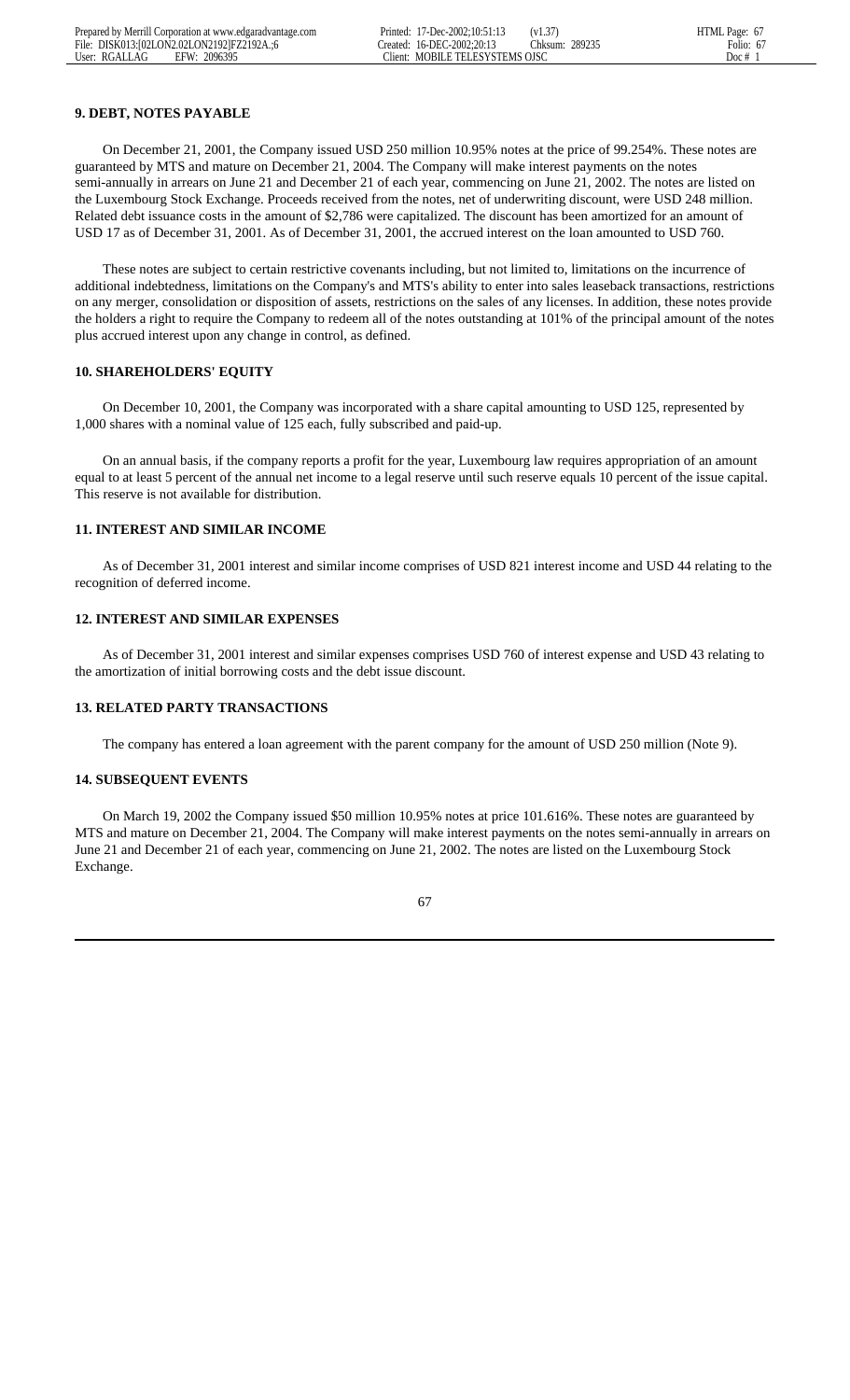### 9. DEBT, NOTES PAYABLE

On December 21, 2001, the Company issued USD 250 million 10.95% notes at the price of 99.254%. These notes are guaranteed by MTS and mature on December 21, 2004. The Company will make interest payments on the notes semi-annually in arrears on June 21 and December 21 of each year, commencing on June 21, 2002. The notes are listed on the Luxembourg Stock Exchange. Proceeds received from the notes, net of underwriting discount, were USD 248 million. Related debt issuance costs in the amount of $2,786 were capitalized. The discount has been amortized for an amount of USD 17 as of December 31, 2001. As of December 31, 2001, the accrued interest on the loan amounted to USD 760.

These notes are subject to certain restrictive covenants including, but not limited to, limitations on the incurrence of additional indebtedness, limitations on the Company's and MTS's ability to enter into sales leaseback transactions, restrictions on any merger, consolidation or disposition of assets, restrictions on the sales of any licenses. In addition, these notes provide the holders a right to require the Company to redeem all of the notes outstanding at 101% of the principal amount of the notes plus accrued interest upon any change in control, as defined.

### 10. SHAREHOLDERS' EQUITY

On December 10, 2001, the Company was incorporated with a share capital amounting to USD 125, represented by 1,000 shares with a nominal value of 125 each, fully subscribed and paid-up.

On an annual basis, if the company reports a profit for the year, Luxembourg law requires appropriation of an amount equal to at least 5 percent of the annual net income to a legal reserve until such reserve equals 10 percent of the issue capital. This reserve is not available for distribution.

### 11. INTEREST AND SIMILAR INCOME

As of December 31, 2001 interest and similar income comprises of USD 821 interest income and USD 44 relating to the recognition of deferred income.

### 12. INTEREST AND SIMILAR EXPENSES

As of December 31, 2001 interest and similar expenses comprises USD 760 of interest expense and USD 43 relating to the amortization of initial borrowing costs and the debt issue discount.

### 13. RELATED PARTY TRANSACTIONS

The company has entered a loan agreement with the parent company for the amount of USD 250 million (Note 9).

### 14. SUBSEQUENT EVENTS

On March 19, 2002 the Company issued $50 million 10.95% notes at price 101.616%. These notes are guaranteed by MTS and mature on December 21, 2004. The Company will make interest payments on the notes semi-annually in arrears on June 21 and December 21 of each year, commencing on June 21, 2002. The notes are listed on the Luxembourg Stock Exchange.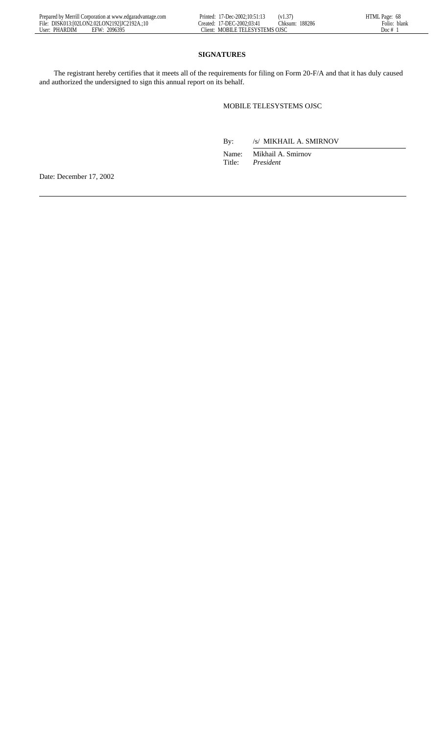## SIGNATURES

The registrant hereby certifies that it meets all of the requirements for filing on Form 20-F/A and that it has duly caused and authorized the undersigned to sign this annual report on its behalf.

MOBILE TELESYSTEMS OJSC

By: /s/ MIKHAIL A. SMIRNOV

Name: Mikhail A. Smirnov
Title: *President*

Date: December 17, 2002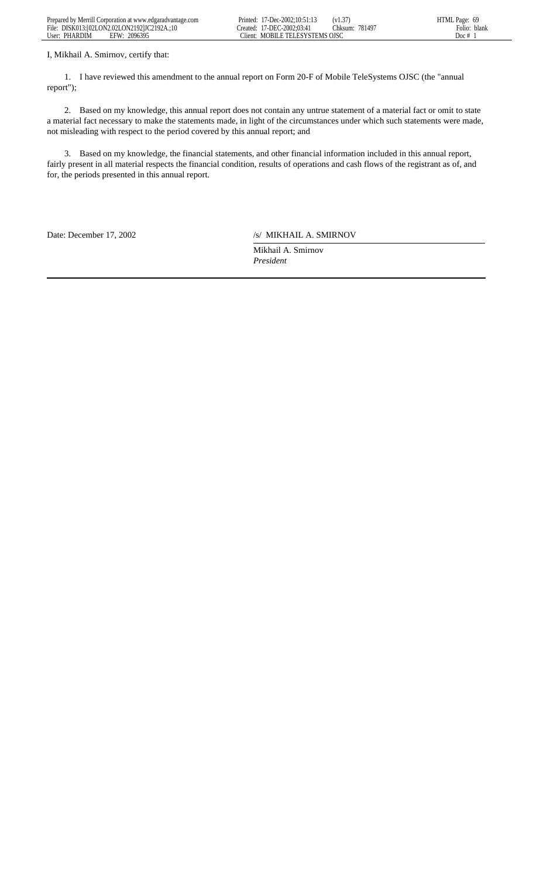I, Mikhail A. Smirnov, certify that:

1. I have reviewed this amendment to the annual report on Form 20-F of Mobile TeleSystems OJSC (the "annual report");

2. Based on my knowledge, this annual report does not contain any untrue statement of a material fact or omit to state a material fact necessary to make the statements made, in light of the circumstances under which such statements were made, not misleading with respect to the period covered by this annual report; and

3. Based on my knowledge, the financial statements, and other financial information included in this annual report, fairly present in all material respects the financial condition, results of operations and cash flows of the registrant as of, and for, the periods presented in this annual report.

Date: December 17, 2002

/s/ MIKHAIL A. SMIRNOV

Mikhail A. Smirnov
*President*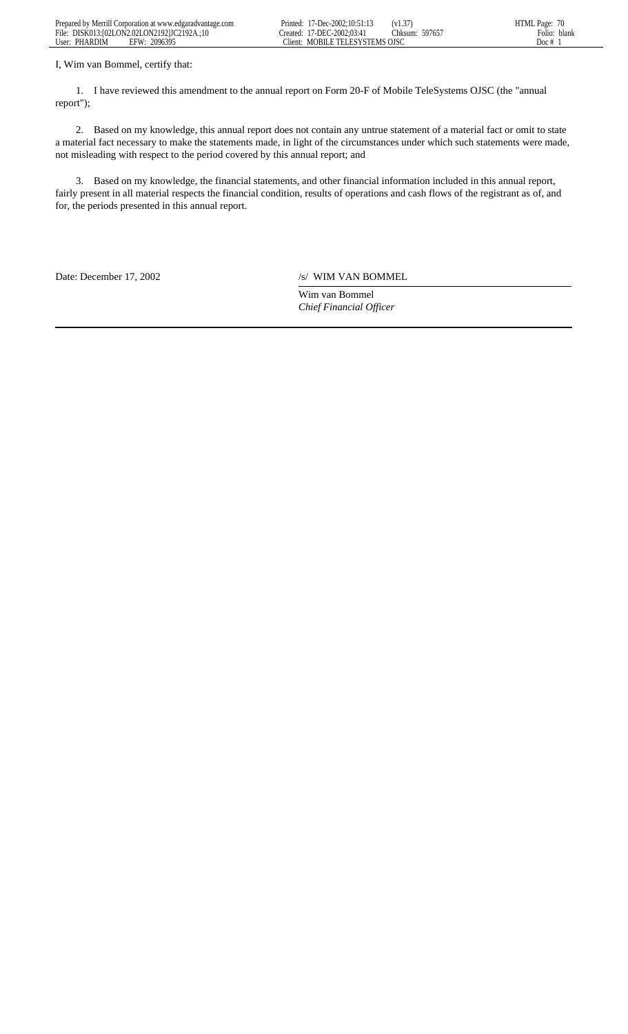I, Wim van Bommel, certify that:

1. I have reviewed this amendment to the annual report on Form 20-F of Mobile TeleSystems OJSC (the "annual report");

2. Based on my knowledge, this annual report does not contain any untrue statement of a material fact or omit to state a material fact necessary to make the statements made, in light of the circumstances under which such statements were made, not misleading with respect to the period covered by this annual report; and

3. Based on my knowledge, the financial statements, and other financial information included in this annual report, fairly present in all material respects the financial condition, results of operations and cash flows of the registrant as of, and for, the periods presented in this annual report.

Date: December 17, 2002

/s/ WIM VAN BOMMEL

Wim van Bommel
*Chief Financial Officer*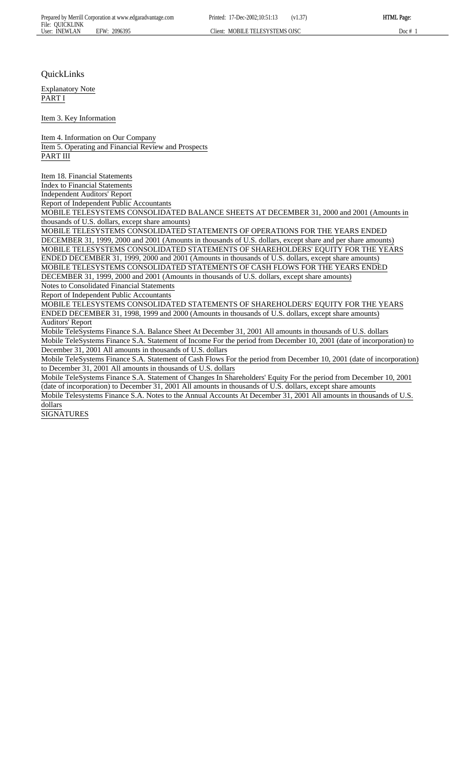QuickLinks

Explanatory Note
PART I

Item 3. Key Information

Item 4. Information on Our Company
Item 5. Operating and Financial Review and Prospects
PART III

Item 18. Financial Statements
Index to Financial Statements
Independent Auditors' Report
Report of Independent Public Accountants
MOBILE TELESYSTEMS CONSOLIDATED BALANCE SHEETS AT DECEMBER 31, 2000 and 2001 (Amounts in thousands of U.S. dollars, except share amounts)
MOBILE TELESYSTEMS CONSOLIDATED STATEMENTS OF OPERATIONS FOR THE YEARS ENDED DECEMBER 31, 1999, 2000 and 2001 (Amounts in thousands of U.S. dollars, except share and per share amounts)
MOBILE TELESYSTEMS CONSOLIDATED STATEMENTS OF SHAREHOLDERS' EQUITY FOR THE YEARS ENDED DECEMBER 31, 1999, 2000 and 2001 (Amounts in thousands of U.S. dollars, except share amounts)
MOBILE TELESYSTEMS CONSOLIDATED STATEMENTS OF CASH FLOWS FOR THE YEARS ENDED DECEMBER 31, 1999, 2000 and 2001 (Amounts in thousands of U.S. dollars, except share amounts)
Notes to Consolidated Financial Statements
Report of Independent Public Accountants
MOBILE TELESYSTEMS CONSOLIDATED STATEMENTS OF SHAREHOLDERS' EQUITY FOR THE YEARS ENDED DECEMBER 31, 1998, 1999 and 2000 (Amounts in thousands of U.S. dollars, except share amounts)
Auditors' Report
Mobile TeleSystems Finance S.A. Balance Sheet At December 31, 2001 All amounts in thousands of U.S. dollars
Mobile TeleSystems Finance S.A. Statement of Income For the period from December 10, 2001 (date of incorporation) to December 31, 2001 All amounts in thousands of U.S. dollars
Mobile TeleSystems Finance S.A. Statement of Cash Flows For the period from December 10, 2001 (date of incorporation) to December 31, 2001 All amounts in thousands of U.S. dollars
Mobile TeleSystems Finance S.A. Statement of Changes In Shareholders' Equity For the period from December 10, 2001 (date of incorporation) to December 31, 2001 All amounts in thousands of U.S. dollars, except share amounts
Mobile Telesystems Finance S.A. Notes to the Annual Accounts At December 31, 2001 All amounts in thousands of U.S. dollars
SIGNATURES